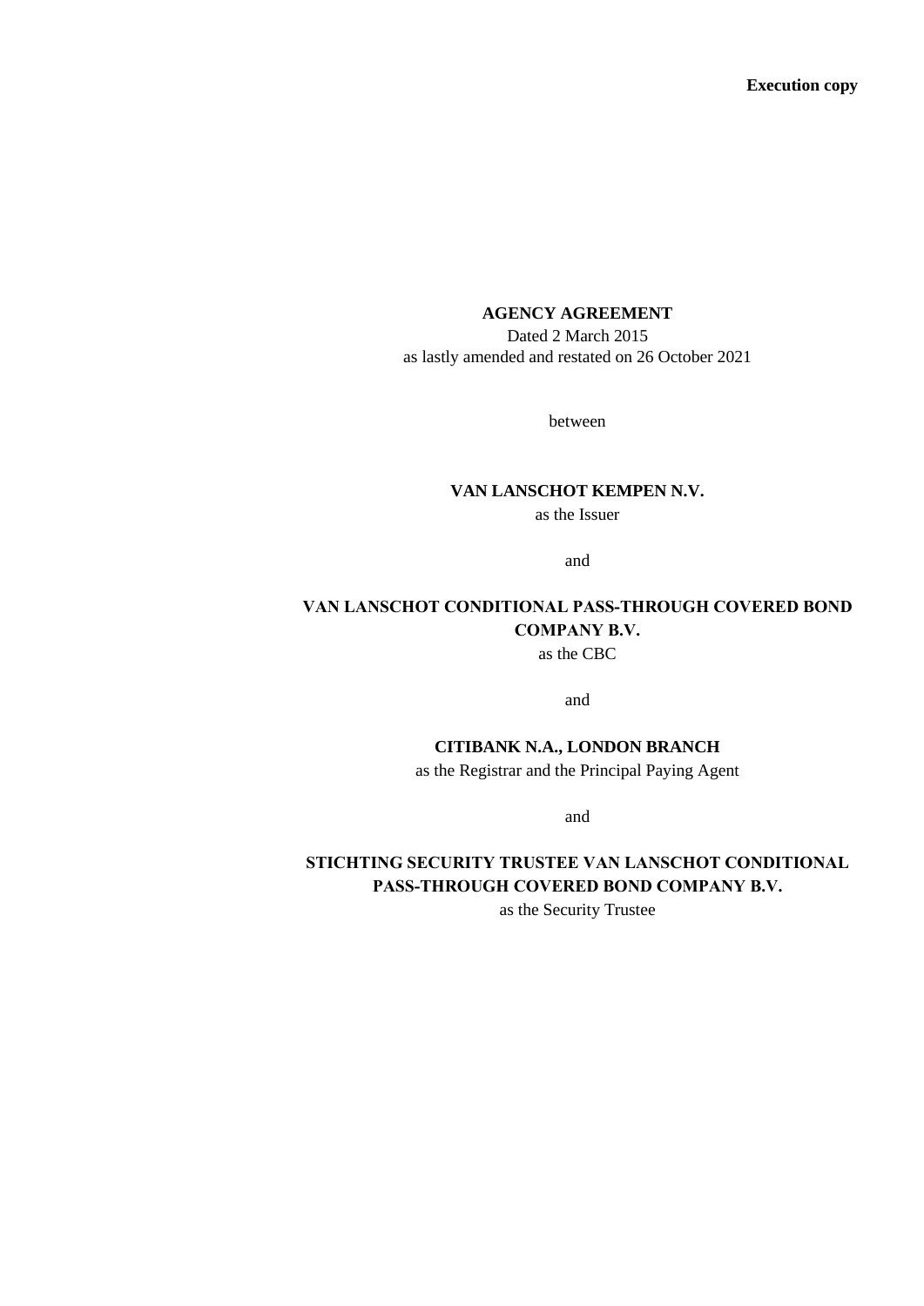**Execution copy**

**AGENCY AGREEMENT**

Dated 2 March 2015
as lastly amended and restated on 26 October 2021

between

**VAN LANSCHOT KEMPEN N.V.**
as the Issuer

and

**VAN LANSCHOT CONDITIONAL PASS-THROUGH COVERED BOND COMPANY B.V.**
as the CBC

and

**CITIBANK N.A., LONDON BRANCH**
as the Registrar and the Principal Paying Agent

and

**STICHTING SECURITY TRUSTEE VAN LANSCHOT CONDITIONAL PASS-THROUGH COVERED BOND COMPANY B.V.**
as the Security Trustee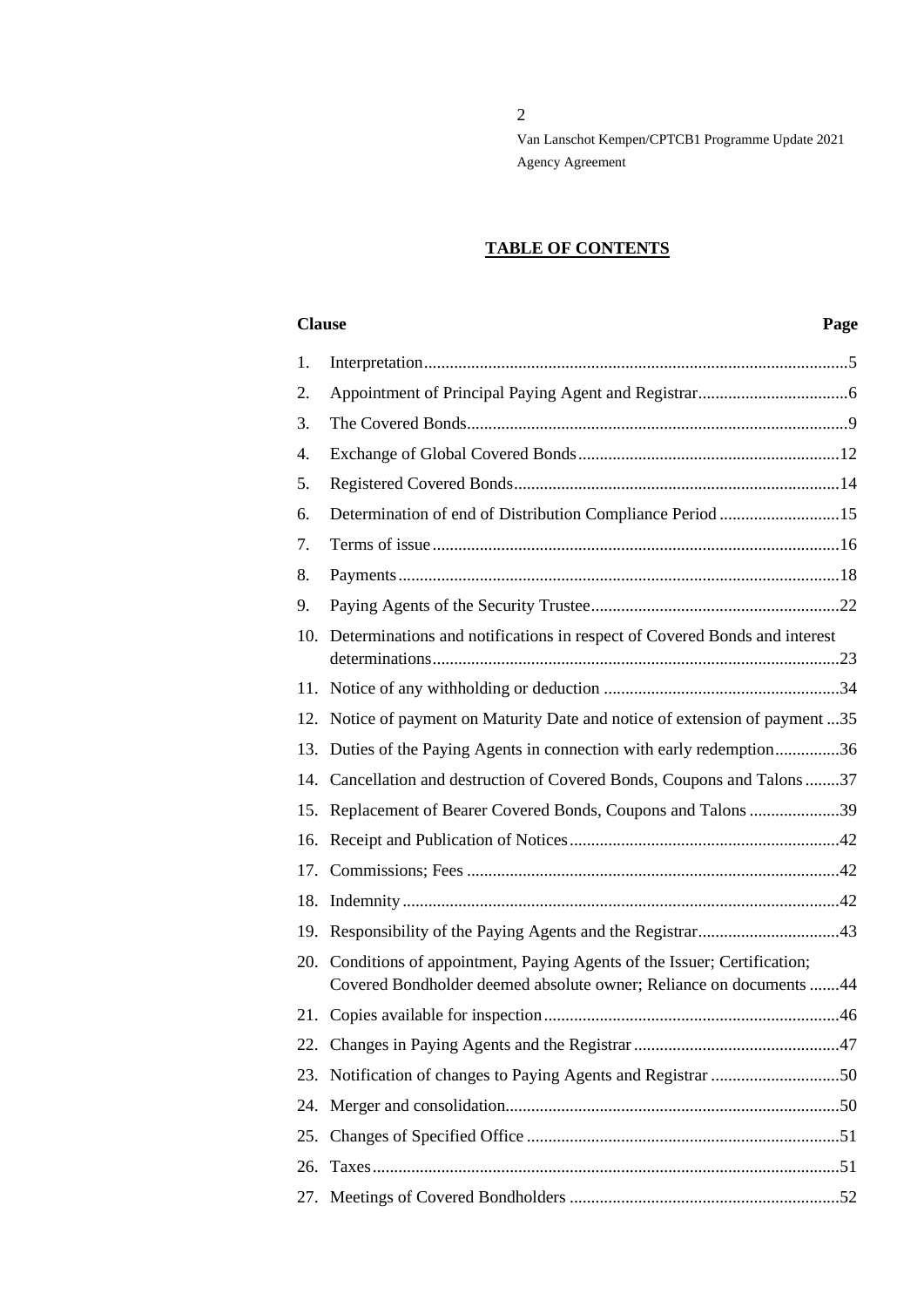## TABLE OF CONTENTS

| Clause | | Page |
|---|---|---|
| 1. | Interpretation | 5 |
| 2. | Appointment of Principal Paying Agent and Registrar | 6 |
| 3. | The Covered Bonds | 9 |
| 4. | Exchange of Global Covered Bonds | 12 |
| 5. | Registered Covered Bonds | 14 |
| 6. | Determination of end of Distribution Compliance Period | 15 |
| 7. | Terms of issue | 16 |
| 8. | Payments | 18 |
| 9. | Paying Agents of the Security Trustee | 22 |
| 10. | Determinations and notifications in respect of Covered Bonds and interest determinations | 23 |
| 11. | Notice of any withholding or deduction | 34 |
| 12. | Notice of payment on Maturity Date and notice of extension of payment | 35 |
| 13. | Duties of the Paying Agents in connection with early redemption | 36 |
| 14. | Cancellation and destruction of Covered Bonds, Coupons and Talons | 37 |
| 15. | Replacement of Bearer Covered Bonds, Coupons and Talons | 39 |
| 16. | Receipt and Publication of Notices | 42 |
| 17. | Commissions; Fees | 42 |
| 18. | Indemnity | 42 |
| 19. | Responsibility of the Paying Agents and the Registrar | 43 |
| 20. | Conditions of appointment, Paying Agents of the Issuer; Certification; Covered Bondholder deemed absolute owner; Reliance on documents | 44 |
| 21. | Copies available for inspection | 46 |
| 22. | Changes in Paying Agents and the Registrar | 47 |
| 23. | Notification of changes to Paying Agents and Registrar | 50 |
| 24. | Merger and consolidation | 50 |
| 25. | Changes of Specified Office | 51 |
| 26. | Taxes | 51 |
| 27. | Meetings of Covered Bondholders | 52 |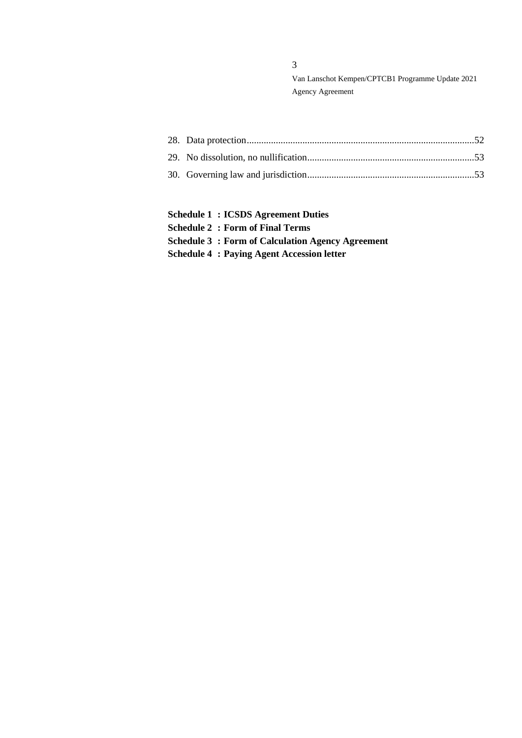28. Data protection.............................................................................................52
29. No dissolution, no nullification.....................................................................53
30. Governing law and jurisdiction.....................................................................53

**Schedule 1 : ICSDS Agreement Duties**
**Schedule 2 : Form of Final Terms**
**Schedule 3 : Form of Calculation Agency Agreement**
**Schedule 4 : Paying Agent Accession letter**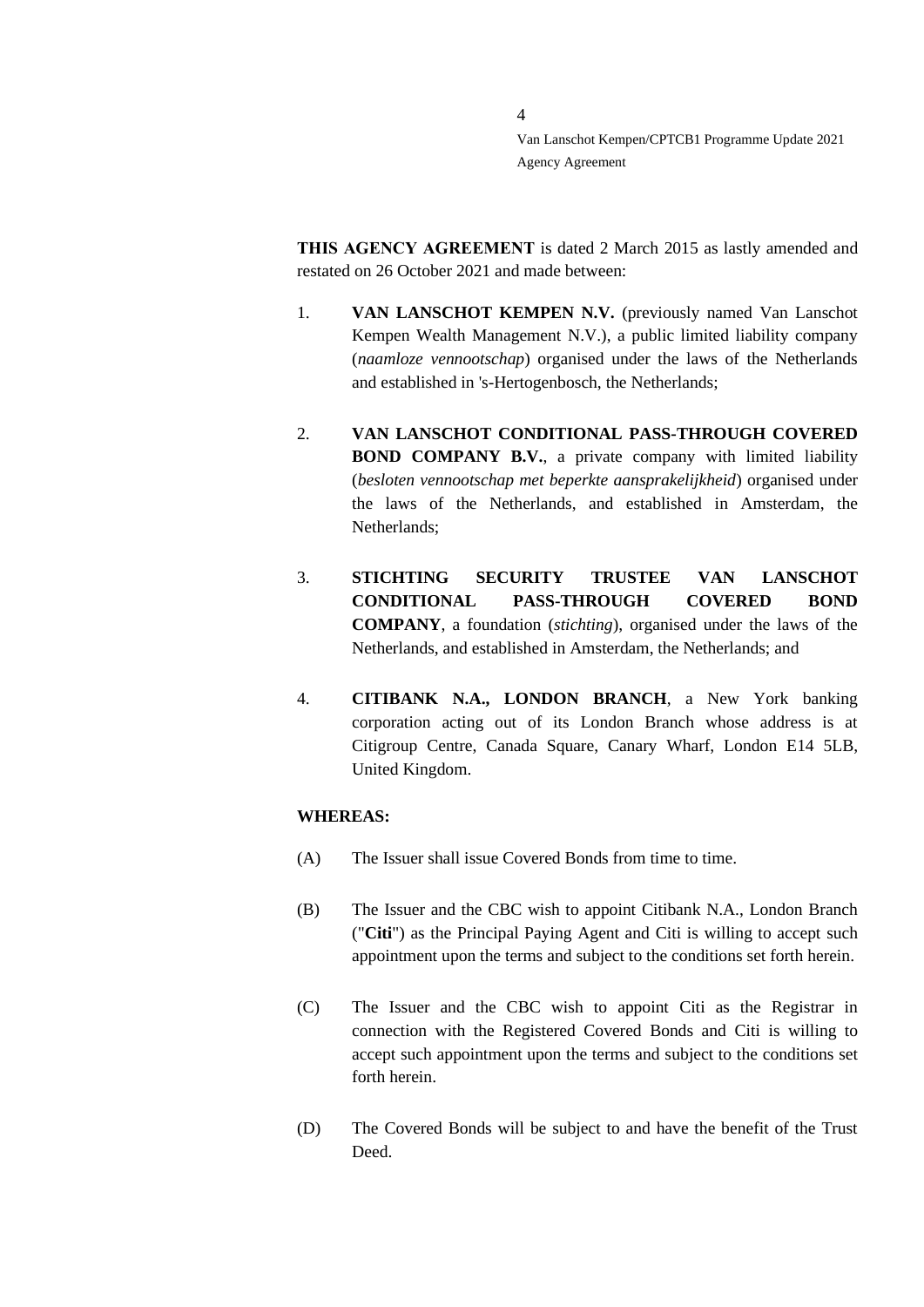**THIS AGENCY AGREEMENT** is dated 2 March 2015 as lastly amended and restated on 26 October 2021 and made between:

1. **VAN LANSCHOT KEMPEN N.V.** (previously named Van Lanschot Kempen Wealth Management N.V.), a public limited liability company (*naamloze vennootschap*) organised under the laws of the Netherlands and established in 's-Hertogenbosch, the Netherlands;

2. **VAN LANSCHOT CONDITIONAL PASS-THROUGH COVERED BOND COMPANY B.V.**, a private company with limited liability (*besloten vennootschap met beperkte aansprakelijkheid*) organised under the laws of the Netherlands, and established in Amsterdam, the Netherlands;

3. **STICHTING SECURITY TRUSTEE VAN LANSCHOT CONDITIONAL PASS-THROUGH COVERED BOND COMPANY**, a foundation (*stichting*), organised under the laws of the Netherlands, and established in Amsterdam, the Netherlands; and

4. **CITIBANK N.A., LONDON BRANCH**, a New York banking corporation acting out of its London Branch whose address is at Citigroup Centre, Canada Square, Canary Wharf, London E14 5LB, United Kingdom.

**WHEREAS:**

(A) The Issuer shall issue Covered Bonds from time to time.

(B) The Issuer and the CBC wish to appoint Citibank N.A., London Branch ("**Citi**") as the Principal Paying Agent and Citi is willing to accept such appointment upon the terms and subject to the conditions set forth herein.

(C) The Issuer and the CBC wish to appoint Citi as the Registrar in connection with the Registered Covered Bonds and Citi is willing to accept such appointment upon the terms and subject to the conditions set forth herein.

(D) The Covered Bonds will be subject to and have the benefit of the Trust Deed.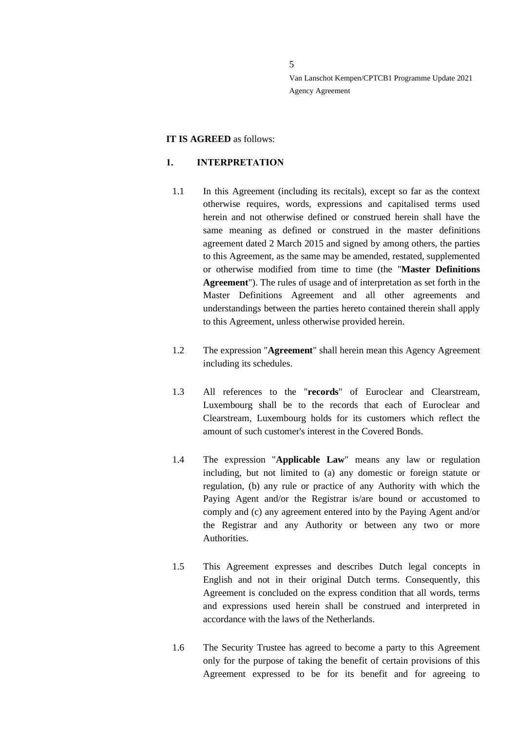**IT IS AGREED** as follows:

## 1. INTERPRETATION

1.1 In this Agreement (including its recitals), except so far as the context otherwise requires, words, expressions and capitalised terms used herein and not otherwise defined or construed herein shall have the same meaning as defined or construed in the master definitions agreement dated 2 March 2015 and signed by among others, the parties to this Agreement, as the same may be amended, restated, supplemented or otherwise modified from time to time (the "**Master Definitions Agreement**"). The rules of usage and of interpretation as set forth in the Master Definitions Agreement and all other agreements and understandings between the parties hereto contained therein shall apply to this Agreement, unless otherwise provided herein.

1.2 The expression "**Agreement**" shall herein mean this Agency Agreement including its schedules.

1.3 All references to the "**records**" of Euroclear and Clearstream, Luxembourg shall be to the records that each of Euroclear and Clearstream, Luxembourg holds for its customers which reflect the amount of such customer's interest in the Covered Bonds.

1.4 The expression "**Applicable Law**" means any law or regulation including, but not limited to (a) any domestic or foreign statute or regulation, (b) any rule or practice of any Authority with which the Paying Agent and/or the Registrar is/are bound or accustomed to comply and (c) any agreement entered into by the Paying Agent and/or the Registrar and any Authority or between any two or more Authorities.

1.5 This Agreement expresses and describes Dutch legal concepts in English and not in their original Dutch terms. Consequently, this Agreement is concluded on the express condition that all words, terms and expressions used herein shall be construed and interpreted in accordance with the laws of the Netherlands.

1.6 The Security Trustee has agreed to become a party to this Agreement only for the purpose of taking the benefit of certain provisions of this Agreement expressed to be for its benefit and for agreeing to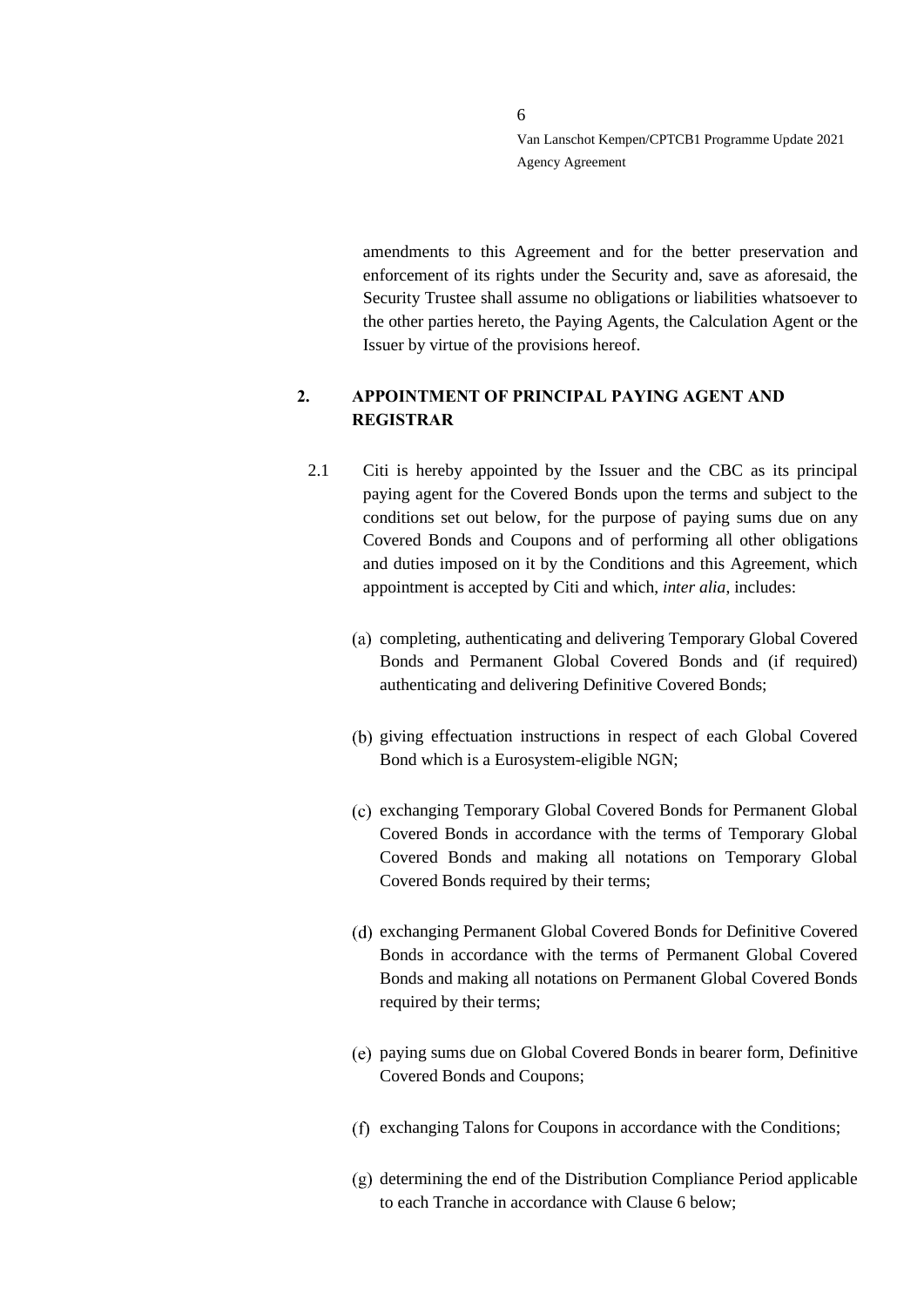amendments to this Agreement and for the better preservation and enforcement of its rights under the Security and, save as aforesaid, the Security Trustee shall assume no obligations or liabilities whatsoever to the other parties hereto, the Paying Agents, the Calculation Agent or the Issuer by virtue of the provisions hereof.

## 2. APPOINTMENT OF PRINCIPAL PAYING AGENT AND REGISTRAR

2.1 Citi is hereby appointed by the Issuer and the CBC as its principal paying agent for the Covered Bonds upon the terms and subject to the conditions set out below, for the purpose of paying sums due on any Covered Bonds and Coupons and of performing all other obligations and duties imposed on it by the Conditions and this Agreement, which appointment is accepted by Citi and which, *inter alia*, includes:

(a) completing, authenticating and delivering Temporary Global Covered Bonds and Permanent Global Covered Bonds and (if required) authenticating and delivering Definitive Covered Bonds;

(b) giving effectuation instructions in respect of each Global Covered Bond which is a Eurosystem-eligible NGN;

(c) exchanging Temporary Global Covered Bonds for Permanent Global Covered Bonds in accordance with the terms of Temporary Global Covered Bonds and making all notations on Temporary Global Covered Bonds required by their terms;

(d) exchanging Permanent Global Covered Bonds for Definitive Covered Bonds in accordance with the terms of Permanent Global Covered Bonds and making all notations on Permanent Global Covered Bonds required by their terms;

(e) paying sums due on Global Covered Bonds in bearer form, Definitive Covered Bonds and Coupons;

(f) exchanging Talons for Coupons in accordance with the Conditions;

(g) determining the end of the Distribution Compliance Period applicable to each Tranche in accordance with Clause 6 below;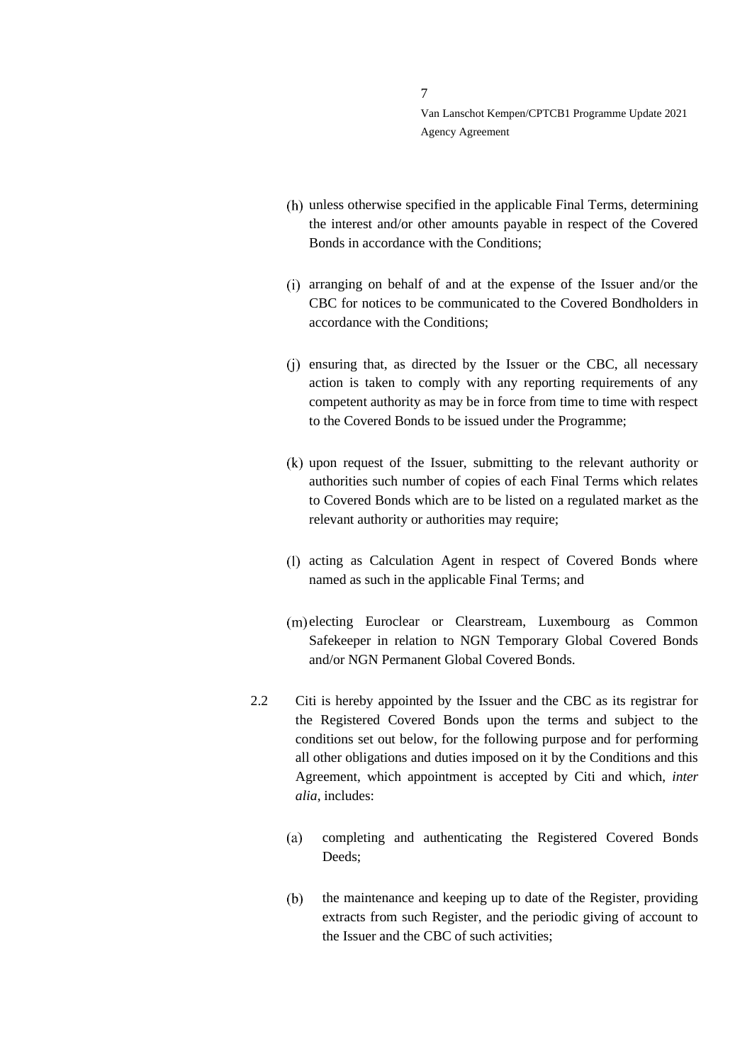(h) unless otherwise specified in the applicable Final Terms, determining the interest and/or other amounts payable in respect of the Covered Bonds in accordance with the Conditions;

(i) arranging on behalf of and at the expense of the Issuer and/or the CBC for notices to be communicated to the Covered Bondholders in accordance with the Conditions;

(j) ensuring that, as directed by the Issuer or the CBC, all necessary action is taken to comply with any reporting requirements of any competent authority as may be in force from time to time with respect to the Covered Bonds to be issued under the Programme;

(k) upon request of the Issuer, submitting to the relevant authority or authorities such number of copies of each Final Terms which relates to Covered Bonds which are to be listed on a regulated market as the relevant authority or authorities may require;

(l) acting as Calculation Agent in respect of Covered Bonds where named as such in the applicable Final Terms; and

(m) electing Euroclear or Clearstream, Luxembourg as Common Safekeeper in relation to NGN Temporary Global Covered Bonds and/or NGN Permanent Global Covered Bonds.

2.2 Citi is hereby appointed by the Issuer and the CBC as its registrar for the Registered Covered Bonds upon the terms and subject to the conditions set out below, for the following purpose and for performing all other obligations and duties imposed on it by the Conditions and this Agreement, which appointment is accepted by Citi and which, *inter alia*, includes:

(a) completing and authenticating the Registered Covered Bonds Deeds;

(b) the maintenance and keeping up to date of the Register, providing extracts from such Register, and the periodic giving of account to the Issuer and the CBC of such activities;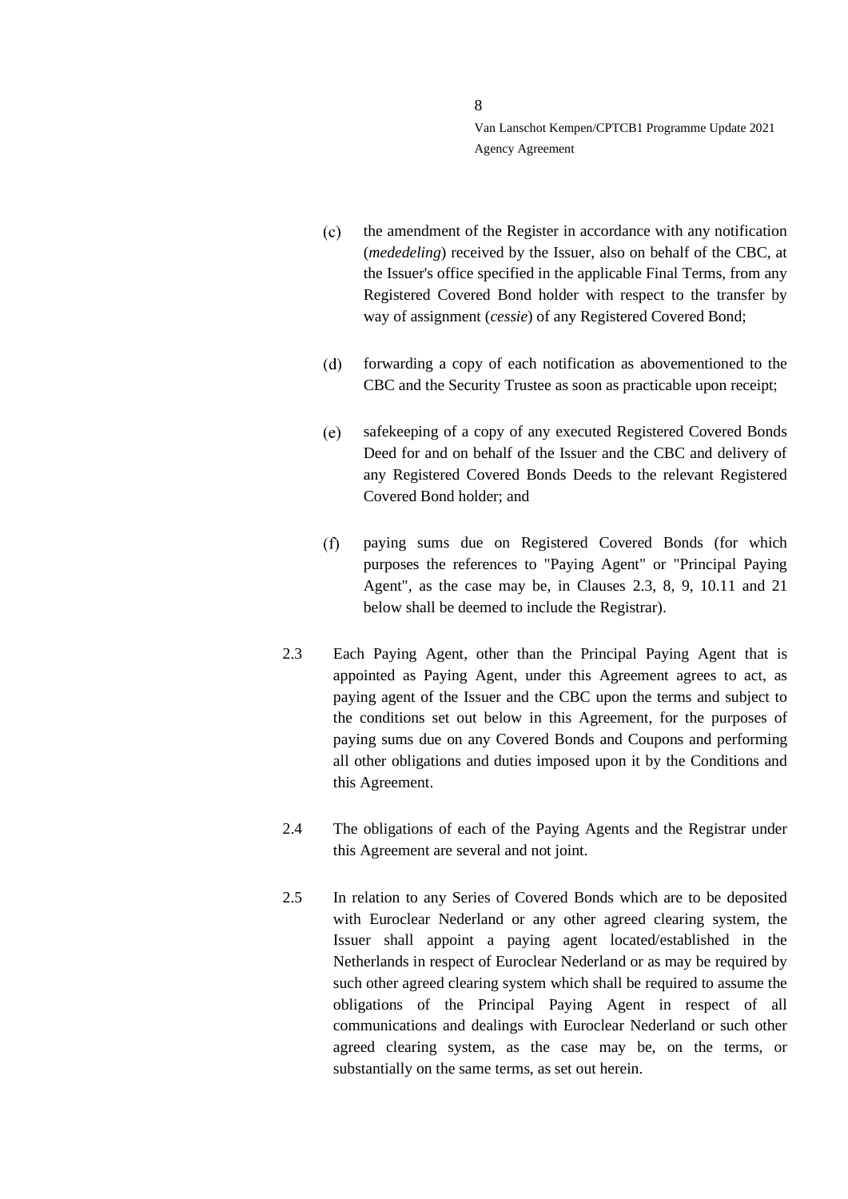(c) the amendment of the Register in accordance with any notification (*mededeling*) received by the Issuer, also on behalf of the CBC, at the Issuer's office specified in the applicable Final Terms, from any Registered Covered Bond holder with respect to the transfer by way of assignment (*cessie*) of any Registered Covered Bond;

(d) forwarding a copy of each notification as abovementioned to the CBC and the Security Trustee as soon as practicable upon receipt;

(e) safekeeping of a copy of any executed Registered Covered Bonds Deed for and on behalf of the Issuer and the CBC and delivery of any Registered Covered Bonds Deeds to the relevant Registered Covered Bond holder; and

(f) paying sums due on Registered Covered Bonds (for which purposes the references to "Paying Agent" or "Principal Paying Agent", as the case may be, in Clauses 2.3, 8, 9, 10.11 and 21 below shall be deemed to include the Registrar).

2.3 Each Paying Agent, other than the Principal Paying Agent that is appointed as Paying Agent, under this Agreement agrees to act, as paying agent of the Issuer and the CBC upon the terms and subject to the conditions set out below in this Agreement, for the purposes of paying sums due on any Covered Bonds and Coupons and performing all other obligations and duties imposed upon it by the Conditions and this Agreement.

2.4 The obligations of each of the Paying Agents and the Registrar under this Agreement are several and not joint.

2.5 In relation to any Series of Covered Bonds which are to be deposited with Euroclear Nederland or any other agreed clearing system, the Issuer shall appoint a paying agent located/established in the Netherlands in respect of Euroclear Nederland or as may be required by such other agreed clearing system which shall be required to assume the obligations of the Principal Paying Agent in respect of all communications and dealings with Euroclear Nederland or such other agreed clearing system, as the case may be, on the terms, or substantially on the same terms, as set out herein.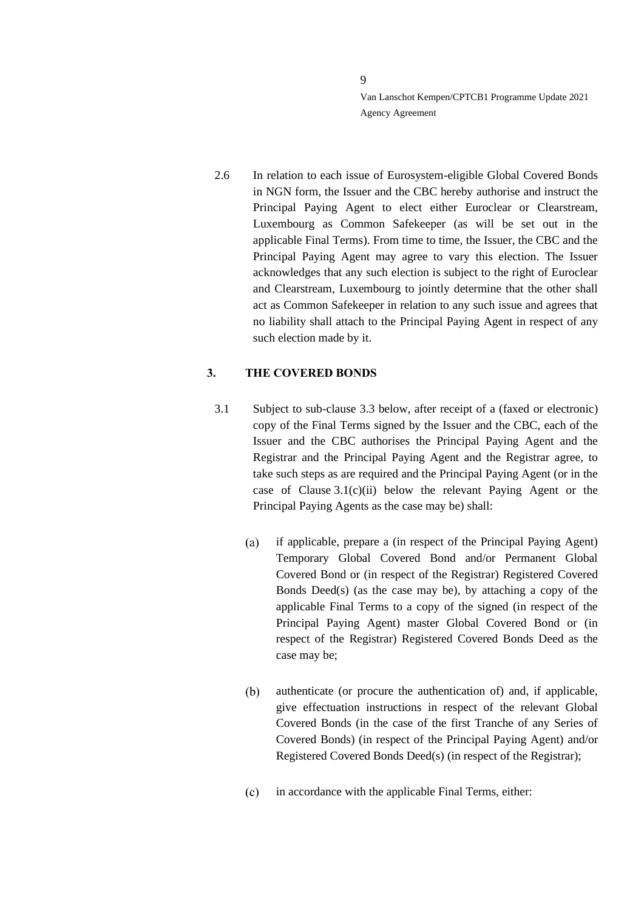2.6 In relation to each issue of Eurosystem-eligible Global Covered Bonds in NGN form, the Issuer and the CBC hereby authorise and instruct the Principal Paying Agent to elect either Euroclear or Clearstream, Luxembourg as Common Safekeeper (as will be set out in the applicable Final Terms). From time to time, the Issuer, the CBC and the Principal Paying Agent may agree to vary this election. The Issuer acknowledges that any such election is subject to the right of Euroclear and Clearstream, Luxembourg to jointly determine that the other shall act as Common Safekeeper in relation to any such issue and agrees that no liability shall attach to the Principal Paying Agent in respect of any such election made by it.

## 3. THE COVERED BONDS

3.1 Subject to sub-clause 3.3 below, after receipt of a (faxed or electronic) copy of the Final Terms signed by the Issuer and the CBC, each of the Issuer and the CBC authorises the Principal Paying Agent and the Registrar and the Principal Paying Agent and the Registrar agree, to take such steps as are required and the Principal Paying Agent (or in the case of Clause 3.1(c)(ii) below the relevant Paying Agent or the Principal Paying Agents as the case may be) shall:

(a) if applicable, prepare a (in respect of the Principal Paying Agent) Temporary Global Covered Bond and/or Permanent Global Covered Bond or (in respect of the Registrar) Registered Covered Bonds Deed(s) (as the case may be), by attaching a copy of the applicable Final Terms to a copy of the signed (in respect of the Principal Paying Agent) master Global Covered Bond or (in respect of the Registrar) Registered Covered Bonds Deed as the case may be;

(b) authenticate (or procure the authentication of) and, if applicable, give effectuation instructions in respect of the relevant Global Covered Bonds (in the case of the first Tranche of any Series of Covered Bonds) (in respect of the Principal Paying Agent) and/or Registered Covered Bonds Deed(s) (in respect of the Registrar);

(c) in accordance with the applicable Final Terms, either: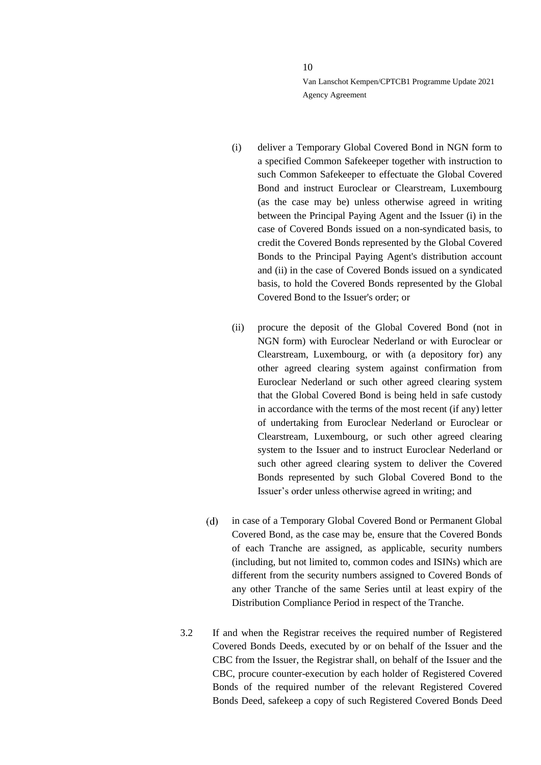(i) deliver a Temporary Global Covered Bond in NGN form to a specified Common Safekeeper together with instruction to such Common Safekeeper to effectuate the Global Covered Bond and instruct Euroclear or Clearstream, Luxembourg (as the case may be) unless otherwise agreed in writing between the Principal Paying Agent and the Issuer (i) in the case of Covered Bonds issued on a non-syndicated basis, to credit the Covered Bonds represented by the Global Covered Bonds to the Principal Paying Agent's distribution account and (ii) in the case of Covered Bonds issued on a syndicated basis, to hold the Covered Bonds represented by the Global Covered Bond to the Issuer's order; or

(ii) procure the deposit of the Global Covered Bond (not in NGN form) with Euroclear Nederland or with Euroclear or Clearstream, Luxembourg, or with (a depository for) any other agreed clearing system against confirmation from Euroclear Nederland or such other agreed clearing system that the Global Covered Bond is being held in safe custody in accordance with the terms of the most recent (if any) letter of undertaking from Euroclear Nederland or Euroclear or Clearstream, Luxembourg, or such other agreed clearing system to the Issuer and to instruct Euroclear Nederland or such other agreed clearing system to deliver the Covered Bonds represented by such Global Covered Bond to the Issuer's order unless otherwise agreed in writing; and

(d) in case of a Temporary Global Covered Bond or Permanent Global Covered Bond, as the case may be, ensure that the Covered Bonds of each Tranche are assigned, as applicable, security numbers (including, but not limited to, common codes and ISINs) which are different from the security numbers assigned to Covered Bonds of any other Tranche of the same Series until at least expiry of the Distribution Compliance Period in respect of the Tranche.

3.2 If and when the Registrar receives the required number of Registered Covered Bonds Deeds, executed by or on behalf of the Issuer and the CBC from the Issuer, the Registrar shall, on behalf of the Issuer and the CBC, procure counter-execution by each holder of Registered Covered Bonds of the required number of the relevant Registered Covered Bonds Deed, safekeep a copy of such Registered Covered Bonds Deed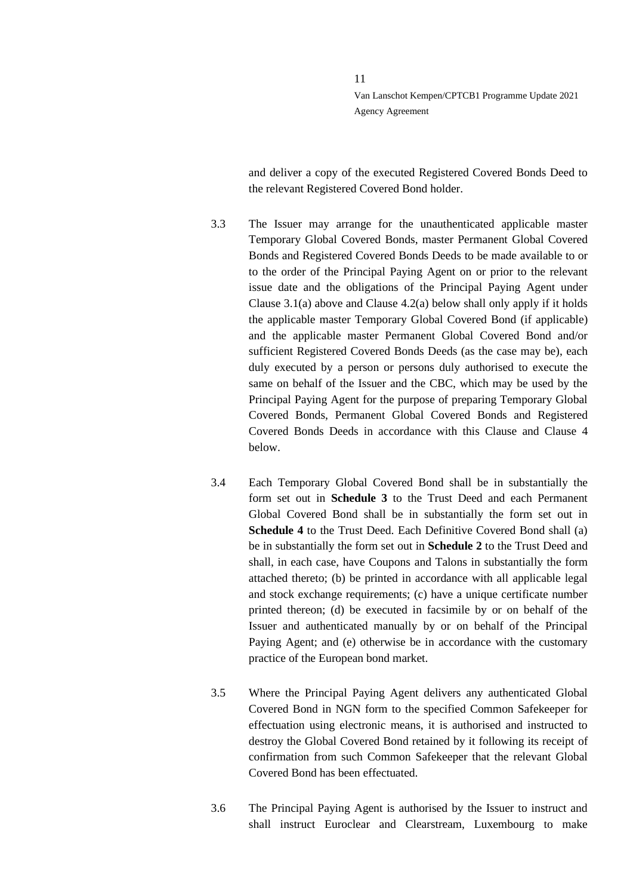and deliver a copy of the executed Registered Covered Bonds Deed to the relevant Registered Covered Bond holder.

3.3 The Issuer may arrange for the unauthenticated applicable master Temporary Global Covered Bonds, master Permanent Global Covered Bonds and Registered Covered Bonds Deeds to be made available to or to the order of the Principal Paying Agent on or prior to the relevant issue date and the obligations of the Principal Paying Agent under Clause 3.1(a) above and Clause 4.2(a) below shall only apply if it holds the applicable master Temporary Global Covered Bond (if applicable) and the applicable master Permanent Global Covered Bond and/or sufficient Registered Covered Bonds Deeds (as the case may be), each duly executed by a person or persons duly authorised to execute the same on behalf of the Issuer and the CBC, which may be used by the Principal Paying Agent for the purpose of preparing Temporary Global Covered Bonds, Permanent Global Covered Bonds and Registered Covered Bonds Deeds in accordance with this Clause and Clause 4 below.

3.4 Each Temporary Global Covered Bond shall be in substantially the form set out in **Schedule 3** to the Trust Deed and each Permanent Global Covered Bond shall be in substantially the form set out in **Schedule 4** to the Trust Deed. Each Definitive Covered Bond shall (a) be in substantially the form set out in **Schedule 2** to the Trust Deed and shall, in each case, have Coupons and Talons in substantially the form attached thereto; (b) be printed in accordance with all applicable legal and stock exchange requirements; (c) have a unique certificate number printed thereon; (d) be executed in facsimile by or on behalf of the Issuer and authenticated manually by or on behalf of the Principal Paying Agent; and (e) otherwise be in accordance with the customary practice of the European bond market.

3.5 Where the Principal Paying Agent delivers any authenticated Global Covered Bond in NGN form to the specified Common Safekeeper for effectuation using electronic means, it is authorised and instructed to destroy the Global Covered Bond retained by it following its receipt of confirmation from such Common Safekeeper that the relevant Global Covered Bond has been effectuated.

3.6 The Principal Paying Agent is authorised by the Issuer to instruct and shall instruct Euroclear and Clearstream, Luxembourg to make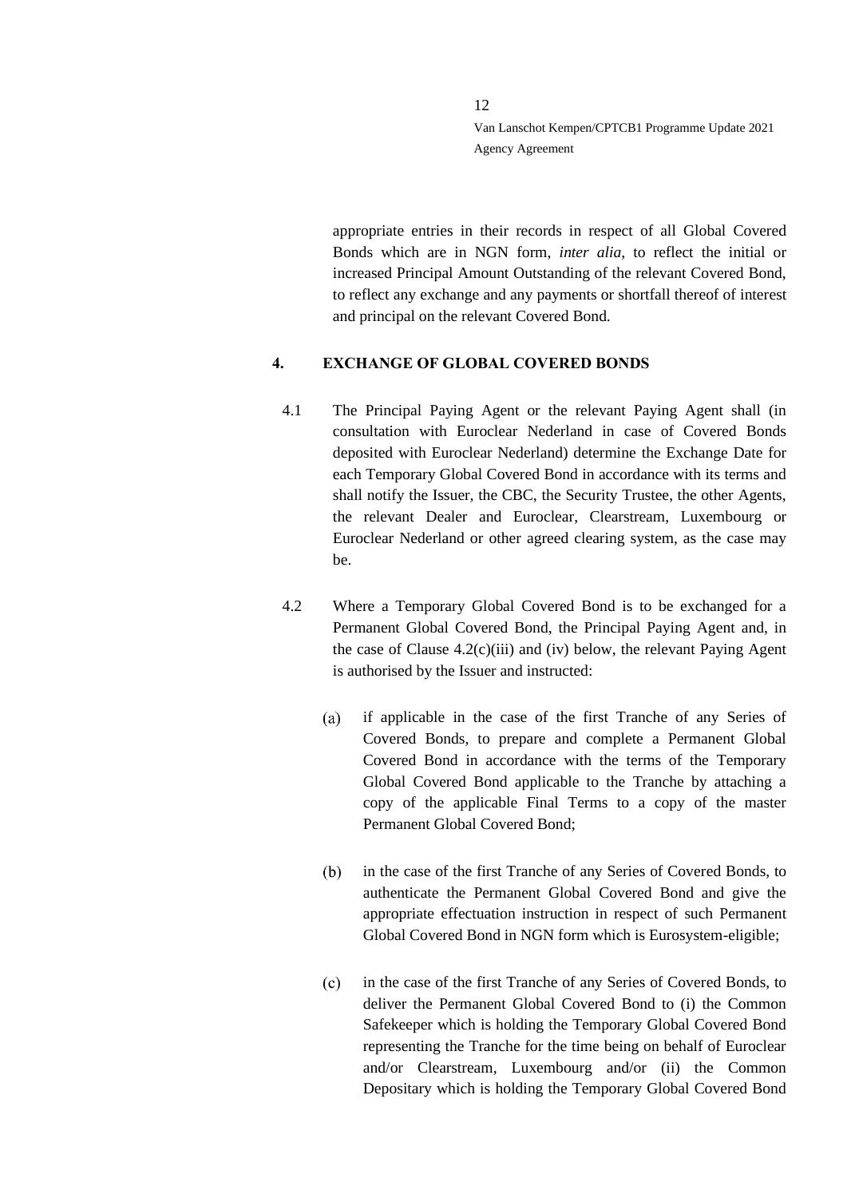appropriate entries in their records in respect of all Global Covered Bonds which are in NGN form, *inter alia*, to reflect the initial or increased Principal Amount Outstanding of the relevant Covered Bond, to reflect any exchange and any payments or shortfall thereof of interest and principal on the relevant Covered Bond.

## 4. EXCHANGE OF GLOBAL COVERED BONDS

4.1 The Principal Paying Agent or the relevant Paying Agent shall (in consultation with Euroclear Nederland in case of Covered Bonds deposited with Euroclear Nederland) determine the Exchange Date for each Temporary Global Covered Bond in accordance with its terms and shall notify the Issuer, the CBC, the Security Trustee, the other Agents, the relevant Dealer and Euroclear, Clearstream, Luxembourg or Euroclear Nederland or other agreed clearing system, as the case may be.

4.2 Where a Temporary Global Covered Bond is to be exchanged for a Permanent Global Covered Bond, the Principal Paying Agent and, in the case of Clause 4.2(c)(iii) and (iv) below, the relevant Paying Agent is authorised by the Issuer and instructed:

(a) if applicable in the case of the first Tranche of any Series of Covered Bonds, to prepare and complete a Permanent Global Covered Bond in accordance with the terms of the Temporary Global Covered Bond applicable to the Tranche by attaching a copy of the applicable Final Terms to a copy of the master Permanent Global Covered Bond;

(b) in the case of the first Tranche of any Series of Covered Bonds, to authenticate the Permanent Global Covered Bond and give the appropriate effectuation instruction in respect of such Permanent Global Covered Bond in NGN form which is Eurosystem-eligible;

(c) in the case of the first Tranche of any Series of Covered Bonds, to deliver the Permanent Global Covered Bond to (i) the Common Safekeeper which is holding the Temporary Global Covered Bond representing the Tranche for the time being on behalf of Euroclear and/or Clearstream, Luxembourg and/or (ii) the Common Depositary which is holding the Temporary Global Covered Bond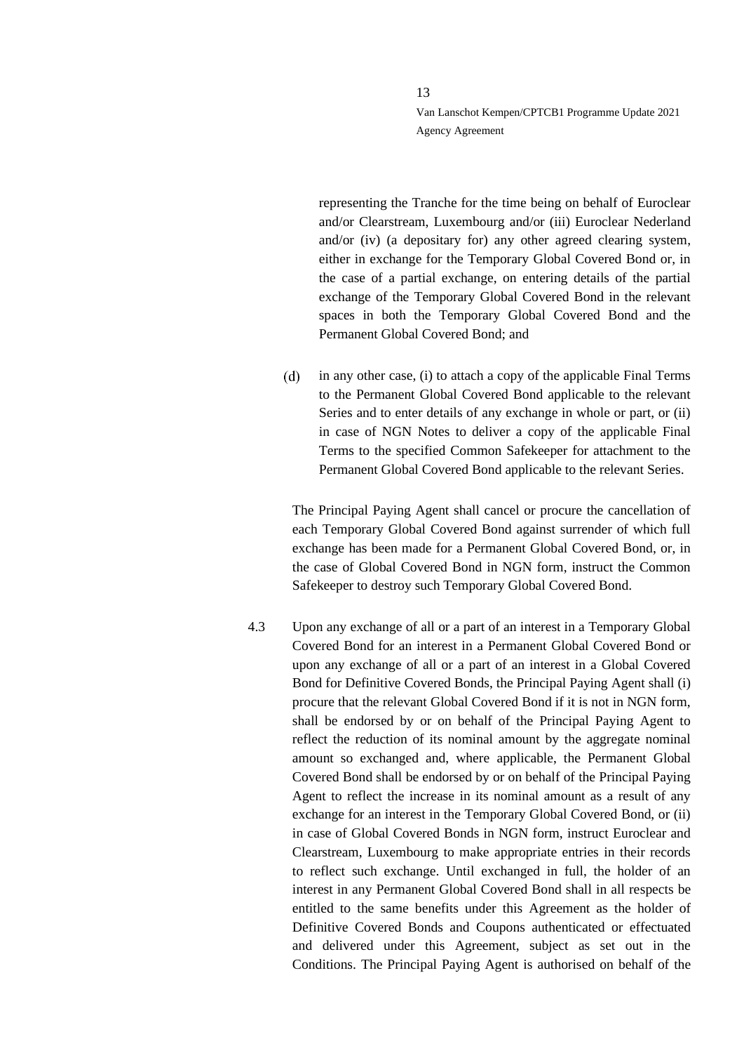representing the Tranche for the time being on behalf of Euroclear and/or Clearstream, Luxembourg and/or (iii) Euroclear Nederland and/or (iv) (a depositary for) any other agreed clearing system, either in exchange for the Temporary Global Covered Bond or, in the case of a partial exchange, on entering details of the partial exchange of the Temporary Global Covered Bond in the relevant spaces in both the Temporary Global Covered Bond and the Permanent Global Covered Bond; and

(d) in any other case, (i) to attach a copy of the applicable Final Terms to the Permanent Global Covered Bond applicable to the relevant Series and to enter details of any exchange in whole or part, or (ii) in case of NGN Notes to deliver a copy of the applicable Final Terms to the specified Common Safekeeper for attachment to the Permanent Global Covered Bond applicable to the relevant Series.

The Principal Paying Agent shall cancel or procure the cancellation of each Temporary Global Covered Bond against surrender of which full exchange has been made for a Permanent Global Covered Bond, or, in the case of Global Covered Bond in NGN form, instruct the Common Safekeeper to destroy such Temporary Global Covered Bond.

4.3 Upon any exchange of all or a part of an interest in a Temporary Global Covered Bond for an interest in a Permanent Global Covered Bond or upon any exchange of all or a part of an interest in a Global Covered Bond for Definitive Covered Bonds, the Principal Paying Agent shall (i) procure that the relevant Global Covered Bond if it is not in NGN form, shall be endorsed by or on behalf of the Principal Paying Agent to reflect the reduction of its nominal amount by the aggregate nominal amount so exchanged and, where applicable, the Permanent Global Covered Bond shall be endorsed by or on behalf of the Principal Paying Agent to reflect the increase in its nominal amount as a result of any exchange for an interest in the Temporary Global Covered Bond, or (ii) in case of Global Covered Bonds in NGN form, instruct Euroclear and Clearstream, Luxembourg to make appropriate entries in their records to reflect such exchange. Until exchanged in full, the holder of an interest in any Permanent Global Covered Bond shall in all respects be entitled to the same benefits under this Agreement as the holder of Definitive Covered Bonds and Coupons authenticated or effectuated and delivered under this Agreement, subject as set out in the Conditions. The Principal Paying Agent is authorised on behalf of the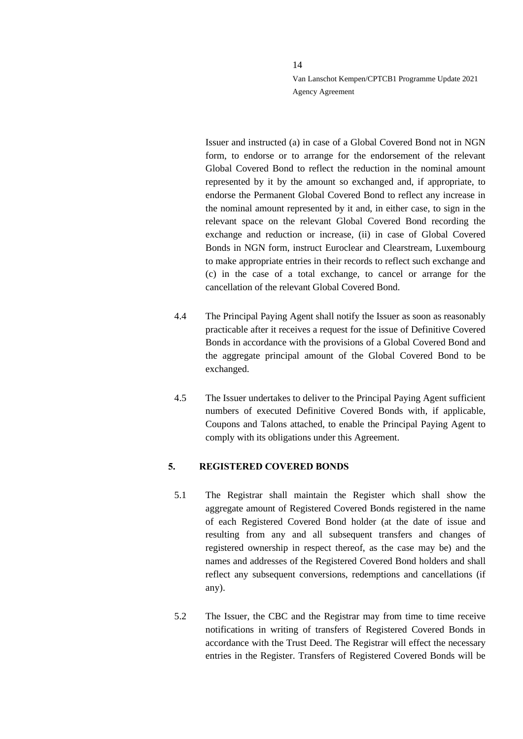Issuer and instructed (a) in case of a Global Covered Bond not in NGN form, to endorse or to arrange for the endorsement of the relevant Global Covered Bond to reflect the reduction in the nominal amount represented by it by the amount so exchanged and, if appropriate, to endorse the Permanent Global Covered Bond to reflect any increase in the nominal amount represented by it and, in either case, to sign in the relevant space on the relevant Global Covered Bond recording the exchange and reduction or increase, (ii) in case of Global Covered Bonds in NGN form, instruct Euroclear and Clearstream, Luxembourg to make appropriate entries in their records to reflect such exchange and (c) in the case of a total exchange, to cancel or arrange for the cancellation of the relevant Global Covered Bond.

4.4 The Principal Paying Agent shall notify the Issuer as soon as reasonably practicable after it receives a request for the issue of Definitive Covered Bonds in accordance with the provisions of a Global Covered Bond and the aggregate principal amount of the Global Covered Bond to be exchanged.

4.5 The Issuer undertakes to deliver to the Principal Paying Agent sufficient numbers of executed Definitive Covered Bonds with, if applicable, Coupons and Talons attached, to enable the Principal Paying Agent to comply with its obligations under this Agreement.

## 5. REGISTERED COVERED BONDS

5.1 The Registrar shall maintain the Register which shall show the aggregate amount of Registered Covered Bonds registered in the name of each Registered Covered Bond holder (at the date of issue and resulting from any and all subsequent transfers and changes of registered ownership in respect thereof, as the case may be) and the names and addresses of the Registered Covered Bond holders and shall reflect any subsequent conversions, redemptions and cancellations (if any).

5.2 The Issuer, the CBC and the Registrar may from time to time receive notifications in writing of transfers of Registered Covered Bonds in accordance with the Trust Deed. The Registrar will effect the necessary entries in the Register. Transfers of Registered Covered Bonds will be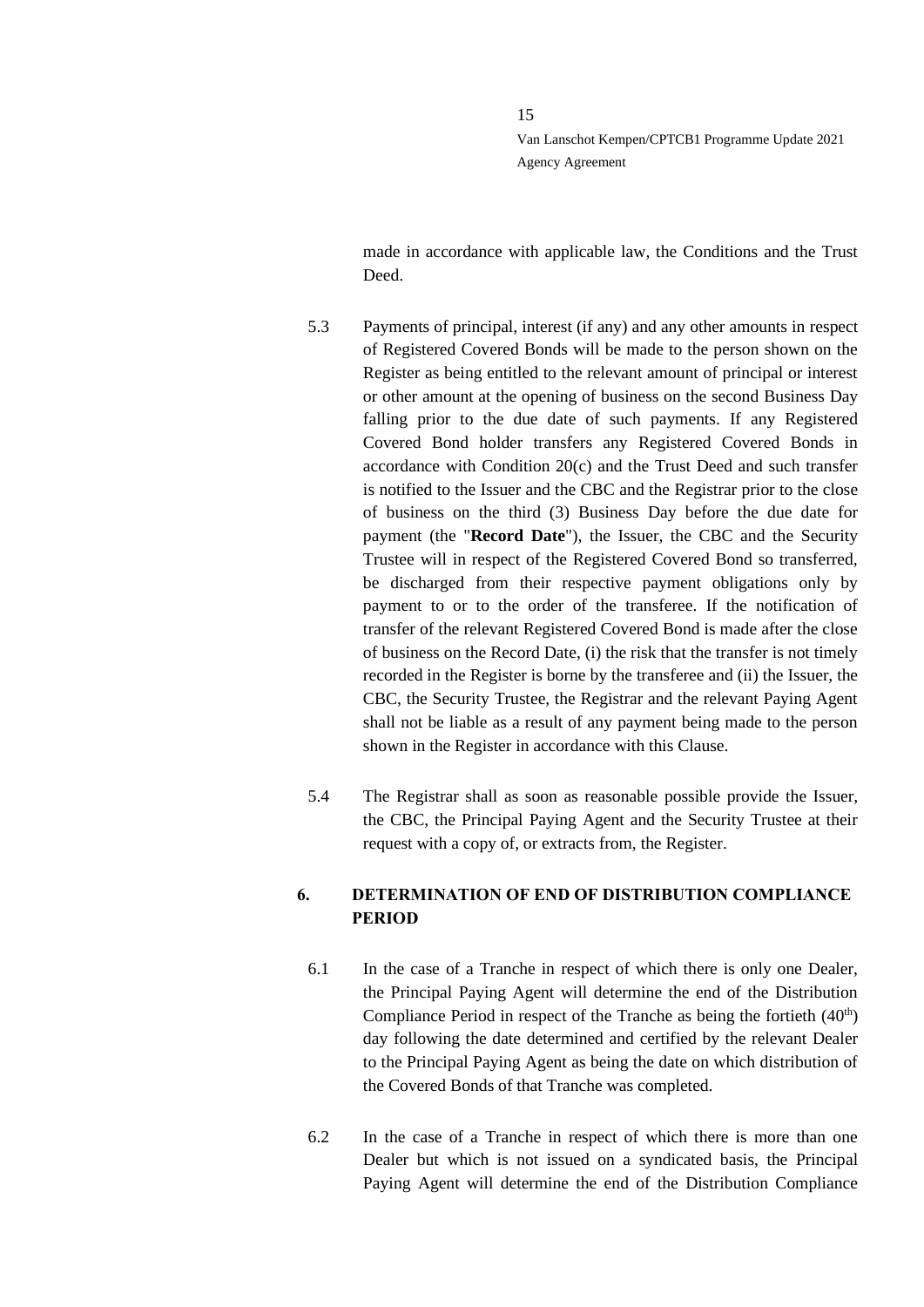made in accordance with applicable law, the Conditions and the Trust Deed.

5.3 Payments of principal, interest (if any) and any other amounts in respect of Registered Covered Bonds will be made to the person shown on the Register as being entitled to the relevant amount of principal or interest or other amount at the opening of business on the second Business Day falling prior to the due date of such payments. If any Registered Covered Bond holder transfers any Registered Covered Bonds in accordance with Condition 20(c) and the Trust Deed and such transfer is notified to the Issuer and the CBC and the Registrar prior to the close of business on the third (3) Business Day before the due date for payment (the "**Record Date**"), the Issuer, the CBC and the Security Trustee will in respect of the Registered Covered Bond so transferred, be discharged from their respective payment obligations only by payment to or to the order of the transferee. If the notification of transfer of the relevant Registered Covered Bond is made after the close of business on the Record Date, (i) the risk that the transfer is not timely recorded in the Register is borne by the transferee and (ii) the Issuer, the CBC, the Security Trustee, the Registrar and the relevant Paying Agent shall not be liable as a result of any payment being made to the person shown in the Register in accordance with this Clause.

5.4 The Registrar shall as soon as reasonable possible provide the Issuer, the CBC, the Principal Paying Agent and the Security Trustee at their request with a copy of, or extracts from, the Register.

## 6. DETERMINATION OF END OF DISTRIBUTION COMPLIANCE PERIOD

6.1 In the case of a Tranche in respect of which there is only one Dealer, the Principal Paying Agent will determine the end of the Distribution Compliance Period in respect of the Tranche as being the fortieth (40th) day following the date determined and certified by the relevant Dealer to the Principal Paying Agent as being the date on which distribution of the Covered Bonds of that Tranche was completed.

6.2 In the case of a Tranche in respect of which there is more than one Dealer but which is not issued on a syndicated basis, the Principal Paying Agent will determine the end of the Distribution Compliance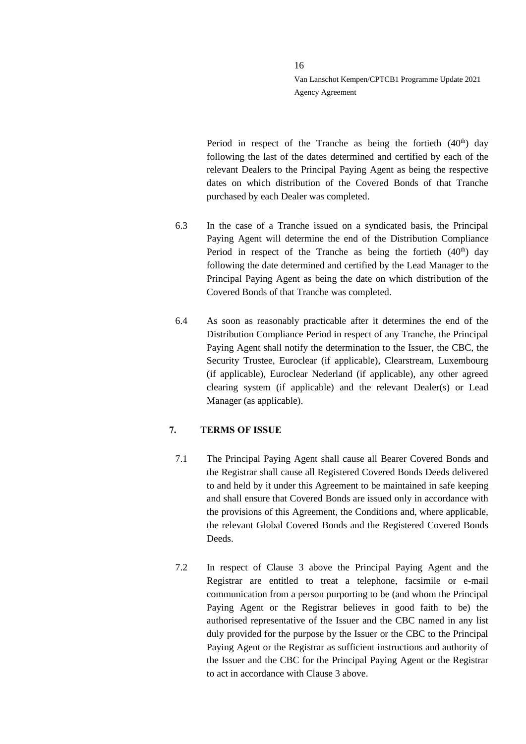Period in respect of the Tranche as being the fortieth (40th) day following the last of the dates determined and certified by each of the relevant Dealers to the Principal Paying Agent as being the respective dates on which distribution of the Covered Bonds of that Tranche purchased by each Dealer was completed.

6.3 In the case of a Tranche issued on a syndicated basis, the Principal Paying Agent will determine the end of the Distribution Compliance Period in respect of the Tranche as being the fortieth (40th) day following the date determined and certified by the Lead Manager to the Principal Paying Agent as being the date on which distribution of the Covered Bonds of that Tranche was completed.

6.4 As soon as reasonably practicable after it determines the end of the Distribution Compliance Period in respect of any Tranche, the Principal Paying Agent shall notify the determination to the Issuer, the CBC, the Security Trustee, Euroclear (if applicable), Clearstream, Luxembourg (if applicable), Euroclear Nederland (if applicable), any other agreed clearing system (if applicable) and the relevant Dealer(s) or Lead Manager (as applicable).

## 7. TERMS OF ISSUE

7.1 The Principal Paying Agent shall cause all Bearer Covered Bonds and the Registrar shall cause all Registered Covered Bonds Deeds delivered to and held by it under this Agreement to be maintained in safe keeping and shall ensure that Covered Bonds are issued only in accordance with the provisions of this Agreement, the Conditions and, where applicable, the relevant Global Covered Bonds and the Registered Covered Bonds Deeds.

7.2 In respect of Clause 3 above the Principal Paying Agent and the Registrar are entitled to treat a telephone, facsimile or e-mail communication from a person purporting to be (and whom the Principal Paying Agent or the Registrar believes in good faith to be) the authorised representative of the Issuer and the CBC named in any list duly provided for the purpose by the Issuer or the CBC to the Principal Paying Agent or the Registrar as sufficient instructions and authority of the Issuer and the CBC for the Principal Paying Agent or the Registrar to act in accordance with Clause 3 above.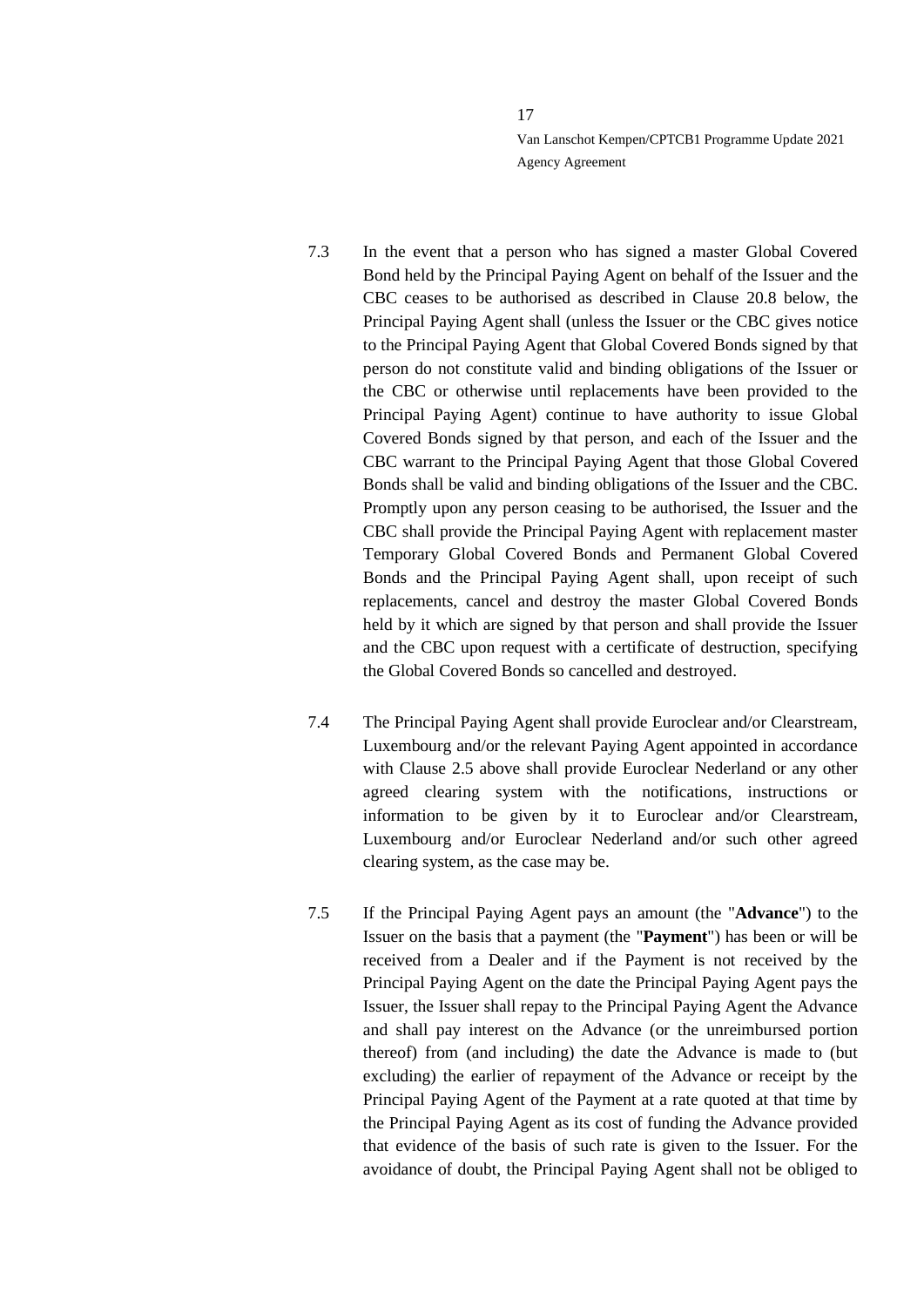7.3 In the event that a person who has signed a master Global Covered Bond held by the Principal Paying Agent on behalf of the Issuer and the CBC ceases to be authorised as described in Clause 20.8 below, the Principal Paying Agent shall (unless the Issuer or the CBC gives notice to the Principal Paying Agent that Global Covered Bonds signed by that person do not constitute valid and binding obligations of the Issuer or the CBC or otherwise until replacements have been provided to the Principal Paying Agent) continue to have authority to issue Global Covered Bonds signed by that person, and each of the Issuer and the CBC warrant to the Principal Paying Agent that those Global Covered Bonds shall be valid and binding obligations of the Issuer and the CBC. Promptly upon any person ceasing to be authorised, the Issuer and the CBC shall provide the Principal Paying Agent with replacement master Temporary Global Covered Bonds and Permanent Global Covered Bonds and the Principal Paying Agent shall, upon receipt of such replacements, cancel and destroy the master Global Covered Bonds held by it which are signed by that person and shall provide the Issuer and the CBC upon request with a certificate of destruction, specifying the Global Covered Bonds so cancelled and destroyed.

7.4 The Principal Paying Agent shall provide Euroclear and/or Clearstream, Luxembourg and/or the relevant Paying Agent appointed in accordance with Clause 2.5 above shall provide Euroclear Nederland or any other agreed clearing system with the notifications, instructions or information to be given by it to Euroclear and/or Clearstream, Luxembourg and/or Euroclear Nederland and/or such other agreed clearing system, as the case may be.

7.5 If the Principal Paying Agent pays an amount (the "**Advance**") to the Issuer on the basis that a payment (the "**Payment**") has been or will be received from a Dealer and if the Payment is not received by the Principal Paying Agent on the date the Principal Paying Agent pays the Issuer, the Issuer shall repay to the Principal Paying Agent the Advance and shall pay interest on the Advance (or the unreimbursed portion thereof) from (and including) the date the Advance is made to (but excluding) the earlier of repayment of the Advance or receipt by the Principal Paying Agent of the Payment at a rate quoted at that time by the Principal Paying Agent as its cost of funding the Advance provided that evidence of the basis of such rate is given to the Issuer. For the avoidance of doubt, the Principal Paying Agent shall not be obliged to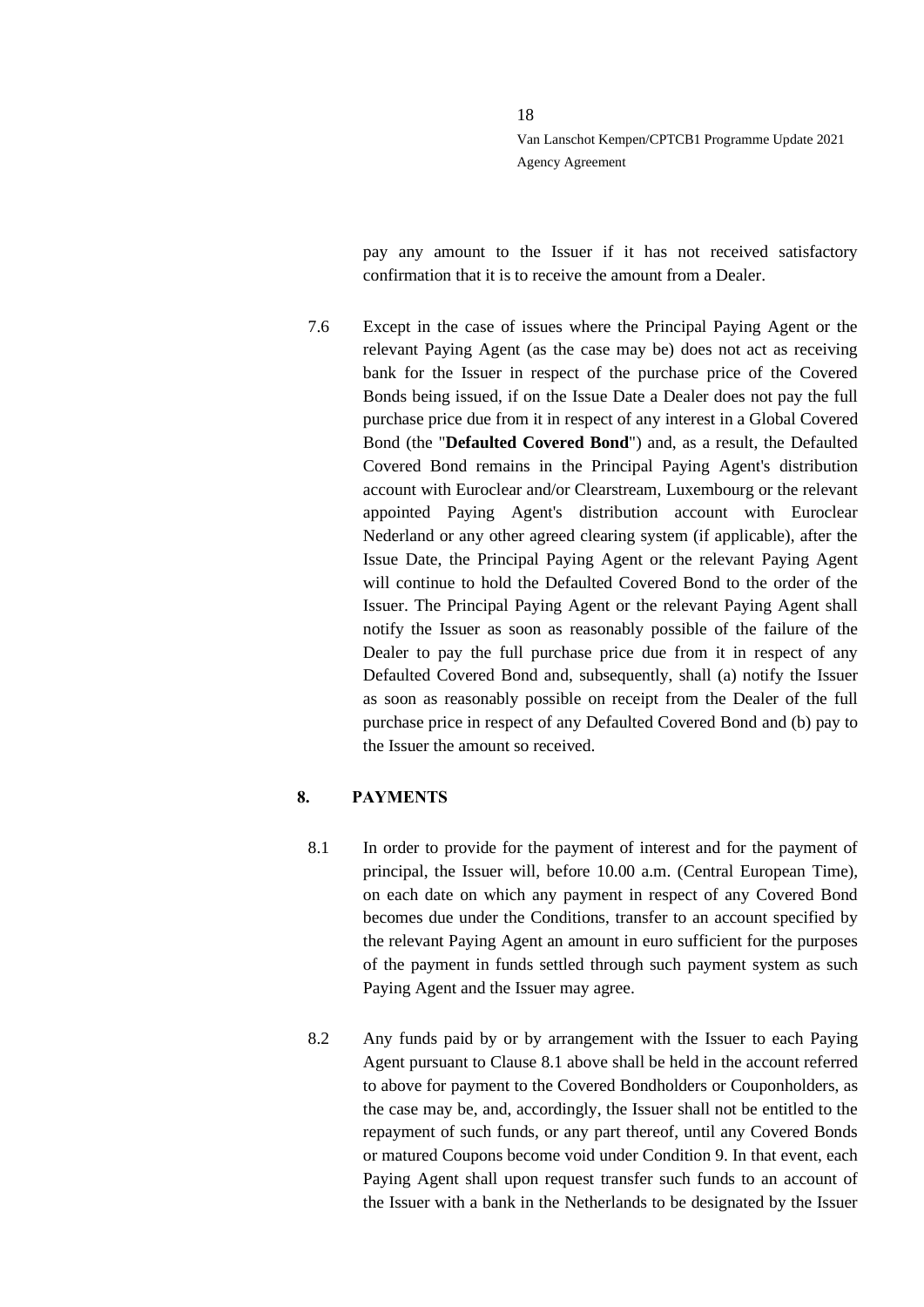pay any amount to the Issuer if it has not received satisfactory confirmation that it is to receive the amount from a Dealer.

7.6 Except in the case of issues where the Principal Paying Agent or the relevant Paying Agent (as the case may be) does not act as receiving bank for the Issuer in respect of the purchase price of the Covered Bonds being issued, if on the Issue Date a Dealer does not pay the full purchase price due from it in respect of any interest in a Global Covered Bond (the "**Defaulted Covered Bond**") and, as a result, the Defaulted Covered Bond remains in the Principal Paying Agent's distribution account with Euroclear and/or Clearstream, Luxembourg or the relevant appointed Paying Agent's distribution account with Euroclear Nederland or any other agreed clearing system (if applicable), after the Issue Date, the Principal Paying Agent or the relevant Paying Agent will continue to hold the Defaulted Covered Bond to the order of the Issuer. The Principal Paying Agent or the relevant Paying Agent shall notify the Issuer as soon as reasonably possible of the failure of the Dealer to pay the full purchase price due from it in respect of any Defaulted Covered Bond and, subsequently, shall (a) notify the Issuer as soon as reasonably possible on receipt from the Dealer of the full purchase price in respect of any Defaulted Covered Bond and (b) pay to the Issuer the amount so received.

## 8. PAYMENTS

8.1 In order to provide for the payment of interest and for the payment of principal, the Issuer will, before 10.00 a.m. (Central European Time), on each date on which any payment in respect of any Covered Bond becomes due under the Conditions, transfer to an account specified by the relevant Paying Agent an amount in euro sufficient for the purposes of the payment in funds settled through such payment system as such Paying Agent and the Issuer may agree.

8.2 Any funds paid by or by arrangement with the Issuer to each Paying Agent pursuant to Clause 8.1 above shall be held in the account referred to above for payment to the Covered Bondholders or Couponholders, as the case may be, and, accordingly, the Issuer shall not be entitled to the repayment of such funds, or any part thereof, until any Covered Bonds or matured Coupons become void under Condition 9. In that event, each Paying Agent shall upon request transfer such funds to an account of the Issuer with a bank in the Netherlands to be designated by the Issuer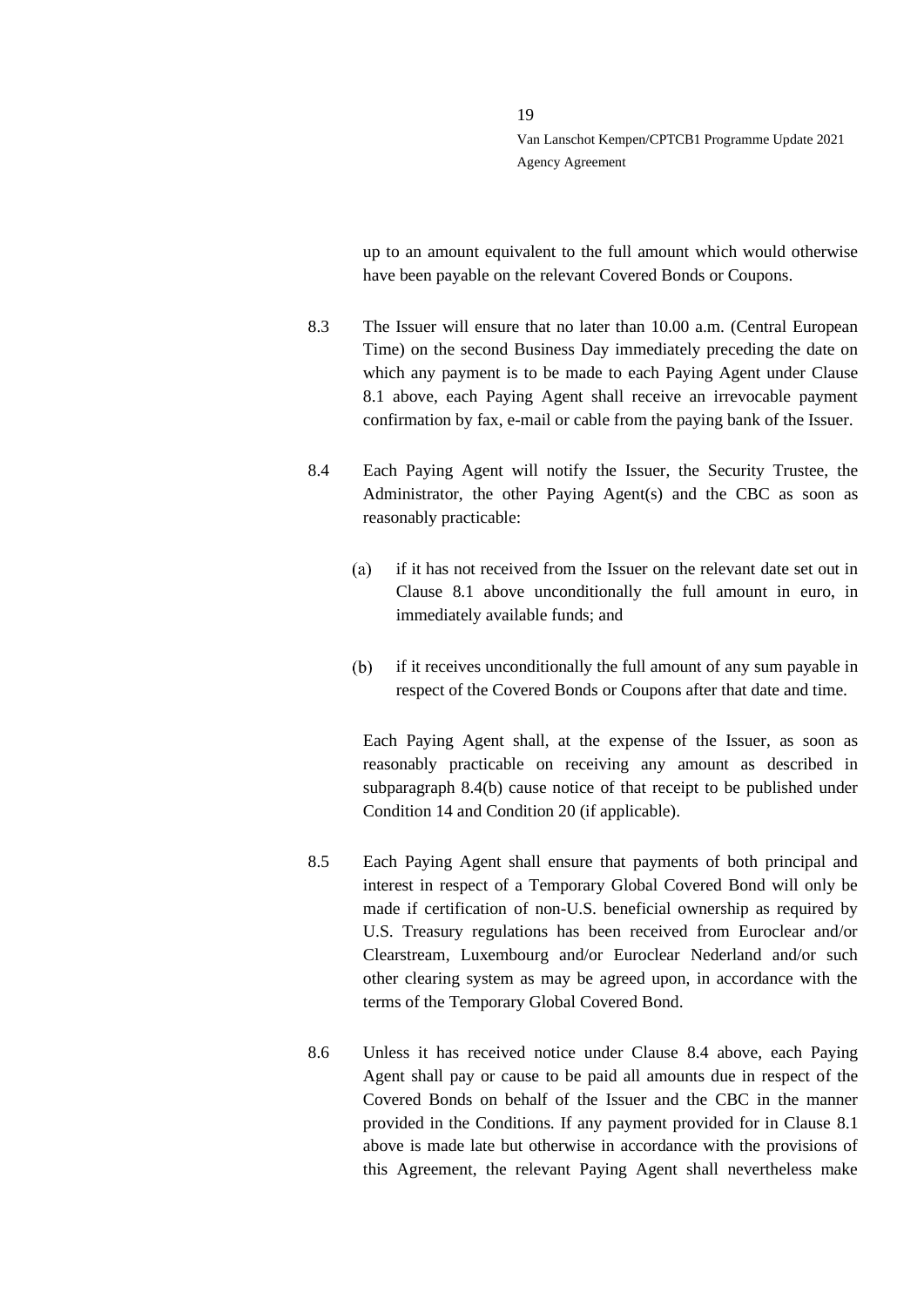up to an amount equivalent to the full amount which would otherwise have been payable on the relevant Covered Bonds or Coupons.

8.3 The Issuer will ensure that no later than 10.00 a.m. (Central European Time) on the second Business Day immediately preceding the date on which any payment is to be made to each Paying Agent under Clause 8.1 above, each Paying Agent shall receive an irrevocable payment confirmation by fax, e-mail or cable from the paying bank of the Issuer.

8.4 Each Paying Agent will notify the Issuer, the Security Trustee, the Administrator, the other Paying Agent(s) and the CBC as soon as reasonably practicable:

(a) if it has not received from the Issuer on the relevant date set out in Clause 8.1 above unconditionally the full amount in euro, in immediately available funds; and

(b) if it receives unconditionally the full amount of any sum payable in respect of the Covered Bonds or Coupons after that date and time.

Each Paying Agent shall, at the expense of the Issuer, as soon as reasonably practicable on receiving any amount as described in subparagraph 8.4(b) cause notice of that receipt to be published under Condition 14 and Condition 20 (if applicable).

8.5 Each Paying Agent shall ensure that payments of both principal and interest in respect of a Temporary Global Covered Bond will only be made if certification of non-U.S. beneficial ownership as required by U.S. Treasury regulations has been received from Euroclear and/or Clearstream, Luxembourg and/or Euroclear Nederland and/or such other clearing system as may be agreed upon, in accordance with the terms of the Temporary Global Covered Bond.

8.6 Unless it has received notice under Clause 8.4 above, each Paying Agent shall pay or cause to be paid all amounts due in respect of the Covered Bonds on behalf of the Issuer and the CBC in the manner provided in the Conditions. If any payment provided for in Clause 8.1 above is made late but otherwise in accordance with the provisions of this Agreement, the relevant Paying Agent shall nevertheless make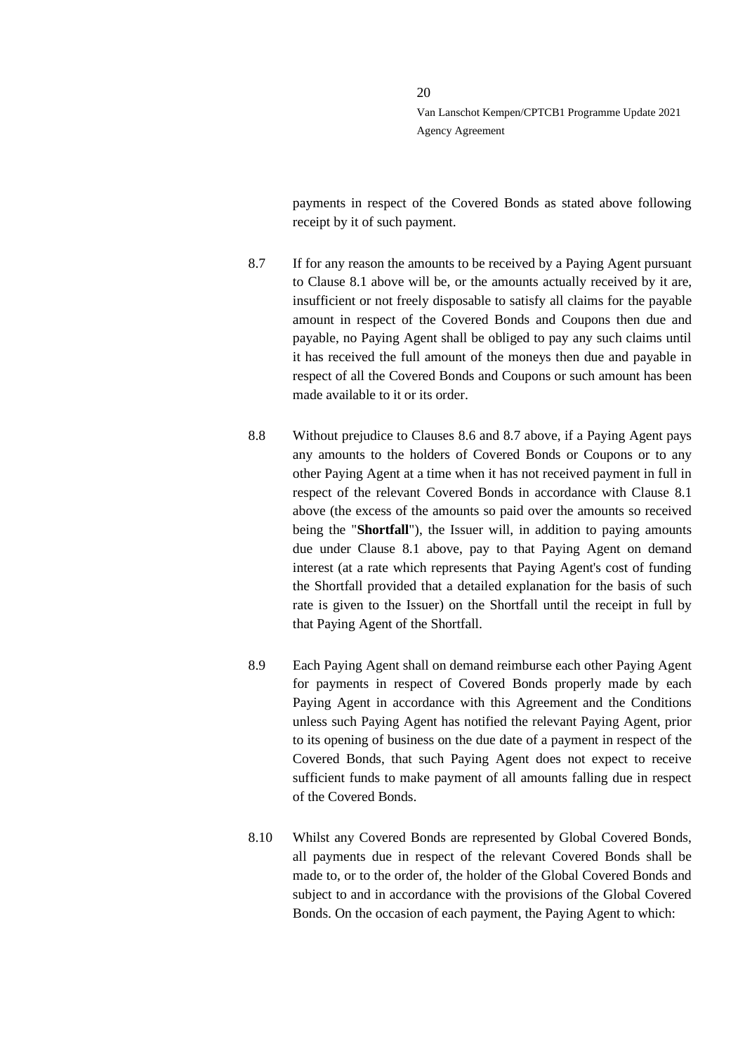payments in respect of the Covered Bonds as stated above following receipt by it of such payment.

8.7 If for any reason the amounts to be received by a Paying Agent pursuant to Clause 8.1 above will be, or the amounts actually received by it are, insufficient or not freely disposable to satisfy all claims for the payable amount in respect of the Covered Bonds and Coupons then due and payable, no Paying Agent shall be obliged to pay any such claims until it has received the full amount of the moneys then due and payable in respect of all the Covered Bonds and Coupons or such amount has been made available to it or its order.

8.8 Without prejudice to Clauses 8.6 and 8.7 above, if a Paying Agent pays any amounts to the holders of Covered Bonds or Coupons or to any other Paying Agent at a time when it has not received payment in full in respect of the relevant Covered Bonds in accordance with Clause 8.1 above (the excess of the amounts so paid over the amounts so received being the "**Shortfall**"), the Issuer will, in addition to paying amounts due under Clause 8.1 above, pay to that Paying Agent on demand interest (at a rate which represents that Paying Agent's cost of funding the Shortfall provided that a detailed explanation for the basis of such rate is given to the Issuer) on the Shortfall until the receipt in full by that Paying Agent of the Shortfall.

8.9 Each Paying Agent shall on demand reimburse each other Paying Agent for payments in respect of Covered Bonds properly made by each Paying Agent in accordance with this Agreement and the Conditions unless such Paying Agent has notified the relevant Paying Agent, prior to its opening of business on the due date of a payment in respect of the Covered Bonds, that such Paying Agent does not expect to receive sufficient funds to make payment of all amounts falling due in respect of the Covered Bonds.

8.10 Whilst any Covered Bonds are represented by Global Covered Bonds, all payments due in respect of the relevant Covered Bonds shall be made to, or to the order of, the holder of the Global Covered Bonds and subject to and in accordance with the provisions of the Global Covered Bonds. On the occasion of each payment, the Paying Agent to which: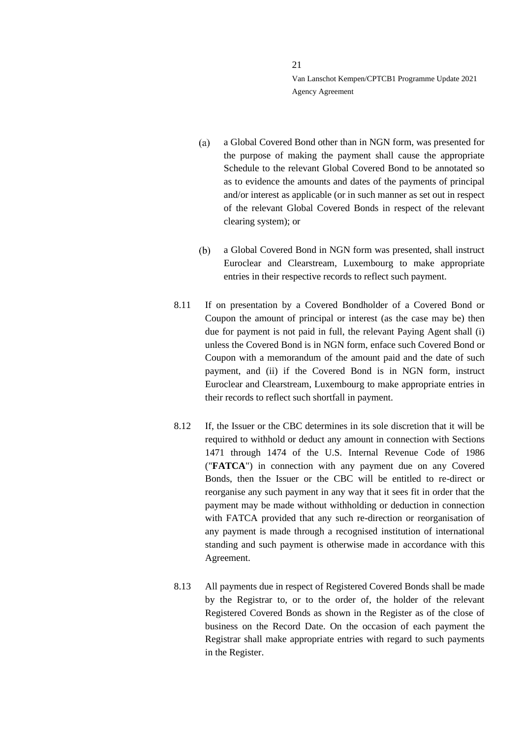(a) a Global Covered Bond other than in NGN form, was presented for the purpose of making the payment shall cause the appropriate Schedule to the relevant Global Covered Bond to be annotated so as to evidence the amounts and dates of the payments of principal and/or interest as applicable (or in such manner as set out in respect of the relevant Global Covered Bonds in respect of the relevant clearing system); or

(b) a Global Covered Bond in NGN form was presented, shall instruct Euroclear and Clearstream, Luxembourg to make appropriate entries in their respective records to reflect such payment.

8.11 If on presentation by a Covered Bondholder of a Covered Bond or Coupon the amount of principal or interest (as the case may be) then due for payment is not paid in full, the relevant Paying Agent shall (i) unless the Covered Bond is in NGN form, enface such Covered Bond or Coupon with a memorandum of the amount paid and the date of such payment, and (ii) if the Covered Bond is in NGN form, instruct Euroclear and Clearstream, Luxembourg to make appropriate entries in their records to reflect such shortfall in payment.

8.12 If, the Issuer or the CBC determines in its sole discretion that it will be required to withhold or deduct any amount in connection with Sections 1471 through 1474 of the U.S. Internal Revenue Code of 1986 ("**FATCA**") in connection with any payment due on any Covered Bonds, then the Issuer or the CBC will be entitled to re-direct or reorganise any such payment in any way that it sees fit in order that the payment may be made without withholding or deduction in connection with FATCA provided that any such re-direction or reorganisation of any payment is made through a recognised institution of international standing and such payment is otherwise made in accordance with this Agreement.

8.13 All payments due in respect of Registered Covered Bonds shall be made by the Registrar to, or to the order of, the holder of the relevant Registered Covered Bonds as shown in the Register as of the close of business on the Record Date. On the occasion of each payment the Registrar shall make appropriate entries with regard to such payments in the Register.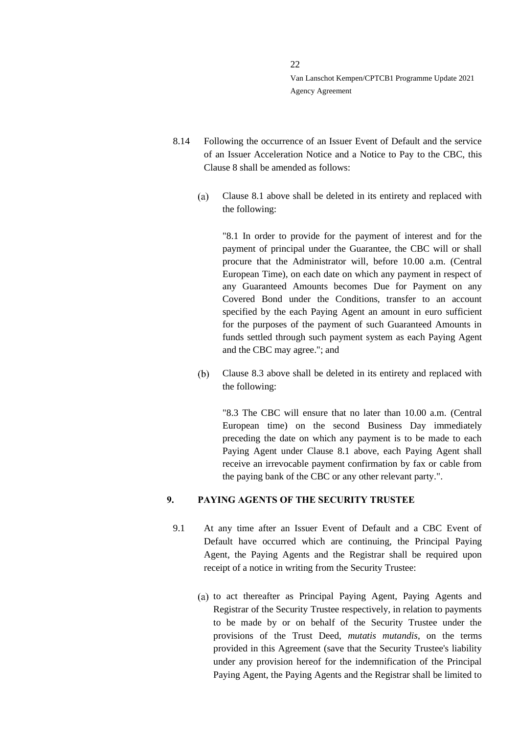8.14 Following the occurrence of an Issuer Event of Default and the service of an Issuer Acceleration Notice and a Notice to Pay to the CBC, this Clause 8 shall be amended as follows:

(a) Clause 8.1 above shall be deleted in its entirety and replaced with the following:

"8.1 In order to provide for the payment of interest and for the payment of principal under the Guarantee, the CBC will or shall procure that the Administrator will, before 10.00 a.m. (Central European Time), on each date on which any payment in respect of any Guaranteed Amounts becomes Due for Payment on any Covered Bond under the Conditions, transfer to an account specified by the each Paying Agent an amount in euro sufficient for the purposes of the payment of such Guaranteed Amounts in funds settled through such payment system as each Paying Agent and the CBC may agree."; and

(b) Clause 8.3 above shall be deleted in its entirety and replaced with the following:

"8.3 The CBC will ensure that no later than 10.00 a.m. (Central European time) on the second Business Day immediately preceding the date on which any payment is to be made to each Paying Agent under Clause 8.1 above, each Paying Agent shall receive an irrevocable payment confirmation by fax or cable from the paying bank of the CBC or any other relevant party.".

## 9. PAYING AGENTS OF THE SECURITY TRUSTEE

9.1 At any time after an Issuer Event of Default and a CBC Event of Default have occurred which are continuing, the Principal Paying Agent, the Paying Agents and the Registrar shall be required upon receipt of a notice in writing from the Security Trustee:

(a) to act thereafter as Principal Paying Agent, Paying Agents and Registrar of the Security Trustee respectively, in relation to payments to be made by or on behalf of the Security Trustee under the provisions of the Trust Deed, *mutatis mutandis*, on the terms provided in this Agreement (save that the Security Trustee's liability under any provision hereof for the indemnification of the Principal Paying Agent, the Paying Agents and the Registrar shall be limited to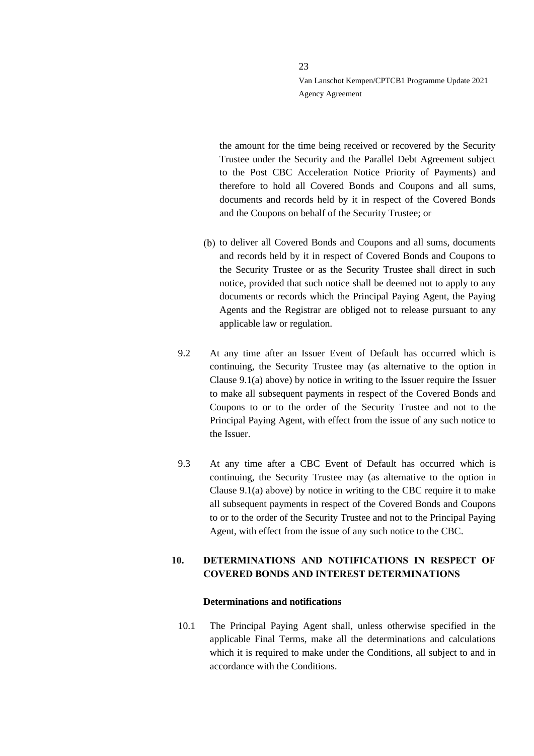the amount for the time being received or recovered by the Security Trustee under the Security and the Parallel Debt Agreement subject to the Post CBC Acceleration Notice Priority of Payments) and therefore to hold all Covered Bonds and Coupons and all sums, documents and records held by it in respect of the Covered Bonds and the Coupons on behalf of the Security Trustee; or

(b) to deliver all Covered Bonds and Coupons and all sums, documents and records held by it in respect of Covered Bonds and Coupons to the Security Trustee or as the Security Trustee shall direct in such notice, provided that such notice shall be deemed not to apply to any documents or records which the Principal Paying Agent, the Paying Agents and the Registrar are obliged not to release pursuant to any applicable law or regulation.

9.2 At any time after an Issuer Event of Default has occurred which is continuing, the Security Trustee may (as alternative to the option in Clause 9.1(a) above) by notice in writing to the Issuer require the Issuer to make all subsequent payments in respect of the Covered Bonds and Coupons to or to the order of the Security Trustee and not to the Principal Paying Agent, with effect from the issue of any such notice to the Issuer.

9.3 At any time after a CBC Event of Default has occurred which is continuing, the Security Trustee may (as alternative to the option in Clause 9.1(a) above) by notice in writing to the CBC require it to make all subsequent payments in respect of the Covered Bonds and Coupons to or to the order of the Security Trustee and not to the Principal Paying Agent, with effect from the issue of any such notice to the CBC.

## 10. DETERMINATIONS AND NOTIFICATIONS IN RESPECT OF COVERED BONDS AND INTEREST DETERMINATIONS

**Determinations and notifications**

10.1 The Principal Paying Agent shall, unless otherwise specified in the applicable Final Terms, make all the determinations and calculations which it is required to make under the Conditions, all subject to and in accordance with the Conditions.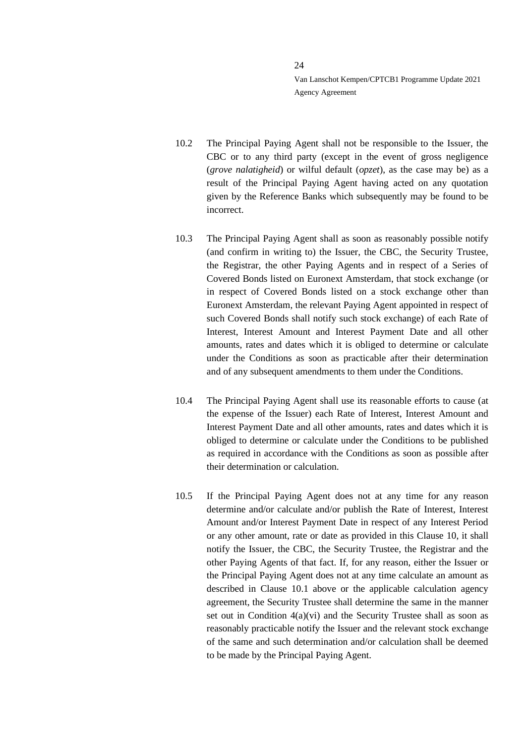10.2 The Principal Paying Agent shall not be responsible to the Issuer, the CBC or to any third party (except in the event of gross negligence (*grove nalatigheid*) or wilful default (*opzet*), as the case may be) as a result of the Principal Paying Agent having acted on any quotation given by the Reference Banks which subsequently may be found to be incorrect.

10.3 The Principal Paying Agent shall as soon as reasonably possible notify (and confirm in writing to) the Issuer, the CBC, the Security Trustee, the Registrar, the other Paying Agents and in respect of a Series of Covered Bonds listed on Euronext Amsterdam, that stock exchange (or in respect of Covered Bonds listed on a stock exchange other than Euronext Amsterdam, the relevant Paying Agent appointed in respect of such Covered Bonds shall notify such stock exchange) of each Rate of Interest, Interest Amount and Interest Payment Date and all other amounts, rates and dates which it is obliged to determine or calculate under the Conditions as soon as practicable after their determination and of any subsequent amendments to them under the Conditions.

10.4 The Principal Paying Agent shall use its reasonable efforts to cause (at the expense of the Issuer) each Rate of Interest, Interest Amount and Interest Payment Date and all other amounts, rates and dates which it is obliged to determine or calculate under the Conditions to be published as required in accordance with the Conditions as soon as possible after their determination or calculation.

10.5 If the Principal Paying Agent does not at any time for any reason determine and/or calculate and/or publish the Rate of Interest, Interest Amount and/or Interest Payment Date in respect of any Interest Period or any other amount, rate or date as provided in this Clause 10, it shall notify the Issuer, the CBC, the Security Trustee, the Registrar and the other Paying Agents of that fact. If, for any reason, either the Issuer or the Principal Paying Agent does not at any time calculate an amount as described in Clause 10.1 above or the applicable calculation agency agreement, the Security Trustee shall determine the same in the manner set out in Condition 4(a)(vi) and the Security Trustee shall as soon as reasonably practicable notify the Issuer and the relevant stock exchange of the same and such determination and/or calculation shall be deemed to be made by the Principal Paying Agent.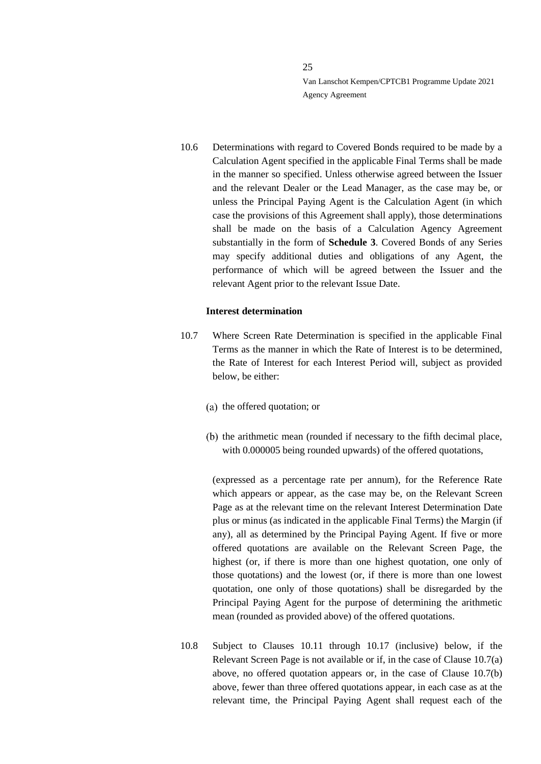10.6 Determinations with regard to Covered Bonds required to be made by a Calculation Agent specified in the applicable Final Terms shall be made in the manner so specified. Unless otherwise agreed between the Issuer and the relevant Dealer or the Lead Manager, as the case may be, or unless the Principal Paying Agent is the Calculation Agent (in which case the provisions of this Agreement shall apply), those determinations shall be made on the basis of a Calculation Agency Agreement substantially in the form of **Schedule 3**. Covered Bonds of any Series may specify additional duties and obligations of any Agent, the performance of which will be agreed between the Issuer and the relevant Agent prior to the relevant Issue Date.

**Interest determination**

10.7 Where Screen Rate Determination is specified in the applicable Final Terms as the manner in which the Rate of Interest is to be determined, the Rate of Interest for each Interest Period will, subject as provided below, be either:

(a) the offered quotation; or

(b) the arithmetic mean (rounded if necessary to the fifth decimal place, with 0.000005 being rounded upwards) of the offered quotations,

(expressed as a percentage rate per annum), for the Reference Rate which appears or appear, as the case may be, on the Relevant Screen Page as at the relevant time on the relevant Interest Determination Date plus or minus (as indicated in the applicable Final Terms) the Margin (if any), all as determined by the Principal Paying Agent. If five or more offered quotations are available on the Relevant Screen Page, the highest (or, if there is more than one highest quotation, one only of those quotations) and the lowest (or, if there is more than one lowest quotation, one only of those quotations) shall be disregarded by the Principal Paying Agent for the purpose of determining the arithmetic mean (rounded as provided above) of the offered quotations.

10.8 Subject to Clauses 10.11 through 10.17 (inclusive) below, if the Relevant Screen Page is not available or if, in the case of Clause 10.7(a) above, no offered quotation appears or, in the case of Clause 10.7(b) above, fewer than three offered quotations appear, in each case as at the relevant time, the Principal Paying Agent shall request each of the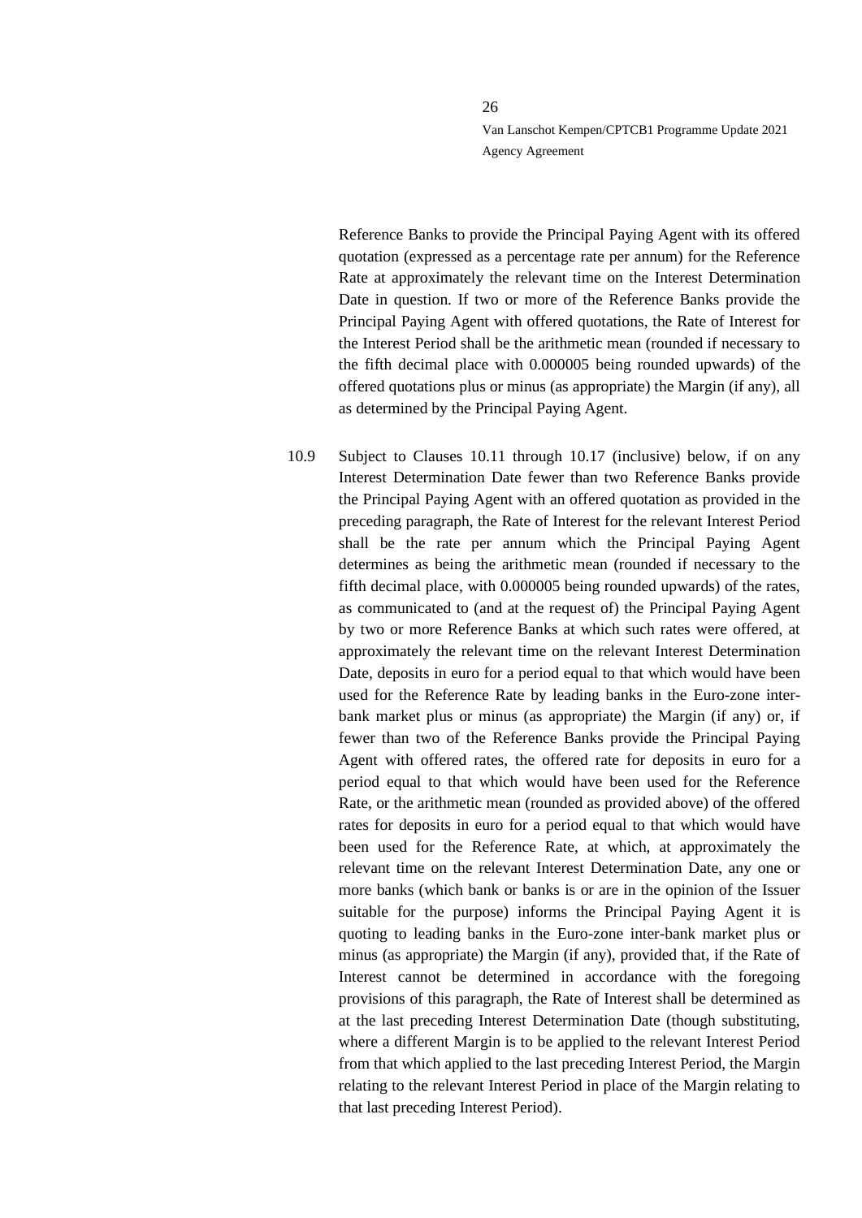Reference Banks to provide the Principal Paying Agent with its offered quotation (expressed as a percentage rate per annum) for the Reference Rate at approximately the relevant time on the Interest Determination Date in question. If two or more of the Reference Banks provide the Principal Paying Agent with offered quotations, the Rate of Interest for the Interest Period shall be the arithmetic mean (rounded if necessary to the fifth decimal place with 0.000005 being rounded upwards) of the offered quotations plus or minus (as appropriate) the Margin (if any), all as determined by the Principal Paying Agent.

10.9 Subject to Clauses 10.11 through 10.17 (inclusive) below, if on any Interest Determination Date fewer than two Reference Banks provide the Principal Paying Agent with an offered quotation as provided in the preceding paragraph, the Rate of Interest for the relevant Interest Period shall be the rate per annum which the Principal Paying Agent determines as being the arithmetic mean (rounded if necessary to the fifth decimal place, with 0.000005 being rounded upwards) of the rates, as communicated to (and at the request of) the Principal Paying Agent by two or more Reference Banks at which such rates were offered, at approximately the relevant time on the relevant Interest Determination Date, deposits in euro for a period equal to that which would have been used for the Reference Rate by leading banks in the Euro-zone inter-bank market plus or minus (as appropriate) the Margin (if any) or, if fewer than two of the Reference Banks provide the Principal Paying Agent with offered rates, the offered rate for deposits in euro for a period equal to that which would have been used for the Reference Rate, or the arithmetic mean (rounded as provided above) of the offered rates for deposits in euro for a period equal to that which would have been used for the Reference Rate, at which, at approximately the relevant time on the relevant Interest Determination Date, any one or more banks (which bank or banks is or are in the opinion of the Issuer suitable for the purpose) informs the Principal Paying Agent it is quoting to leading banks in the Euro-zone inter-bank market plus or minus (as appropriate) the Margin (if any), provided that, if the Rate of Interest cannot be determined in accordance with the foregoing provisions of this paragraph, the Rate of Interest shall be determined as at the last preceding Interest Determination Date (though substituting, where a different Margin is to be applied to the relevant Interest Period from that which applied to the last preceding Interest Period, the Margin relating to the relevant Interest Period in place of the Margin relating to that last preceding Interest Period).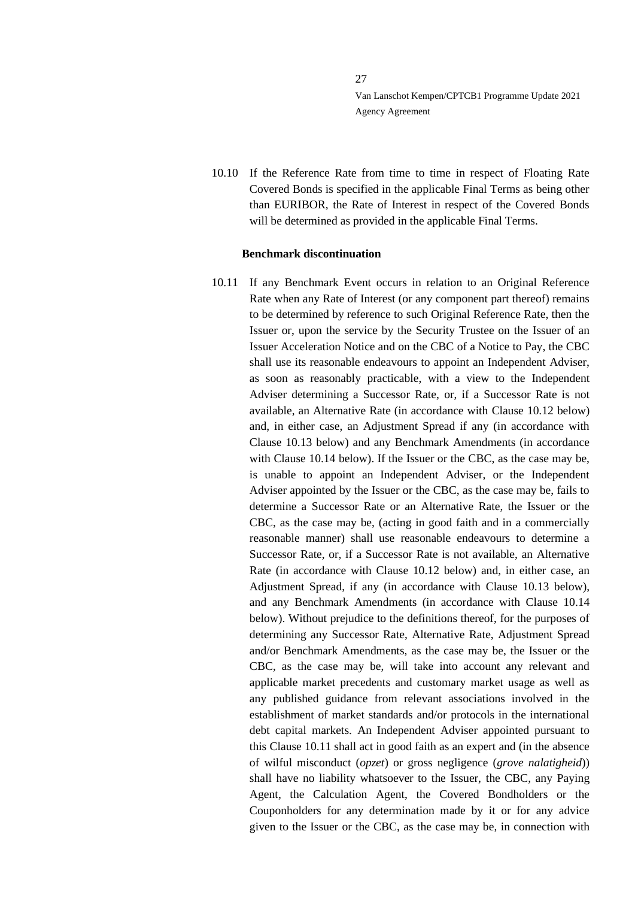10.10 If the Reference Rate from time to time in respect of Floating Rate Covered Bonds is specified in the applicable Final Terms as being other than EURIBOR, the Rate of Interest in respect of the Covered Bonds will be determined as provided in the applicable Final Terms.

**Benchmark discontinuation**

10.11 If any Benchmark Event occurs in relation to an Original Reference Rate when any Rate of Interest (or any component part thereof) remains to be determined by reference to such Original Reference Rate, then the Issuer or, upon the service by the Security Trustee on the Issuer of an Issuer Acceleration Notice and on the CBC of a Notice to Pay, the CBC shall use its reasonable endeavours to appoint an Independent Adviser, as soon as reasonably practicable, with a view to the Independent Adviser determining a Successor Rate, or, if a Successor Rate is not available, an Alternative Rate (in accordance with Clause 10.12 below) and, in either case, an Adjustment Spread if any (in accordance with Clause 10.13 below) and any Benchmark Amendments (in accordance with Clause 10.14 below). If the Issuer or the CBC, as the case may be, is unable to appoint an Independent Adviser, or the Independent Adviser appointed by the Issuer or the CBC, as the case may be, fails to determine a Successor Rate or an Alternative Rate, the Issuer or the CBC, as the case may be, (acting in good faith and in a commercially reasonable manner) shall use reasonable endeavours to determine a Successor Rate, or, if a Successor Rate is not available, an Alternative Rate (in accordance with Clause 10.12 below) and, in either case, an Adjustment Spread, if any (in accordance with Clause 10.13 below), and any Benchmark Amendments (in accordance with Clause 10.14 below). Without prejudice to the definitions thereof, for the purposes of determining any Successor Rate, Alternative Rate, Adjustment Spread and/or Benchmark Amendments, as the case may be, the Issuer or the CBC, as the case may be, will take into account any relevant and applicable market precedents and customary market usage as well as any published guidance from relevant associations involved in the establishment of market standards and/or protocols in the international debt capital markets. An Independent Adviser appointed pursuant to this Clause 10.11 shall act in good faith as an expert and (in the absence of wilful misconduct (*opzet*) or gross negligence (*grove nalatigheid*)) shall have no liability whatsoever to the Issuer, the CBC, any Paying Agent, the Calculation Agent, the Covered Bondholders or the Couponholders for any determination made by it or for any advice given to the Issuer or the CBC, as the case may be, in connection with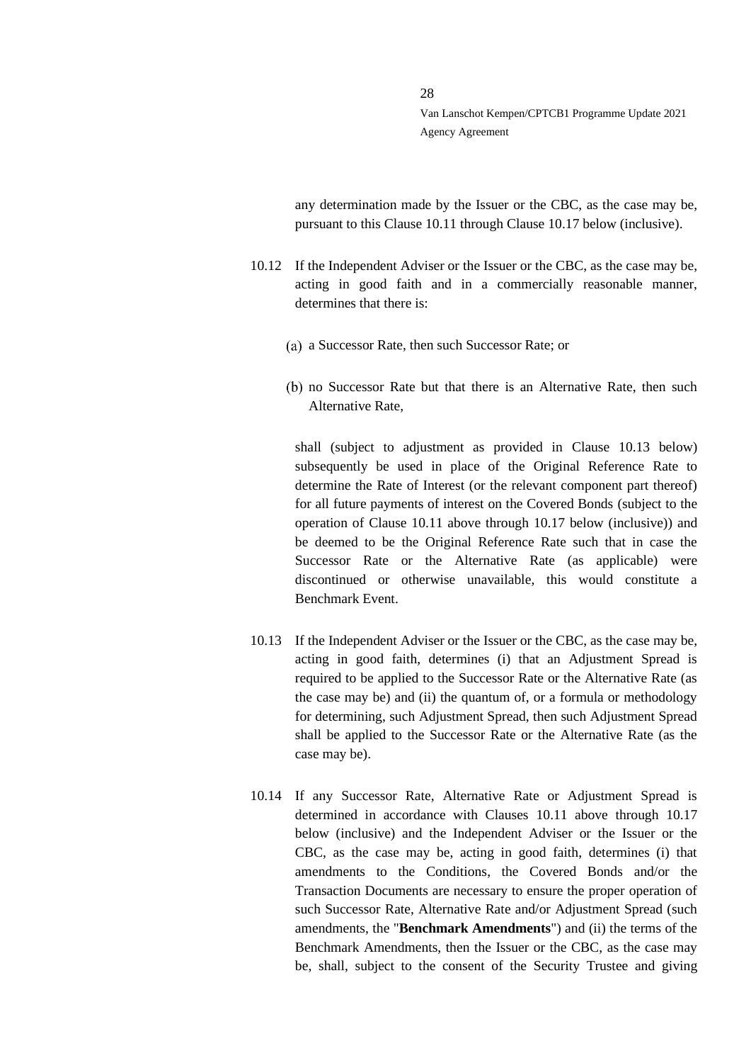any determination made by the Issuer or the CBC, as the case may be, pursuant to this Clause 10.11 through Clause 10.17 below (inclusive).

10.12 If the Independent Adviser or the Issuer or the CBC, as the case may be, acting in good faith and in a commercially reasonable manner, determines that there is:

(a) a Successor Rate, then such Successor Rate; or

(b) no Successor Rate but that there is an Alternative Rate, then such Alternative Rate,

shall (subject to adjustment as provided in Clause 10.13 below) subsequently be used in place of the Original Reference Rate to determine the Rate of Interest (or the relevant component part thereof) for all future payments of interest on the Covered Bonds (subject to the operation of Clause 10.11 above through 10.17 below (inclusive)) and be deemed to be the Original Reference Rate such that in case the Successor Rate or the Alternative Rate (as applicable) were discontinued or otherwise unavailable, this would constitute a Benchmark Event.

10.13 If the Independent Adviser or the Issuer or the CBC, as the case may be, acting in good faith, determines (i) that an Adjustment Spread is required to be applied to the Successor Rate or the Alternative Rate (as the case may be) and (ii) the quantum of, or a formula or methodology for determining, such Adjustment Spread, then such Adjustment Spread shall be applied to the Successor Rate or the Alternative Rate (as the case may be).

10.14 If any Successor Rate, Alternative Rate or Adjustment Spread is determined in accordance with Clauses 10.11 above through 10.17 below (inclusive) and the Independent Adviser or the Issuer or the CBC, as the case may be, acting in good faith, determines (i) that amendments to the Conditions, the Covered Bonds and/or the Transaction Documents are necessary to ensure the proper operation of such Successor Rate, Alternative Rate and/or Adjustment Spread (such amendments, the "**Benchmark Amendments**") and (ii) the terms of the Benchmark Amendments, then the Issuer or the CBC, as the case may be, shall, subject to the consent of the Security Trustee and giving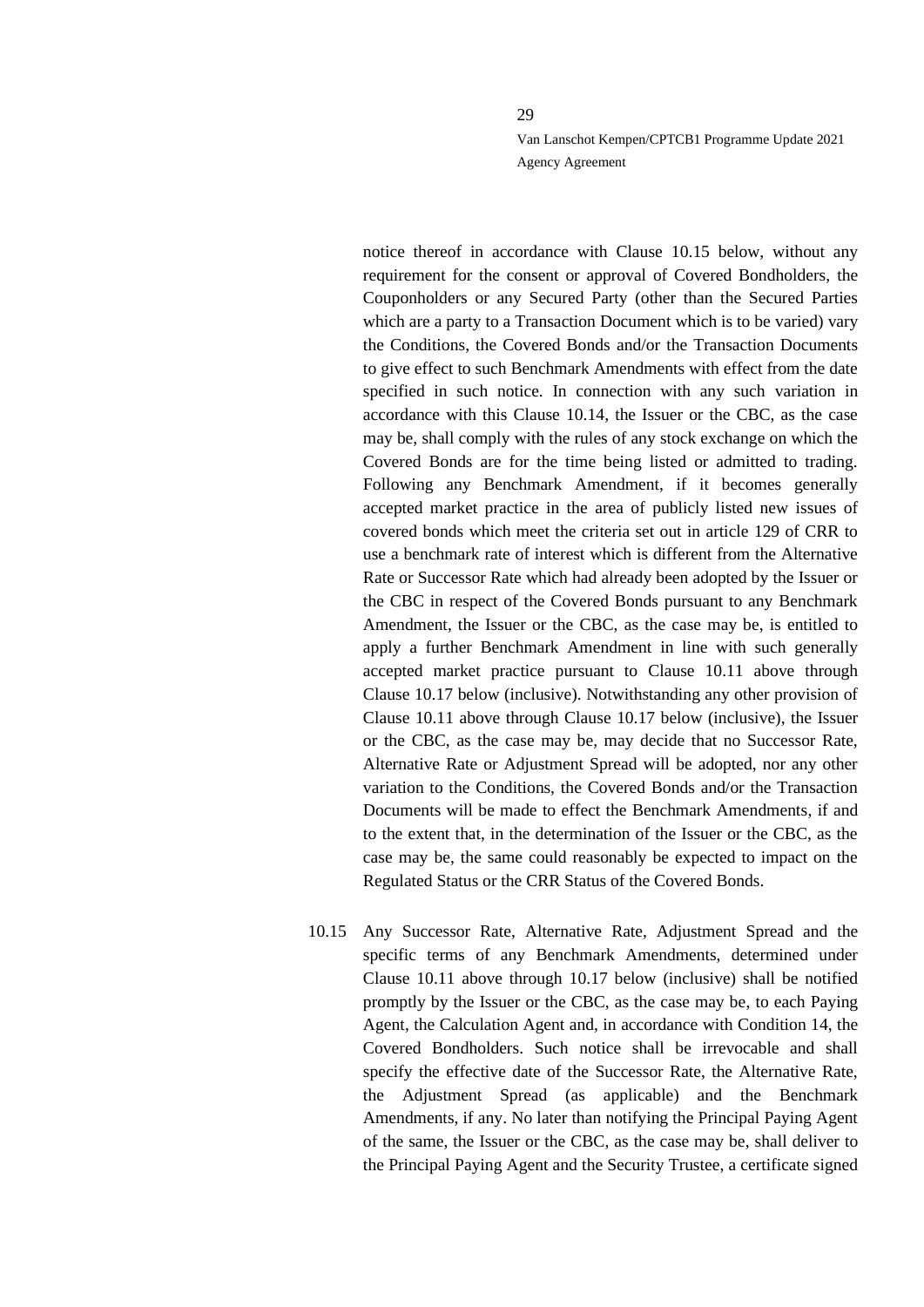notice thereof in accordance with Clause 10.15 below, without any requirement for the consent or approval of Covered Bondholders, the Couponholders or any Secured Party (other than the Secured Parties which are a party to a Transaction Document which is to be varied) vary the Conditions, the Covered Bonds and/or the Transaction Documents to give effect to such Benchmark Amendments with effect from the date specified in such notice. In connection with any such variation in accordance with this Clause 10.14, the Issuer or the CBC, as the case may be, shall comply with the rules of any stock exchange on which the Covered Bonds are for the time being listed or admitted to trading. Following any Benchmark Amendment, if it becomes generally accepted market practice in the area of publicly listed new issues of covered bonds which meet the criteria set out in article 129 of CRR to use a benchmark rate of interest which is different from the Alternative Rate or Successor Rate which had already been adopted by the Issuer or the CBC in respect of the Covered Bonds pursuant to any Benchmark Amendment, the Issuer or the CBC, as the case may be, is entitled to apply a further Benchmark Amendment in line with such generally accepted market practice pursuant to Clause 10.11 above through Clause 10.17 below (inclusive). Notwithstanding any other provision of Clause 10.11 above through Clause 10.17 below (inclusive), the Issuer or the CBC, as the case may be, may decide that no Successor Rate, Alternative Rate or Adjustment Spread will be adopted, nor any other variation to the Conditions, the Covered Bonds and/or the Transaction Documents will be made to effect the Benchmark Amendments, if and to the extent that, in the determination of the Issuer or the CBC, as the case may be, the same could reasonably be expected to impact on the Regulated Status or the CRR Status of the Covered Bonds.

10.15 Any Successor Rate, Alternative Rate, Adjustment Spread and the specific terms of any Benchmark Amendments, determined under Clause 10.11 above through 10.17 below (inclusive) shall be notified promptly by the Issuer or the CBC, as the case may be, to each Paying Agent, the Calculation Agent and, in accordance with Condition 14, the Covered Bondholders. Such notice shall be irrevocable and shall specify the effective date of the Successor Rate, the Alternative Rate, the Adjustment Spread (as applicable) and the Benchmark Amendments, if any. No later than notifying the Principal Paying Agent of the same, the Issuer or the CBC, as the case may be, shall deliver to the Principal Paying Agent and the Security Trustee, a certificate signed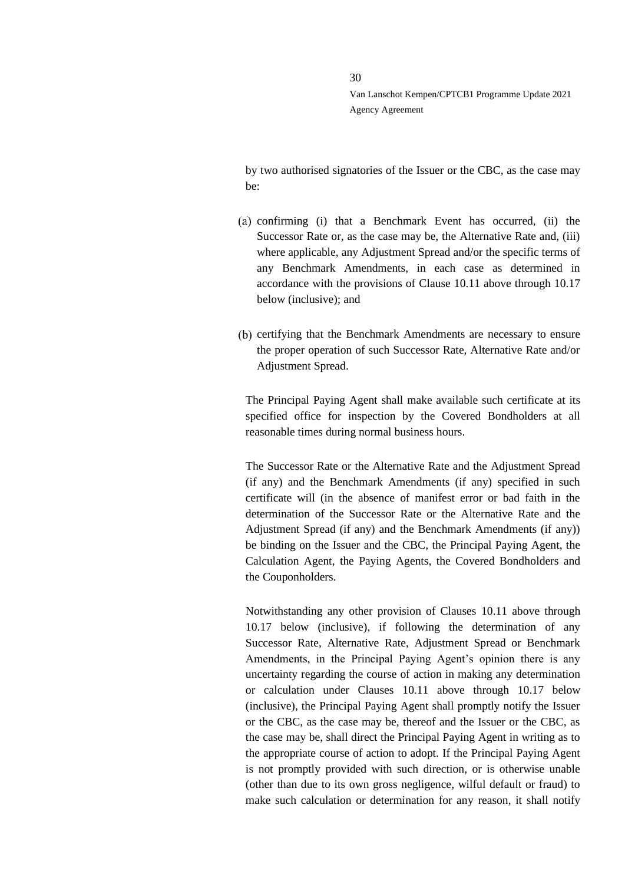by two authorised signatories of the Issuer or the CBC, as the case may be:

(a) confirming (i) that a Benchmark Event has occurred, (ii) the Successor Rate or, as the case may be, the Alternative Rate and, (iii) where applicable, any Adjustment Spread and/or the specific terms of any Benchmark Amendments, in each case as determined in accordance with the provisions of Clause 10.11 above through 10.17 below (inclusive); and

(b) certifying that the Benchmark Amendments are necessary to ensure the proper operation of such Successor Rate, Alternative Rate and/or Adjustment Spread.

The Principal Paying Agent shall make available such certificate at its specified office for inspection by the Covered Bondholders at all reasonable times during normal business hours.

The Successor Rate or the Alternative Rate and the Adjustment Spread (if any) and the Benchmark Amendments (if any) specified in such certificate will (in the absence of manifest error or bad faith in the determination of the Successor Rate or the Alternative Rate and the Adjustment Spread (if any) and the Benchmark Amendments (if any)) be binding on the Issuer and the CBC, the Principal Paying Agent, the Calculation Agent, the Paying Agents, the Covered Bondholders and the Couponholders.

Notwithstanding any other provision of Clauses 10.11 above through 10.17 below (inclusive), if following the determination of any Successor Rate, Alternative Rate, Adjustment Spread or Benchmark Amendments, in the Principal Paying Agent's opinion there is any uncertainty regarding the course of action in making any determination or calculation under Clauses 10.11 above through 10.17 below (inclusive), the Principal Paying Agent shall promptly notify the Issuer or the CBC, as the case may be, thereof and the Issuer or the CBC, as the case may be, shall direct the Principal Paying Agent in writing as to the appropriate course of action to adopt. If the Principal Paying Agent is not promptly provided with such direction, or is otherwise unable (other than due to its own gross negligence, wilful default or fraud) to make such calculation or determination for any reason, it shall notify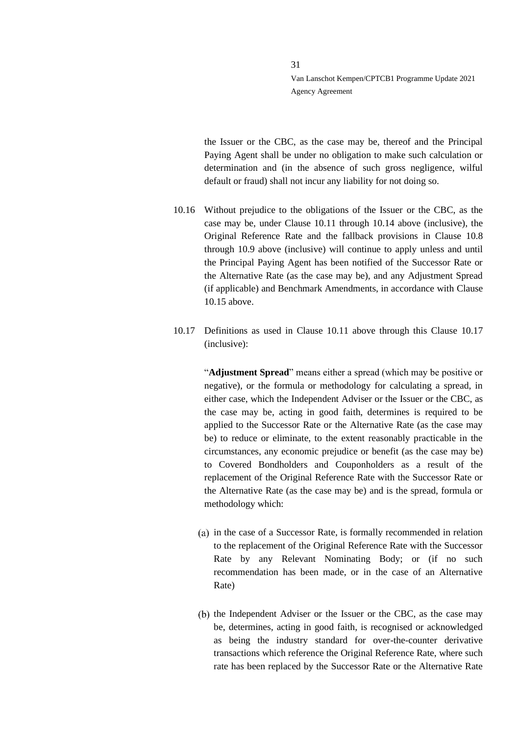the Issuer or the CBC, as the case may be, thereof and the Principal Paying Agent shall be under no obligation to make such calculation or determination and (in the absence of such gross negligence, wilful default or fraud) shall not incur any liability for not doing so.

10.16 Without prejudice to the obligations of the Issuer or the CBC, as the case may be, under Clause 10.11 through 10.14 above (inclusive), the Original Reference Rate and the fallback provisions in Clause 10.8 through 10.9 above (inclusive) will continue to apply unless and until the Principal Paying Agent has been notified of the Successor Rate or the Alternative Rate (as the case may be), and any Adjustment Spread (if applicable) and Benchmark Amendments, in accordance with Clause 10.15 above.

10.17 Definitions as used in Clause 10.11 above through this Clause 10.17 (inclusive):

"**Adjustment Spread**" means either a spread (which may be positive or negative), or the formula or methodology for calculating a spread, in either case, which the Independent Adviser or the Issuer or the CBC, as the case may be, acting in good faith, determines is required to be applied to the Successor Rate or the Alternative Rate (as the case may be) to reduce or eliminate, to the extent reasonably practicable in the circumstances, any economic prejudice or benefit (as the case may be) to Covered Bondholders and Couponholders as a result of the replacement of the Original Reference Rate with the Successor Rate or the Alternative Rate (as the case may be) and is the spread, formula or methodology which:

(a) in the case of a Successor Rate, is formally recommended in relation to the replacement of the Original Reference Rate with the Successor Rate by any Relevant Nominating Body; or (if no such recommendation has been made, or in the case of an Alternative Rate)

(b) the Independent Adviser or the Issuer or the CBC, as the case may be, determines, acting in good faith, is recognised or acknowledged as being the industry standard for over-the-counter derivative transactions which reference the Original Reference Rate, where such rate has been replaced by the Successor Rate or the Alternative Rate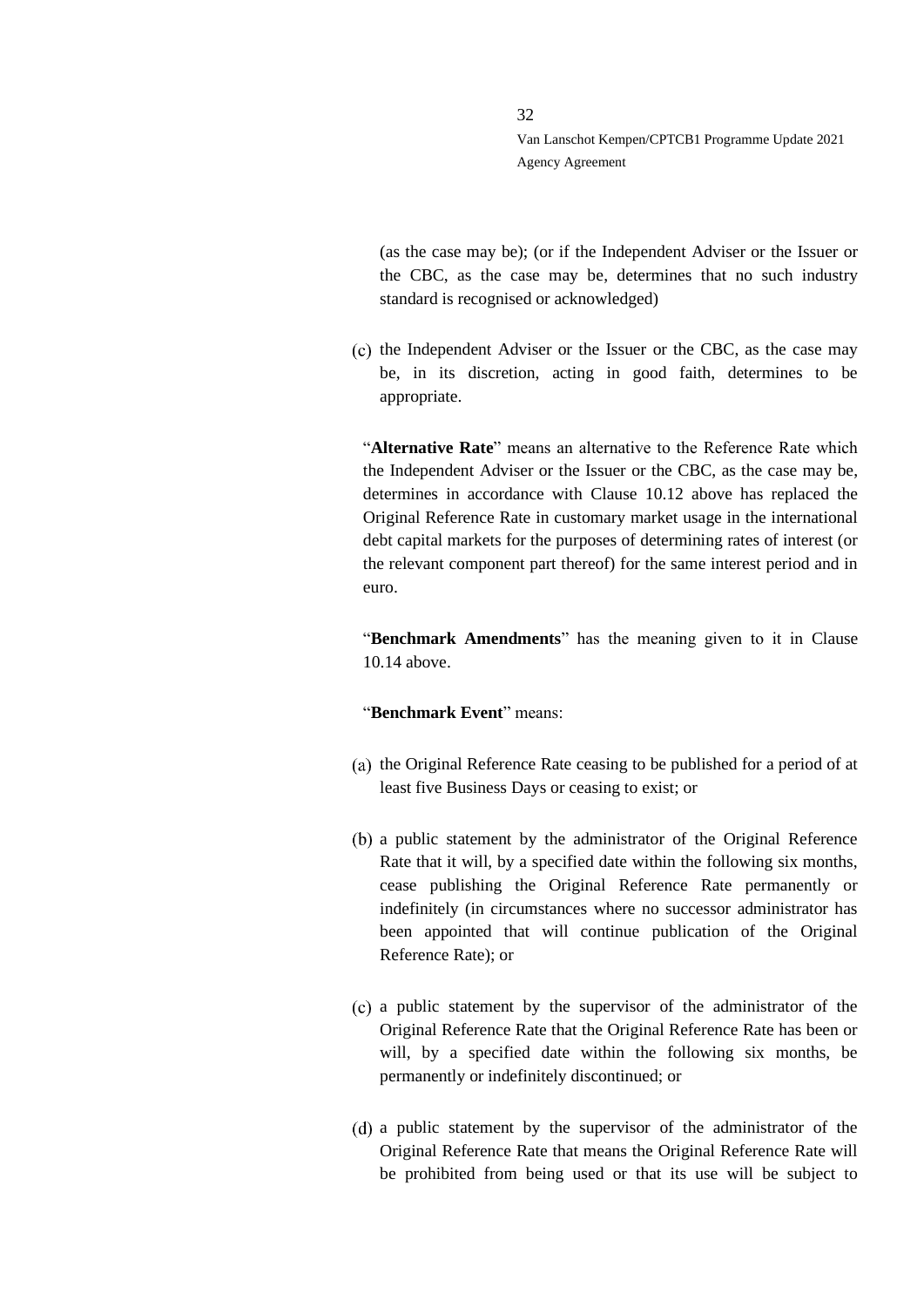(as the case may be); (or if the Independent Adviser or the Issuer or the CBC, as the case may be, determines that no such industry standard is recognised or acknowledged)

(c) the Independent Adviser or the Issuer or the CBC, as the case may be, in its discretion, acting in good faith, determines to be appropriate.

"**Alternative Rate**" means an alternative to the Reference Rate which the Independent Adviser or the Issuer or the CBC, as the case may be, determines in accordance with Clause 10.12 above has replaced the Original Reference Rate in customary market usage in the international debt capital markets for the purposes of determining rates of interest (or the relevant component part thereof) for the same interest period and in euro.

"**Benchmark Amendments**" has the meaning given to it in Clause 10.14 above.

"**Benchmark Event**" means:

(a) the Original Reference Rate ceasing to be published for a period of at least five Business Days or ceasing to exist; or

(b) a public statement by the administrator of the Original Reference Rate that it will, by a specified date within the following six months, cease publishing the Original Reference Rate permanently or indefinitely (in circumstances where no successor administrator has been appointed that will continue publication of the Original Reference Rate); or

(c) a public statement by the supervisor of the administrator of the Original Reference Rate that the Original Reference Rate has been or will, by a specified date within the following six months, be permanently or indefinitely discontinued; or

(d) a public statement by the supervisor of the administrator of the Original Reference Rate that means the Original Reference Rate will be prohibited from being used or that its use will be subject to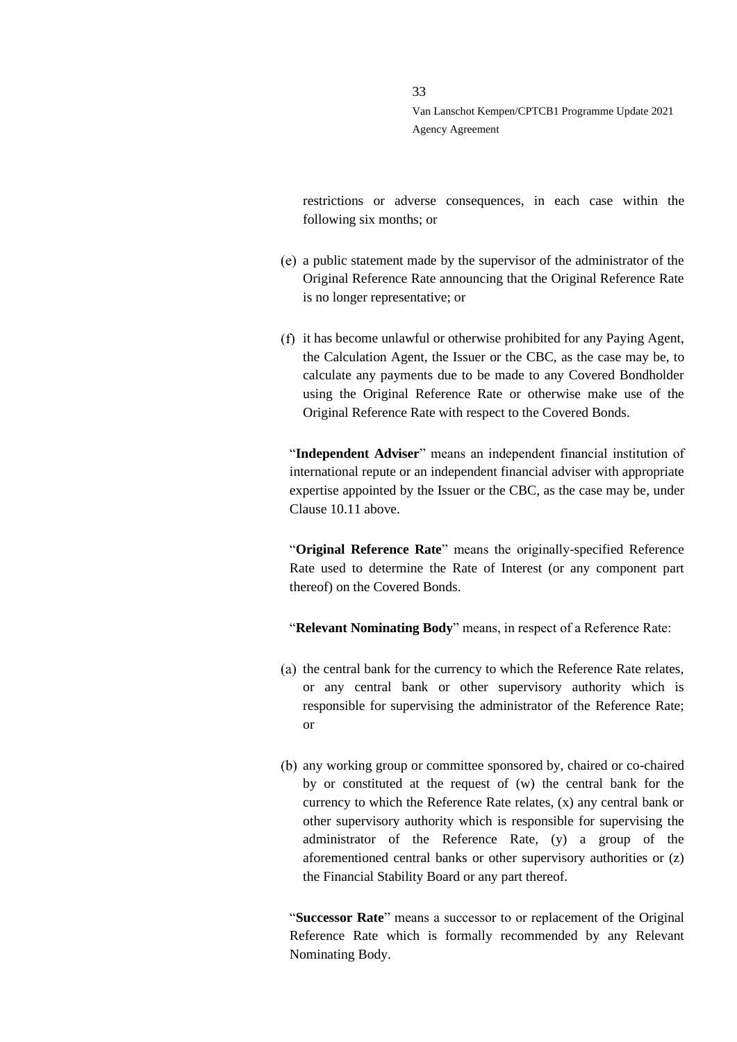restrictions or adverse consequences, in each case within the following six months; or

(e) a public statement made by the supervisor of the administrator of the Original Reference Rate announcing that the Original Reference Rate is no longer representative; or

(f) it has become unlawful or otherwise prohibited for any Paying Agent, the Calculation Agent, the Issuer or the CBC, as the case may be, to calculate any payments due to be made to any Covered Bondholder using the Original Reference Rate or otherwise make use of the Original Reference Rate with respect to the Covered Bonds.

"**Independent Adviser**" means an independent financial institution of international repute or an independent financial adviser with appropriate expertise appointed by the Issuer or the CBC, as the case may be, under Clause 10.11 above.

"**Original Reference Rate**" means the originally-specified Reference Rate used to determine the Rate of Interest (or any component part thereof) on the Covered Bonds.

"**Relevant Nominating Body**" means, in respect of a Reference Rate:

(a) the central bank for the currency to which the Reference Rate relates, or any central bank or other supervisory authority which is responsible for supervising the administrator of the Reference Rate; or

(b) any working group or committee sponsored by, chaired or co-chaired by or constituted at the request of (w) the central bank for the currency to which the Reference Rate relates, (x) any central bank or other supervisory authority which is responsible for supervising the administrator of the Reference Rate, (y) a group of the aforementioned central banks or other supervisory authorities or (z) the Financial Stability Board or any part thereof.

"**Successor Rate**" means a successor to or replacement of the Original Reference Rate which is formally recommended by any Relevant Nominating Body.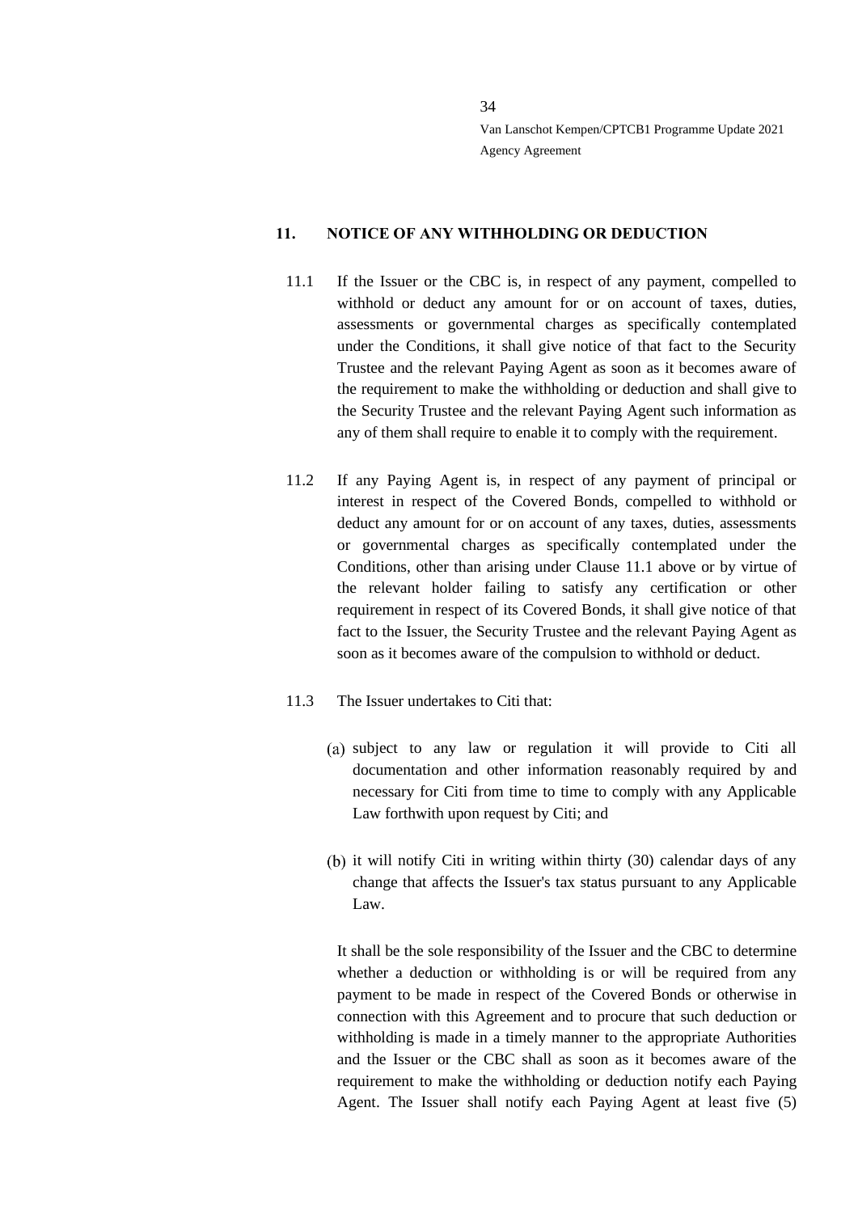## 11. NOTICE OF ANY WITHHOLDING OR DEDUCTION

11.1 If the Issuer or the CBC is, in respect of any payment, compelled to withhold or deduct any amount for or on account of taxes, duties, assessments or governmental charges as specifically contemplated under the Conditions, it shall give notice of that fact to the Security Trustee and the relevant Paying Agent as soon as it becomes aware of the requirement to make the withholding or deduction and shall give to the Security Trustee and the relevant Paying Agent such information as any of them shall require to enable it to comply with the requirement.

11.2 If any Paying Agent is, in respect of any payment of principal or interest in respect of the Covered Bonds, compelled to withhold or deduct any amount for or on account of any taxes, duties, assessments or governmental charges as specifically contemplated under the Conditions, other than arising under Clause 11.1 above or by virtue of the relevant holder failing to satisfy any certification or other requirement in respect of its Covered Bonds, it shall give notice of that fact to the Issuer, the Security Trustee and the relevant Paying Agent as soon as it becomes aware of the compulsion to withhold or deduct.

11.3 The Issuer undertakes to Citi that:

(a) subject to any law or regulation it will provide to Citi all documentation and other information reasonably required by and necessary for Citi from time to time to comply with any Applicable Law forthwith upon request by Citi; and

(b) it will notify Citi in writing within thirty (30) calendar days of any change that affects the Issuer's tax status pursuant to any Applicable Law.

It shall be the sole responsibility of the Issuer and the CBC to determine whether a deduction or withholding is or will be required from any payment to be made in respect of the Covered Bonds or otherwise in connection with this Agreement and to procure that such deduction or withholding is made in a timely manner to the appropriate Authorities and the Issuer or the CBC shall as soon as it becomes aware of the requirement to make the withholding or deduction notify each Paying Agent. The Issuer shall notify each Paying Agent at least five (5)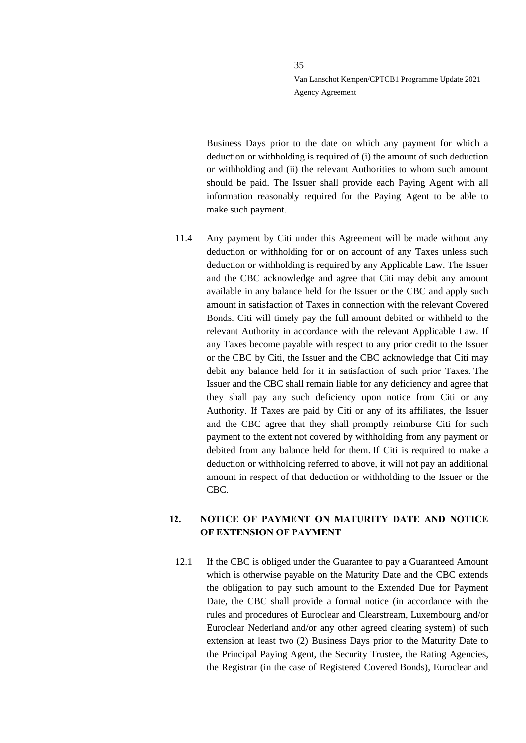Business Days prior to the date on which any payment for which a deduction or withholding is required of (i) the amount of such deduction or withholding and (ii) the relevant Authorities to whom such amount should be paid. The Issuer shall provide each Paying Agent with all information reasonably required for the Paying Agent to be able to make such payment.

11.4 Any payment by Citi under this Agreement will be made without any deduction or withholding for or on account of any Taxes unless such deduction or withholding is required by any Applicable Law. The Issuer and the CBC acknowledge and agree that Citi may debit any amount available in any balance held for the Issuer or the CBC and apply such amount in satisfaction of Taxes in connection with the relevant Covered Bonds. Citi will timely pay the full amount debited or withheld to the relevant Authority in accordance with the relevant Applicable Law. If any Taxes become payable with respect to any prior credit to the Issuer or the CBC by Citi, the Issuer and the CBC acknowledge that Citi may debit any balance held for it in satisfaction of such prior Taxes. The Issuer and the CBC shall remain liable for any deficiency and agree that they shall pay any such deficiency upon notice from Citi or any Authority. If Taxes are paid by Citi or any of its affiliates, the Issuer and the CBC agree that they shall promptly reimburse Citi for such payment to the extent not covered by withholding from any payment or debited from any balance held for them. If Citi is required to make a deduction or withholding referred to above, it will not pay an additional amount in respect of that deduction or withholding to the Issuer or the CBC.

## 12. NOTICE OF PAYMENT ON MATURITY DATE AND NOTICE OF EXTENSION OF PAYMENT

12.1 If the CBC is obliged under the Guarantee to pay a Guaranteed Amount which is otherwise payable on the Maturity Date and the CBC extends the obligation to pay such amount to the Extended Due for Payment Date, the CBC shall provide a formal notice (in accordance with the rules and procedures of Euroclear and Clearstream, Luxembourg and/or Euroclear Nederland and/or any other agreed clearing system) of such extension at least two (2) Business Days prior to the Maturity Date to the Principal Paying Agent, the Security Trustee, the Rating Agencies, the Registrar (in the case of Registered Covered Bonds), Euroclear and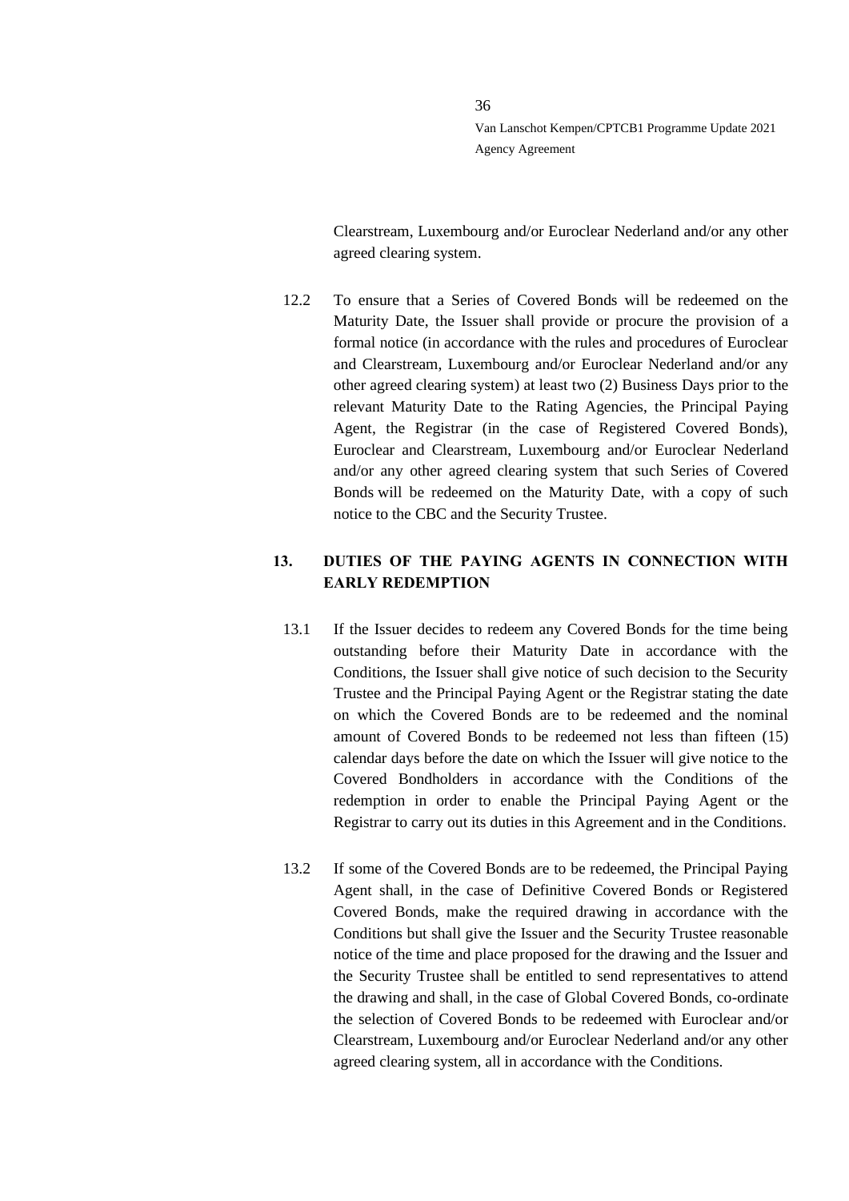Clearstream, Luxembourg and/or Euroclear Nederland and/or any other agreed clearing system.

12.2 To ensure that a Series of Covered Bonds will be redeemed on the Maturity Date, the Issuer shall provide or procure the provision of a formal notice (in accordance with the rules and procedures of Euroclear and Clearstream, Luxembourg and/or Euroclear Nederland and/or any other agreed clearing system) at least two (2) Business Days prior to the relevant Maturity Date to the Rating Agencies, the Principal Paying Agent, the Registrar (in the case of Registered Covered Bonds), Euroclear and Clearstream, Luxembourg and/or Euroclear Nederland and/or any other agreed clearing system that such Series of Covered Bonds will be redeemed on the Maturity Date, with a copy of such notice to the CBC and the Security Trustee.

## 13. DUTIES OF THE PAYING AGENTS IN CONNECTION WITH EARLY REDEMPTION

13.1 If the Issuer decides to redeem any Covered Bonds for the time being outstanding before their Maturity Date in accordance with the Conditions, the Issuer shall give notice of such decision to the Security Trustee and the Principal Paying Agent or the Registrar stating the date on which the Covered Bonds are to be redeemed and the nominal amount of Covered Bonds to be redeemed not less than fifteen (15) calendar days before the date on which the Issuer will give notice to the Covered Bondholders in accordance with the Conditions of the redemption in order to enable the Principal Paying Agent or the Registrar to carry out its duties in this Agreement and in the Conditions.

13.2 If some of the Covered Bonds are to be redeemed, the Principal Paying Agent shall, in the case of Definitive Covered Bonds or Registered Covered Bonds, make the required drawing in accordance with the Conditions but shall give the Issuer and the Security Trustee reasonable notice of the time and place proposed for the drawing and the Issuer and the Security Trustee shall be entitled to send representatives to attend the drawing and shall, in the case of Global Covered Bonds, co-ordinate the selection of Covered Bonds to be redeemed with Euroclear and/or Clearstream, Luxembourg and/or Euroclear Nederland and/or any other agreed clearing system, all in accordance with the Conditions.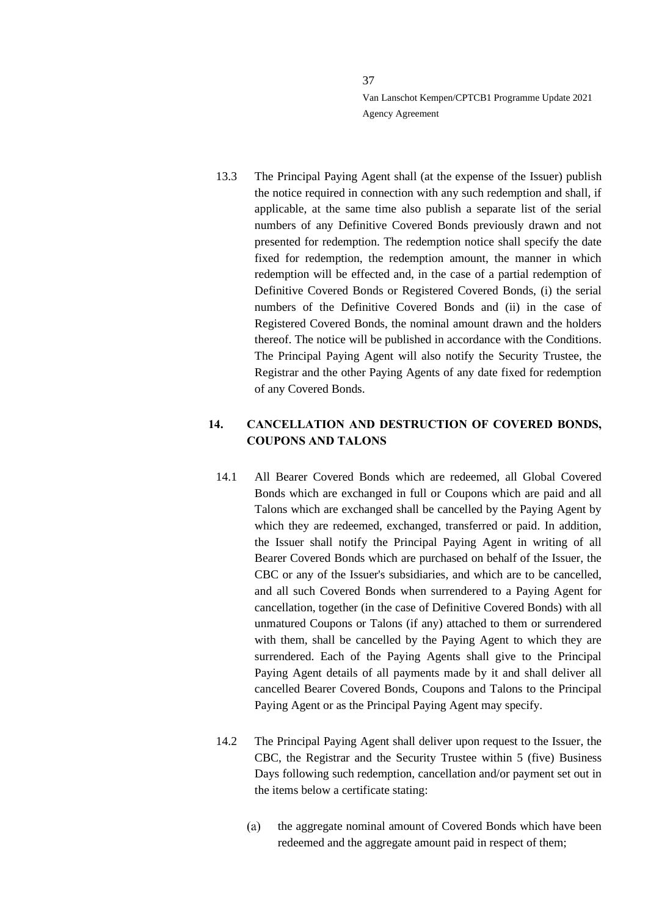13.3 The Principal Paying Agent shall (at the expense of the Issuer) publish the notice required in connection with any such redemption and shall, if applicable, at the same time also publish a separate list of the serial numbers of any Definitive Covered Bonds previously drawn and not presented for redemption. The redemption notice shall specify the date fixed for redemption, the redemption amount, the manner in which redemption will be effected and, in the case of a partial redemption of Definitive Covered Bonds or Registered Covered Bonds, (i) the serial numbers of the Definitive Covered Bonds and (ii) in the case of Registered Covered Bonds, the nominal amount drawn and the holders thereof. The notice will be published in accordance with the Conditions. The Principal Paying Agent will also notify the Security Trustee, the Registrar and the other Paying Agents of any date fixed for redemption of any Covered Bonds.

## 14. CANCELLATION AND DESTRUCTION OF COVERED BONDS, COUPONS AND TALONS

14.1 All Bearer Covered Bonds which are redeemed, all Global Covered Bonds which are exchanged in full or Coupons which are paid and all Talons which are exchanged shall be cancelled by the Paying Agent by which they are redeemed, exchanged, transferred or paid. In addition, the Issuer shall notify the Principal Paying Agent in writing of all Bearer Covered Bonds which are purchased on behalf of the Issuer, the CBC or any of the Issuer's subsidiaries, and which are to be cancelled, and all such Covered Bonds when surrendered to a Paying Agent for cancellation, together (in the case of Definitive Covered Bonds) with all unmatured Coupons or Talons (if any) attached to them or surrendered with them, shall be cancelled by the Paying Agent to which they are surrendered. Each of the Paying Agents shall give to the Principal Paying Agent details of all payments made by it and shall deliver all cancelled Bearer Covered Bonds, Coupons and Talons to the Principal Paying Agent or as the Principal Paying Agent may specify.

14.2 The Principal Paying Agent shall deliver upon request to the Issuer, the CBC, the Registrar and the Security Trustee within 5 (five) Business Days following such redemption, cancellation and/or payment set out in the items below a certificate stating:

(a) the aggregate nominal amount of Covered Bonds which have been redeemed and the aggregate amount paid in respect of them;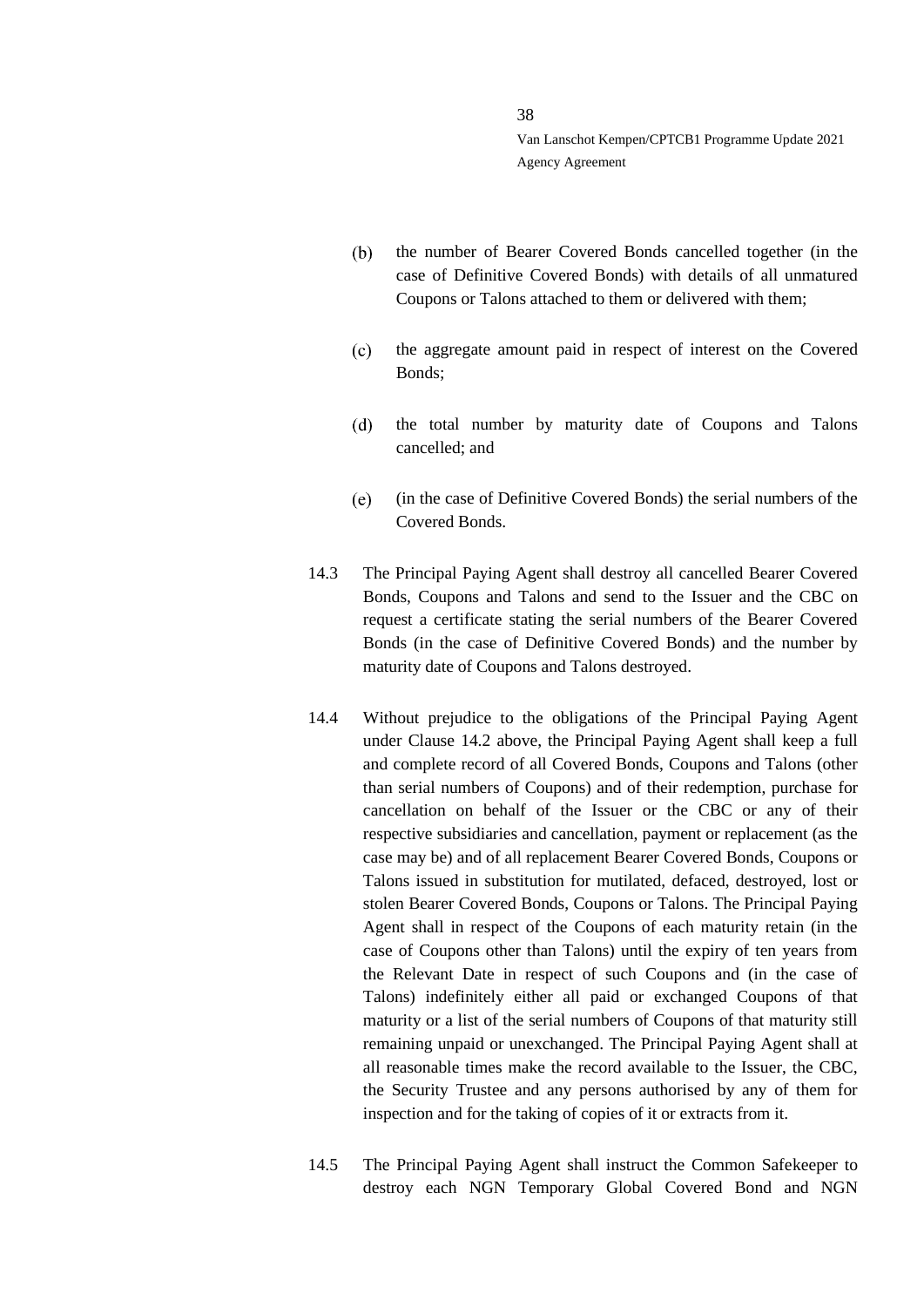(b) the number of Bearer Covered Bonds cancelled together (in the case of Definitive Covered Bonds) with details of all unmatured Coupons or Talons attached to them or delivered with them;

(c) the aggregate amount paid in respect of interest on the Covered Bonds;

(d) the total number by maturity date of Coupons and Talons cancelled; and

(e) (in the case of Definitive Covered Bonds) the serial numbers of the Covered Bonds.

14.3 The Principal Paying Agent shall destroy all cancelled Bearer Covered Bonds, Coupons and Talons and send to the Issuer and the CBC on request a certificate stating the serial numbers of the Bearer Covered Bonds (in the case of Definitive Covered Bonds) and the number by maturity date of Coupons and Talons destroyed.

14.4 Without prejudice to the obligations of the Principal Paying Agent under Clause 14.2 above, the Principal Paying Agent shall keep a full and complete record of all Covered Bonds, Coupons and Talons (other than serial numbers of Coupons) and of their redemption, purchase for cancellation on behalf of the Issuer or the CBC or any of their respective subsidiaries and cancellation, payment or replacement (as the case may be) and of all replacement Bearer Covered Bonds, Coupons or Talons issued in substitution for mutilated, defaced, destroyed, lost or stolen Bearer Covered Bonds, Coupons or Talons. The Principal Paying Agent shall in respect of the Coupons of each maturity retain (in the case of Coupons other than Talons) until the expiry of ten years from the Relevant Date in respect of such Coupons and (in the case of Talons) indefinitely either all paid or exchanged Coupons of that maturity or a list of the serial numbers of Coupons of that maturity still remaining unpaid or unexchanged. The Principal Paying Agent shall at all reasonable times make the record available to the Issuer, the CBC, the Security Trustee and any persons authorised by any of them for inspection and for the taking of copies of it or extracts from it.

14.5 The Principal Paying Agent shall instruct the Common Safekeeper to destroy each NGN Temporary Global Covered Bond and NGN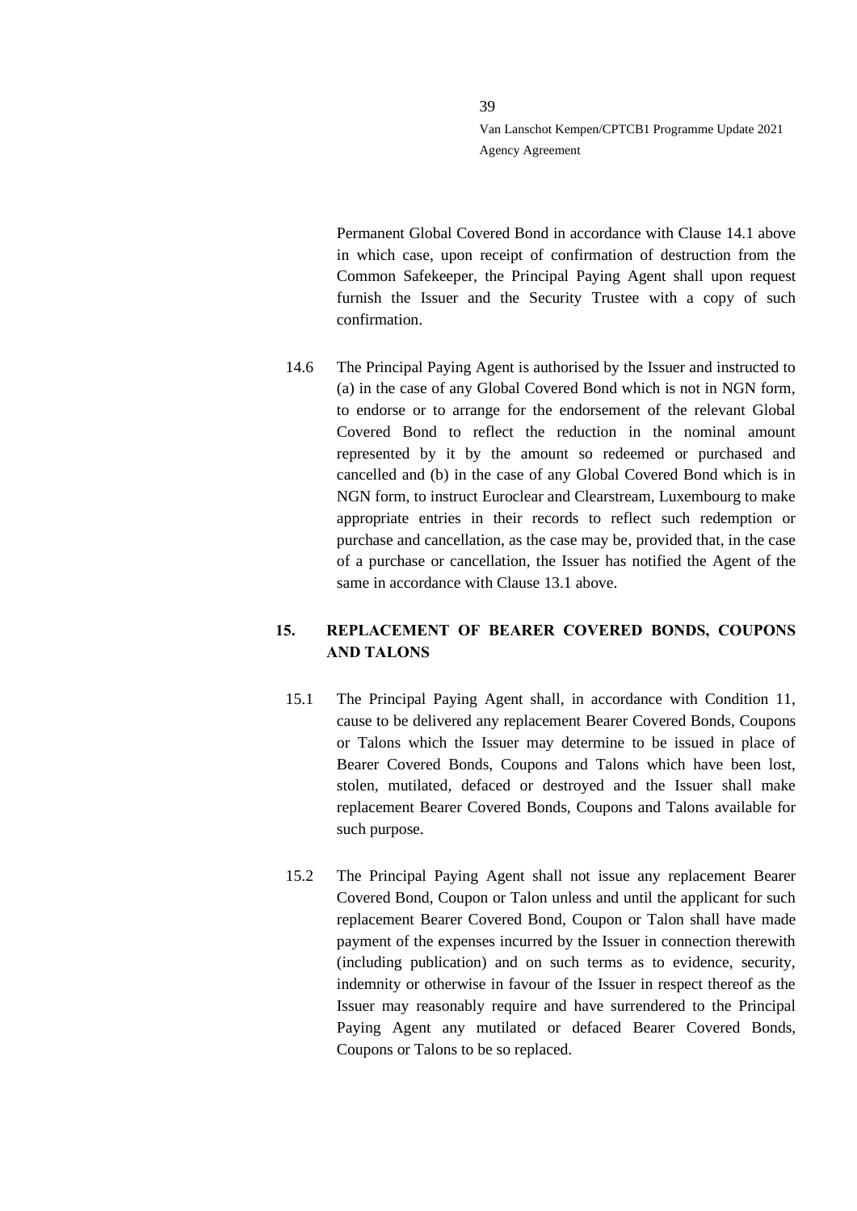Permanent Global Covered Bond in accordance with Clause 14.1 above in which case, upon receipt of confirmation of destruction from the Common Safekeeper, the Principal Paying Agent shall upon request furnish the Issuer and the Security Trustee with a copy of such confirmation.

14.6 The Principal Paying Agent is authorised by the Issuer and instructed to (a) in the case of any Global Covered Bond which is not in NGN form, to endorse or to arrange for the endorsement of the relevant Global Covered Bond to reflect the reduction in the nominal amount represented by it by the amount so redeemed or purchased and cancelled and (b) in the case of any Global Covered Bond which is in NGN form, to instruct Euroclear and Clearstream, Luxembourg to make appropriate entries in their records to reflect such redemption or purchase and cancellation, as the case may be, provided that, in the case of a purchase or cancellation, the Issuer has notified the Agent of the same in accordance with Clause 13.1 above.

## 15. REPLACEMENT OF BEARER COVERED BONDS, COUPONS AND TALONS

15.1 The Principal Paying Agent shall, in accordance with Condition 11, cause to be delivered any replacement Bearer Covered Bonds, Coupons or Talons which the Issuer may determine to be issued in place of Bearer Covered Bonds, Coupons and Talons which have been lost, stolen, mutilated, defaced or destroyed and the Issuer shall make replacement Bearer Covered Bonds, Coupons and Talons available for such purpose.

15.2 The Principal Paying Agent shall not issue any replacement Bearer Covered Bond, Coupon or Talon unless and until the applicant for such replacement Bearer Covered Bond, Coupon or Talon shall have made payment of the expenses incurred by the Issuer in connection therewith (including publication) and on such terms as to evidence, security, indemnity or otherwise in favour of the Issuer in respect thereof as the Issuer may reasonably require and have surrendered to the Principal Paying Agent any mutilated or defaced Bearer Covered Bonds, Coupons or Talons to be so replaced.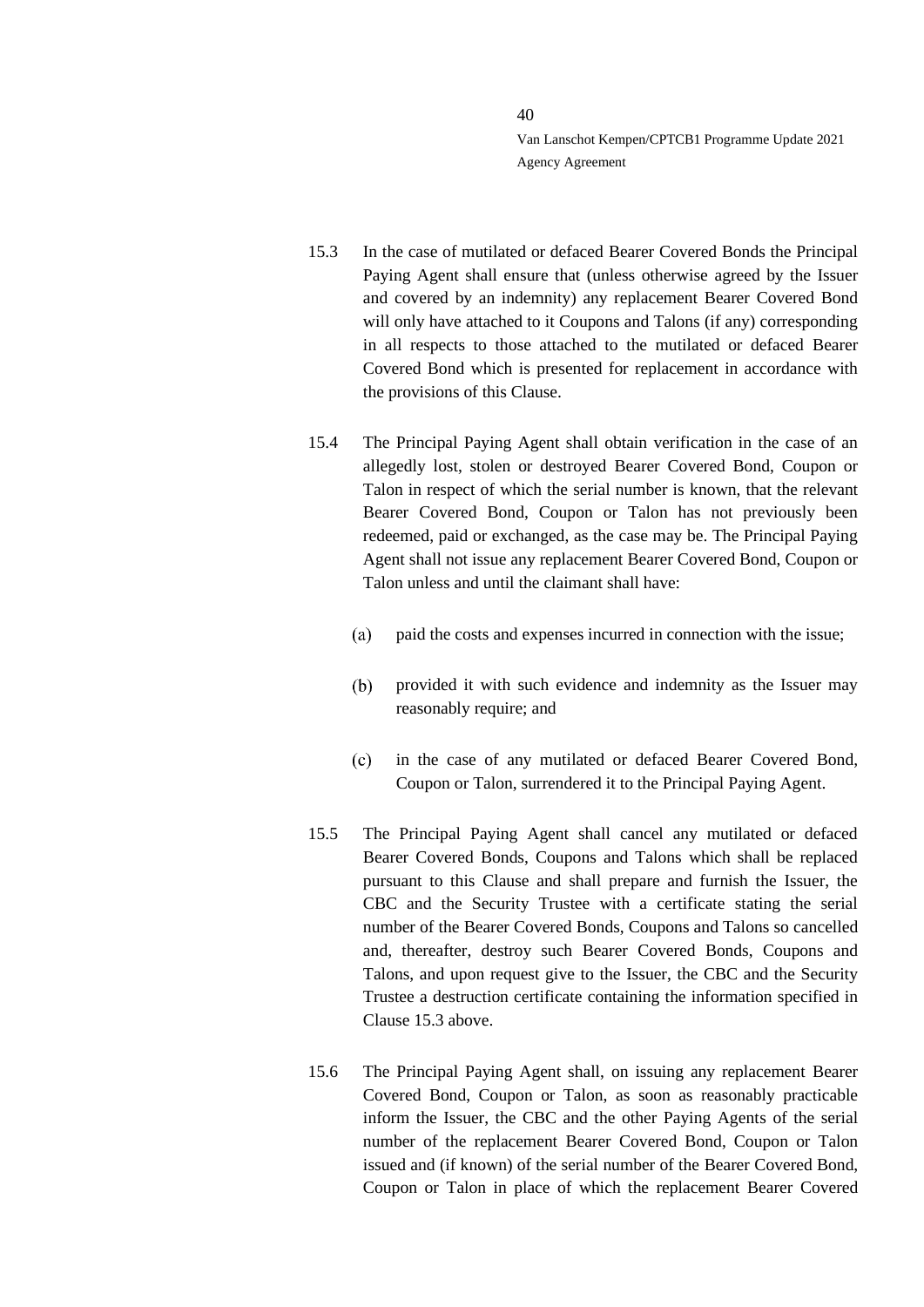15.3 In the case of mutilated or defaced Bearer Covered Bonds the Principal Paying Agent shall ensure that (unless otherwise agreed by the Issuer and covered by an indemnity) any replacement Bearer Covered Bond will only have attached to it Coupons and Talons (if any) corresponding in all respects to those attached to the mutilated or defaced Bearer Covered Bond which is presented for replacement in accordance with the provisions of this Clause.

15.4 The Principal Paying Agent shall obtain verification in the case of an allegedly lost, stolen or destroyed Bearer Covered Bond, Coupon or Talon in respect of which the serial number is known, that the relevant Bearer Covered Bond, Coupon or Talon has not previously been redeemed, paid or exchanged, as the case may be. The Principal Paying Agent shall not issue any replacement Bearer Covered Bond, Coupon or Talon unless and until the claimant shall have:

(a) paid the costs and expenses incurred in connection with the issue;

(b) provided it with such evidence and indemnity as the Issuer may reasonably require; and

(c) in the case of any mutilated or defaced Bearer Covered Bond, Coupon or Talon, surrendered it to the Principal Paying Agent.

15.5 The Principal Paying Agent shall cancel any mutilated or defaced Bearer Covered Bonds, Coupons and Talons which shall be replaced pursuant to this Clause and shall prepare and furnish the Issuer, the CBC and the Security Trustee with a certificate stating the serial number of the Bearer Covered Bonds, Coupons and Talons so cancelled and, thereafter, destroy such Bearer Covered Bonds, Coupons and Talons, and upon request give to the Issuer, the CBC and the Security Trustee a destruction certificate containing the information specified in Clause 15.3 above.

15.6 The Principal Paying Agent shall, on issuing any replacement Bearer Covered Bond, Coupon or Talon, as soon as reasonably practicable inform the Issuer, the CBC and the other Paying Agents of the serial number of the replacement Bearer Covered Bond, Coupon or Talon issued and (if known) of the serial number of the Bearer Covered Bond, Coupon or Talon in place of which the replacement Bearer Covered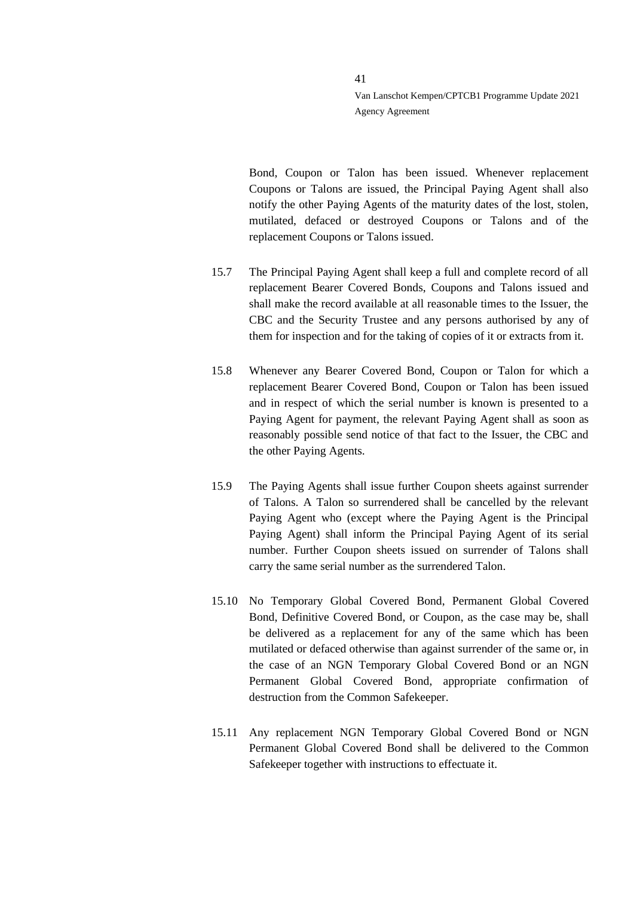Bond, Coupon or Talon has been issued. Whenever replacement Coupons or Talons are issued, the Principal Paying Agent shall also notify the other Paying Agents of the maturity dates of the lost, stolen, mutilated, defaced or destroyed Coupons or Talons and of the replacement Coupons or Talons issued.

15.7 The Principal Paying Agent shall keep a full and complete record of all replacement Bearer Covered Bonds, Coupons and Talons issued and shall make the record available at all reasonable times to the Issuer, the CBC and the Security Trustee and any persons authorised by any of them for inspection and for the taking of copies of it or extracts from it.

15.8 Whenever any Bearer Covered Bond, Coupon or Talon for which a replacement Bearer Covered Bond, Coupon or Talon has been issued and in respect of which the serial number is known is presented to a Paying Agent for payment, the relevant Paying Agent shall as soon as reasonably possible send notice of that fact to the Issuer, the CBC and the other Paying Agents.

15.9 The Paying Agents shall issue further Coupon sheets against surrender of Talons. A Talon so surrendered shall be cancelled by the relevant Paying Agent who (except where the Paying Agent is the Principal Paying Agent) shall inform the Principal Paying Agent of its serial number. Further Coupon sheets issued on surrender of Talons shall carry the same serial number as the surrendered Talon.

15.10 No Temporary Global Covered Bond, Permanent Global Covered Bond, Definitive Covered Bond, or Coupon, as the case may be, shall be delivered as a replacement for any of the same which has been mutilated or defaced otherwise than against surrender of the same or, in the case of an NGN Temporary Global Covered Bond or an NGN Permanent Global Covered Bond, appropriate confirmation of destruction from the Common Safekeeper.

15.11 Any replacement NGN Temporary Global Covered Bond or NGN Permanent Global Covered Bond shall be delivered to the Common Safekeeper together with instructions to effectuate it.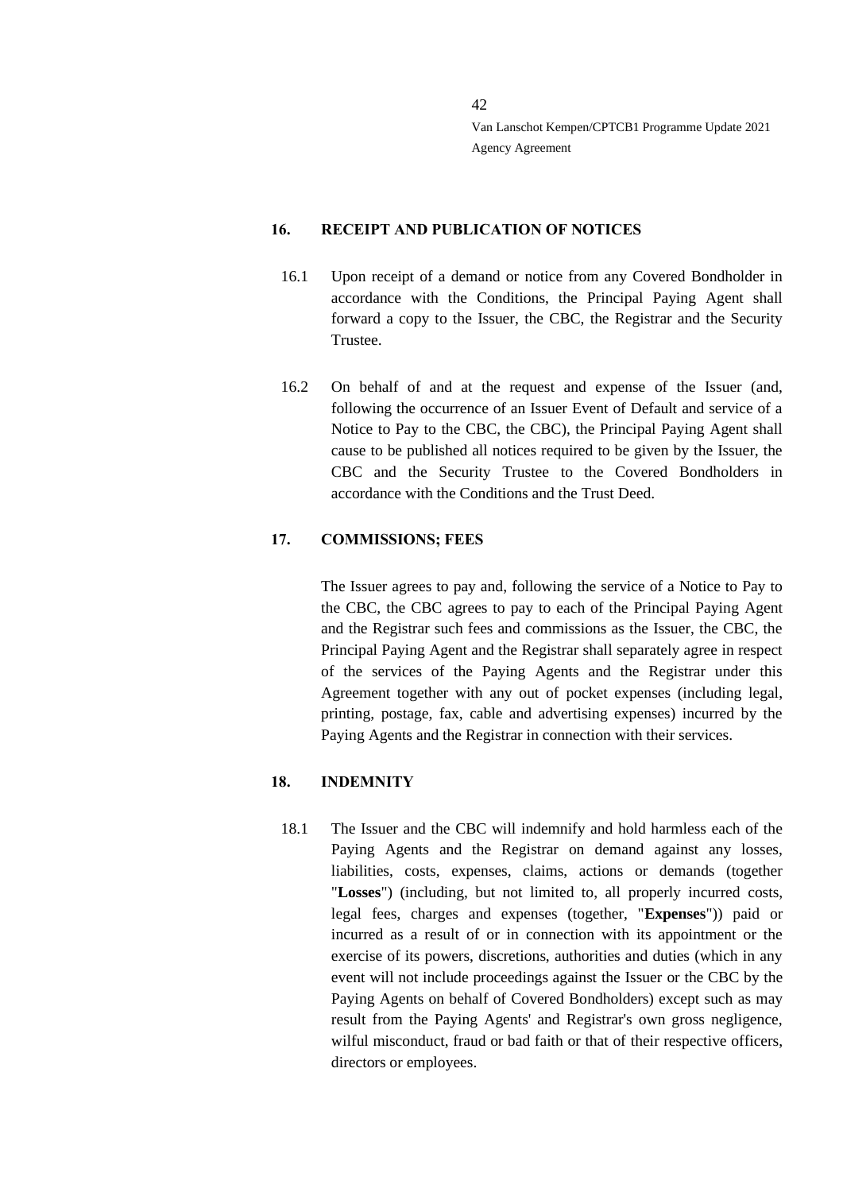## 16. RECEIPT AND PUBLICATION OF NOTICES

16.1 Upon receipt of a demand or notice from any Covered Bondholder in accordance with the Conditions, the Principal Paying Agent shall forward a copy to the Issuer, the CBC, the Registrar and the Security Trustee.

16.2 On behalf of and at the request and expense of the Issuer (and, following the occurrence of an Issuer Event of Default and service of a Notice to Pay to the CBC, the CBC), the Principal Paying Agent shall cause to be published all notices required to be given by the Issuer, the CBC and the Security Trustee to the Covered Bondholders in accordance with the Conditions and the Trust Deed.

## 17. COMMISSIONS; FEES

The Issuer agrees to pay and, following the service of a Notice to Pay to the CBC, the CBC agrees to pay to each of the Principal Paying Agent and the Registrar such fees and commissions as the Issuer, the CBC, the Principal Paying Agent and the Registrar shall separately agree in respect of the services of the Paying Agents and the Registrar under this Agreement together with any out of pocket expenses (including legal, printing, postage, fax, cable and advertising expenses) incurred by the Paying Agents and the Registrar in connection with their services.

## 18. INDEMNITY

18.1 The Issuer and the CBC will indemnify and hold harmless each of the Paying Agents and the Registrar on demand against any losses, liabilities, costs, expenses, claims, actions or demands (together "**Losses**") (including, but not limited to, all properly incurred costs, legal fees, charges and expenses (together, "**Expenses**")) paid or incurred as a result of or in connection with its appointment or the exercise of its powers, discretions, authorities and duties (which in any event will not include proceedings against the Issuer or the CBC by the Paying Agents on behalf of Covered Bondholders) except such as may result from the Paying Agents' and Registrar's own gross negligence, wilful misconduct, fraud or bad faith or that of their respective officers, directors or employees.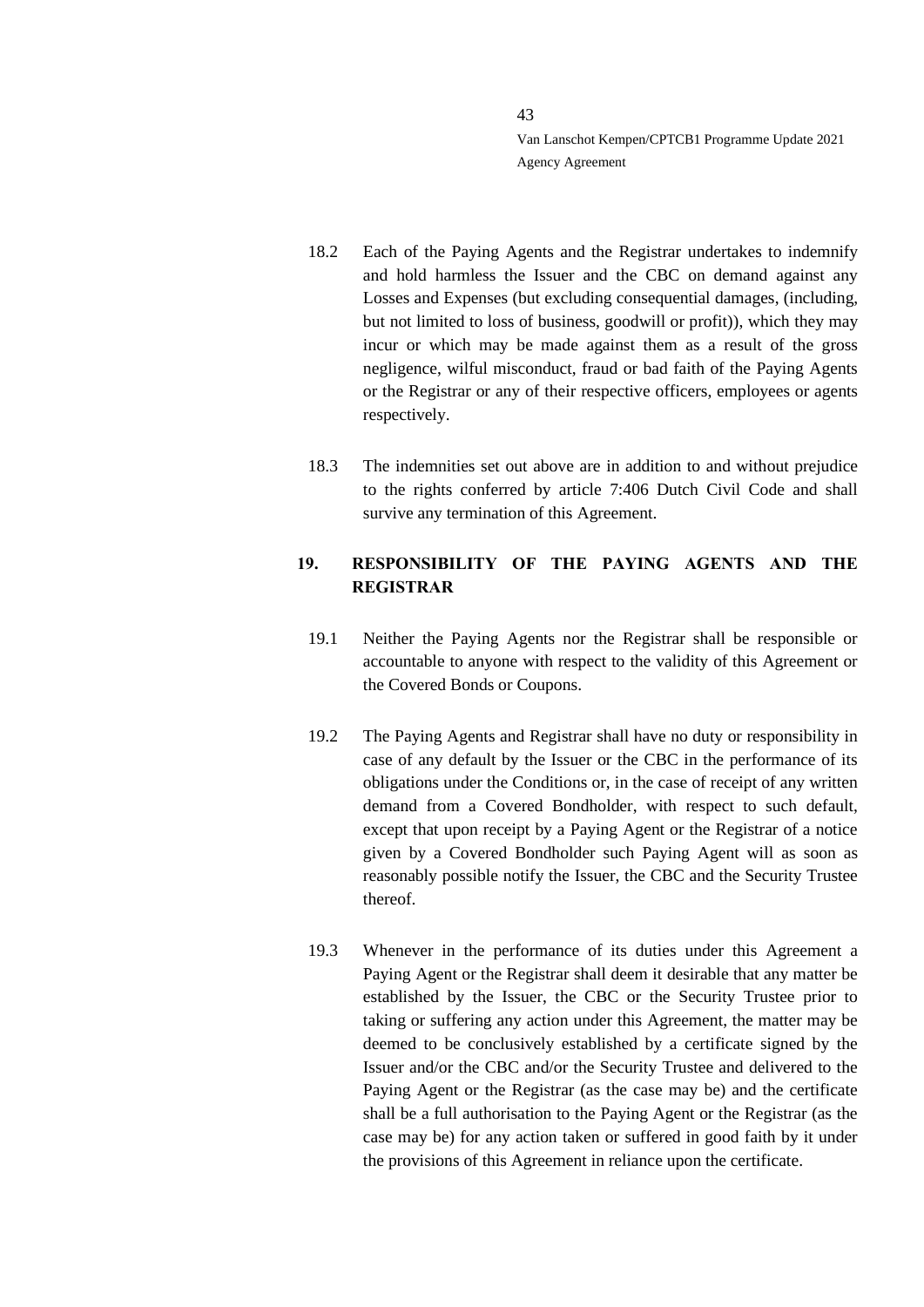18.2 Each of the Paying Agents and the Registrar undertakes to indemnify and hold harmless the Issuer and the CBC on demand against any Losses and Expenses (but excluding consequential damages, (including, but not limited to loss of business, goodwill or profit)), which they may incur or which may be made against them as a result of the gross negligence, wilful misconduct, fraud or bad faith of the Paying Agents or the Registrar or any of their respective officers, employees or agents respectively.

18.3 The indemnities set out above are in addition to and without prejudice to the rights conferred by article 7:406 Dutch Civil Code and shall survive any termination of this Agreement.

## 19. RESPONSIBILITY OF THE PAYING AGENTS AND THE REGISTRAR

19.1 Neither the Paying Agents nor the Registrar shall be responsible or accountable to anyone with respect to the validity of this Agreement or the Covered Bonds or Coupons.

19.2 The Paying Agents and Registrar shall have no duty or responsibility in case of any default by the Issuer or the CBC in the performance of its obligations under the Conditions or, in the case of receipt of any written demand from a Covered Bondholder, with respect to such default, except that upon receipt by a Paying Agent or the Registrar of a notice given by a Covered Bondholder such Paying Agent will as soon as reasonably possible notify the Issuer, the CBC and the Security Trustee thereof.

19.3 Whenever in the performance of its duties under this Agreement a Paying Agent or the Registrar shall deem it desirable that any matter be established by the Issuer, the CBC or the Security Trustee prior to taking or suffering any action under this Agreement, the matter may be deemed to be conclusively established by a certificate signed by the Issuer and/or the CBC and/or the Security Trustee and delivered to the Paying Agent or the Registrar (as the case may be) and the certificate shall be a full authorisation to the Paying Agent or the Registrar (as the case may be) for any action taken or suffered in good faith by it under the provisions of this Agreement in reliance upon the certificate.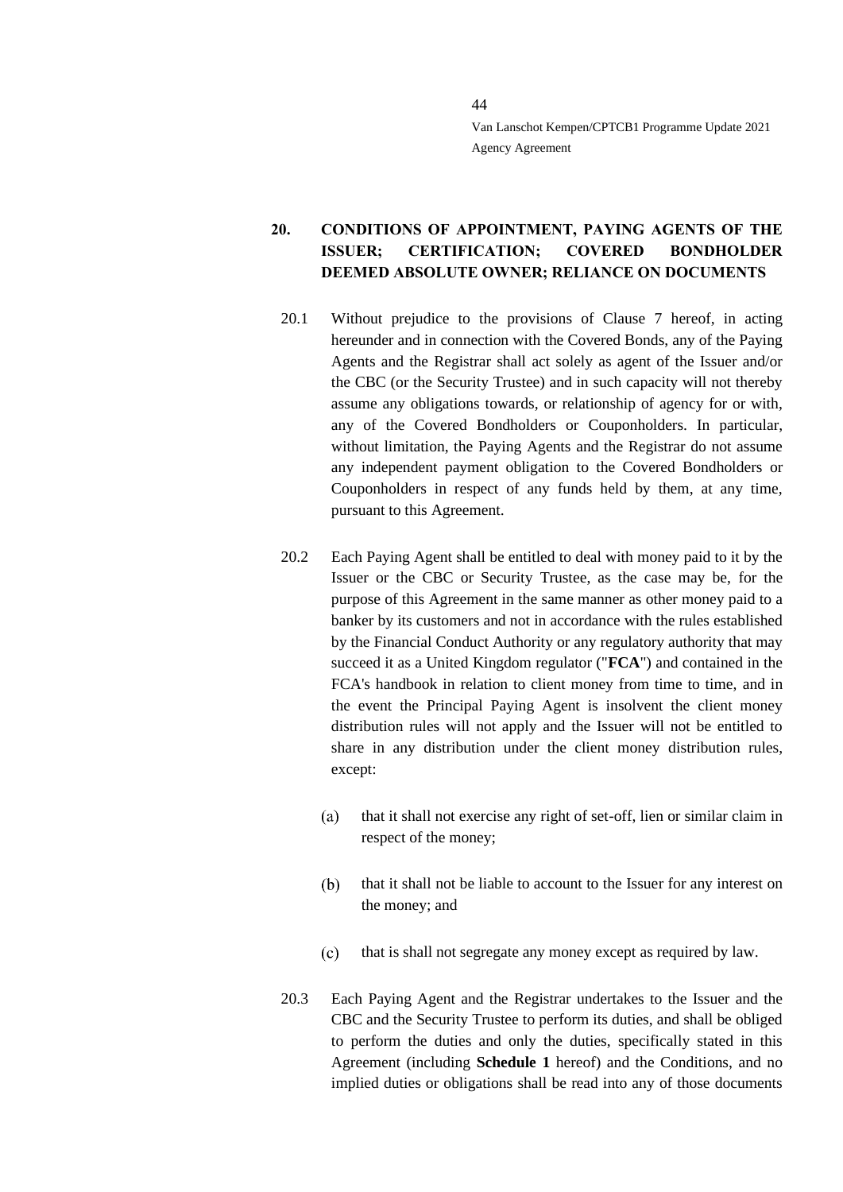## 20. CONDITIONS OF APPOINTMENT, PAYING AGENTS OF THE ISSUER; CERTIFICATION; COVERED BONDHOLDER DEEMED ABSOLUTE OWNER; RELIANCE ON DOCUMENTS

20.1 Without prejudice to the provisions of Clause 7 hereof, in acting hereunder and in connection with the Covered Bonds, any of the Paying Agents and the Registrar shall act solely as agent of the Issuer and/or the CBC (or the Security Trustee) and in such capacity will not thereby assume any obligations towards, or relationship of agency for or with, any of the Covered Bondholders or Couponholders. In particular, without limitation, the Paying Agents and the Registrar do not assume any independent payment obligation to the Covered Bondholders or Couponholders in respect of any funds held by them, at any time, pursuant to this Agreement.

20.2 Each Paying Agent shall be entitled to deal with money paid to it by the Issuer or the CBC or Security Trustee, as the case may be, for the purpose of this Agreement in the same manner as other money paid to a banker by its customers and not in accordance with the rules established by the Financial Conduct Authority or any regulatory authority that may succeed it as a United Kingdom regulator ("**FCA**") and contained in the FCA's handbook in relation to client money from time to time, and in the event the Principal Paying Agent is insolvent the client money distribution rules will not apply and the Issuer will not be entitled to share in any distribution under the client money distribution rules, except:

(a) that it shall not exercise any right of set-off, lien or similar claim in respect of the money;

(b) that it shall not be liable to account to the Issuer for any interest on the money; and

(c) that is shall not segregate any money except as required by law.

20.3 Each Paying Agent and the Registrar undertakes to the Issuer and the CBC and the Security Trustee to perform its duties, and shall be obliged to perform the duties and only the duties, specifically stated in this Agreement (including **Schedule 1** hereof) and the Conditions, and no implied duties or obligations shall be read into any of those documents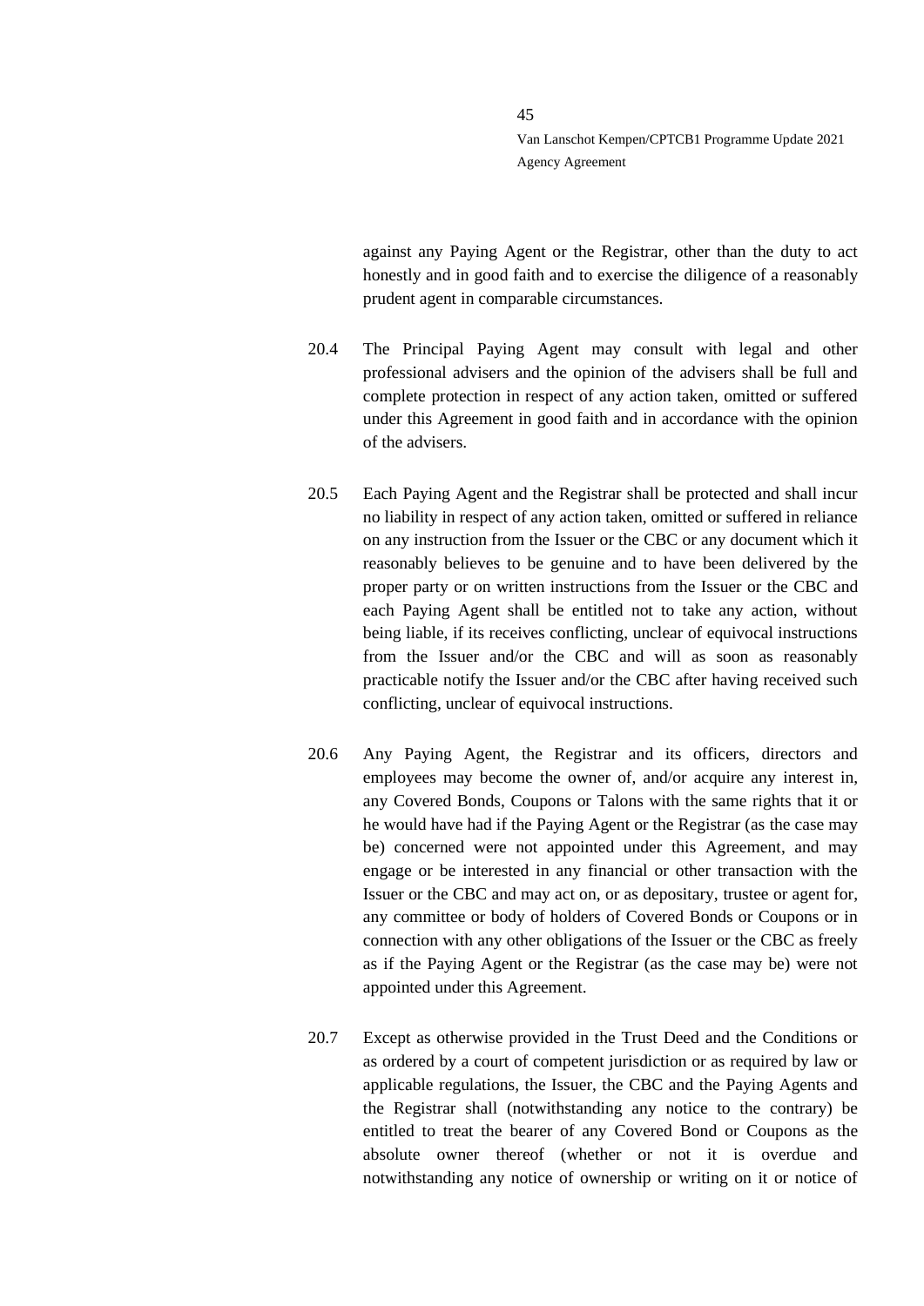against any Paying Agent or the Registrar, other than the duty to act honestly and in good faith and to exercise the diligence of a reasonably prudent agent in comparable circumstances.

20.4 The Principal Paying Agent may consult with legal and other professional advisers and the opinion of the advisers shall be full and complete protection in respect of any action taken, omitted or suffered under this Agreement in good faith and in accordance with the opinion of the advisers.

20.5 Each Paying Agent and the Registrar shall be protected and shall incur no liability in respect of any action taken, omitted or suffered in reliance on any instruction from the Issuer or the CBC or any document which it reasonably believes to be genuine and to have been delivered by the proper party or on written instructions from the Issuer or the CBC and each Paying Agent shall be entitled not to take any action, without being liable, if its receives conflicting, unclear of equivocal instructions from the Issuer and/or the CBC and will as soon as reasonably practicable notify the Issuer and/or the CBC after having received such conflicting, unclear of equivocal instructions.

20.6 Any Paying Agent, the Registrar and its officers, directors and employees may become the owner of, and/or acquire any interest in, any Covered Bonds, Coupons or Talons with the same rights that it or he would have had if the Paying Agent or the Registrar (as the case may be) concerned were not appointed under this Agreement, and may engage or be interested in any financial or other transaction with the Issuer or the CBC and may act on, or as depositary, trustee or agent for, any committee or body of holders of Covered Bonds or Coupons or in connection with any other obligations of the Issuer or the CBC as freely as if the Paying Agent or the Registrar (as the case may be) were not appointed under this Agreement.

20.7 Except as otherwise provided in the Trust Deed and the Conditions or as ordered by a court of competent jurisdiction or as required by law or applicable regulations, the Issuer, the CBC and the Paying Agents and the Registrar shall (notwithstanding any notice to the contrary) be entitled to treat the bearer of any Covered Bond or Coupons as the absolute owner thereof (whether or not it is overdue and notwithstanding any notice of ownership or writing on it or notice of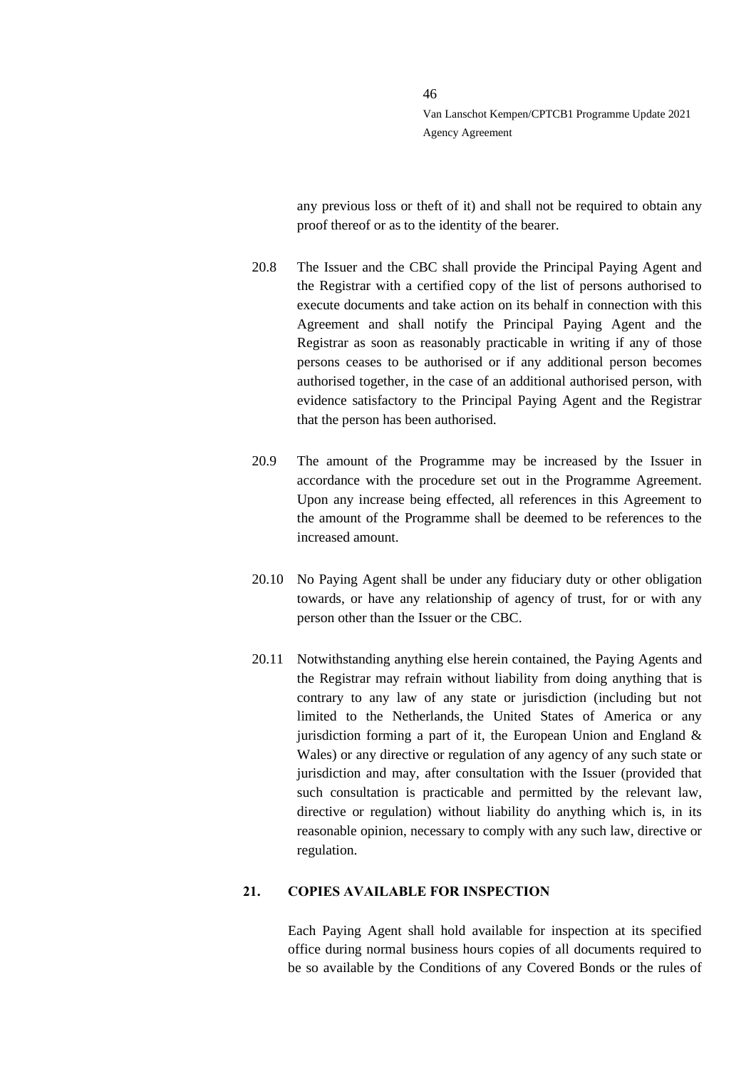any previous loss or theft of it) and shall not be required to obtain any proof thereof or as to the identity of the bearer.

20.8 The Issuer and the CBC shall provide the Principal Paying Agent and the Registrar with a certified copy of the list of persons authorised to execute documents and take action on its behalf in connection with this Agreement and shall notify the Principal Paying Agent and the Registrar as soon as reasonably practicable in writing if any of those persons ceases to be authorised or if any additional person becomes authorised together, in the case of an additional authorised person, with evidence satisfactory to the Principal Paying Agent and the Registrar that the person has been authorised.

20.9 The amount of the Programme may be increased by the Issuer in accordance with the procedure set out in the Programme Agreement. Upon any increase being effected, all references in this Agreement to the amount of the Programme shall be deemed to be references to the increased amount.

20.10 No Paying Agent shall be under any fiduciary duty or other obligation towards, or have any relationship of agency of trust, for or with any person other than the Issuer or the CBC.

20.11 Notwithstanding anything else herein contained, the Paying Agents and the Registrar may refrain without liability from doing anything that is contrary to any law of any state or jurisdiction (including but not limited to the Netherlands, the United States of America or any jurisdiction forming a part of it, the European Union and England & Wales) or any directive or regulation of any agency of any such state or jurisdiction and may, after consultation with the Issuer (provided that such consultation is practicable and permitted by the relevant law, directive or regulation) without liability do anything which is, in its reasonable opinion, necessary to comply with any such law, directive or regulation.

## 21. COPIES AVAILABLE FOR INSPECTION

Each Paying Agent shall hold available for inspection at its specified office during normal business hours copies of all documents required to be so available by the Conditions of any Covered Bonds or the rules of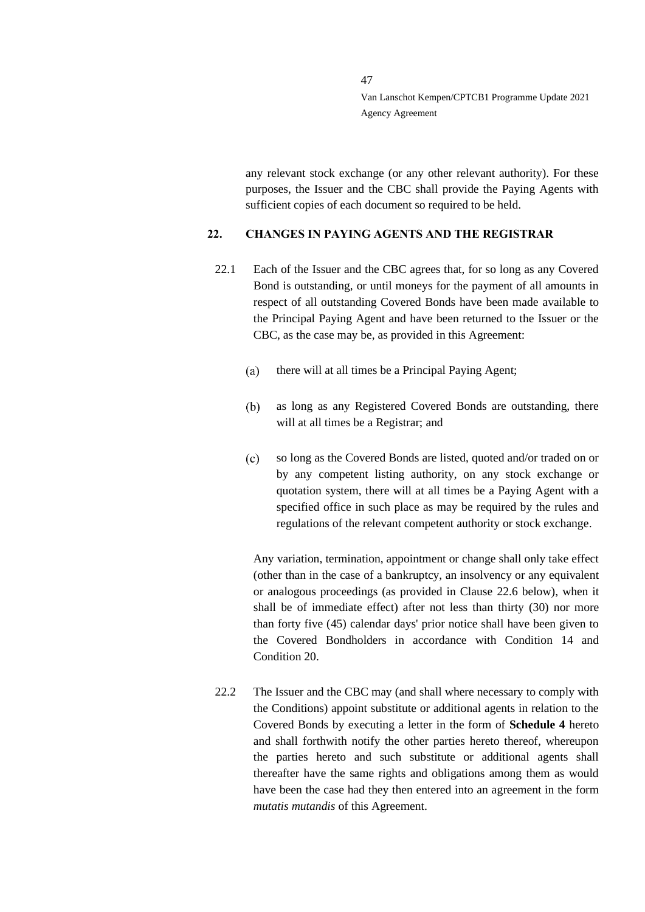any relevant stock exchange (or any other relevant authority). For these purposes, the Issuer and the CBC shall provide the Paying Agents with sufficient copies of each document so required to be held.

## 22. CHANGES IN PAYING AGENTS AND THE REGISTRAR

22.1 Each of the Issuer and the CBC agrees that, for so long as any Covered Bond is outstanding, or until moneys for the payment of all amounts in respect of all outstanding Covered Bonds have been made available to the Principal Paying Agent and have been returned to the Issuer or the CBC, as the case may be, as provided in this Agreement:

(a) there will at all times be a Principal Paying Agent;

(b) as long as any Registered Covered Bonds are outstanding, there will at all times be a Registrar; and

(c) so long as the Covered Bonds are listed, quoted and/or traded on or by any competent listing authority, on any stock exchange or quotation system, there will at all times be a Paying Agent with a specified office in such place as may be required by the rules and regulations of the relevant competent authority or stock exchange.

Any variation, termination, appointment or change shall only take effect (other than in the case of a bankruptcy, an insolvency or any equivalent or analogous proceedings (as provided in Clause 22.6 below), when it shall be of immediate effect) after not less than thirty (30) nor more than forty five (45) calendar days' prior notice shall have been given to the Covered Bondholders in accordance with Condition 14 and Condition 20.

22.2 The Issuer and the CBC may (and shall where necessary to comply with the Conditions) appoint substitute or additional agents in relation to the Covered Bonds by executing a letter in the form of **Schedule 4** hereto and shall forthwith notify the other parties hereto thereof, whereupon the parties hereto and such substitute or additional agents shall thereafter have the same rights and obligations among them as would have been the case had they then entered into an agreement in the form *mutatis mutandis* of this Agreement.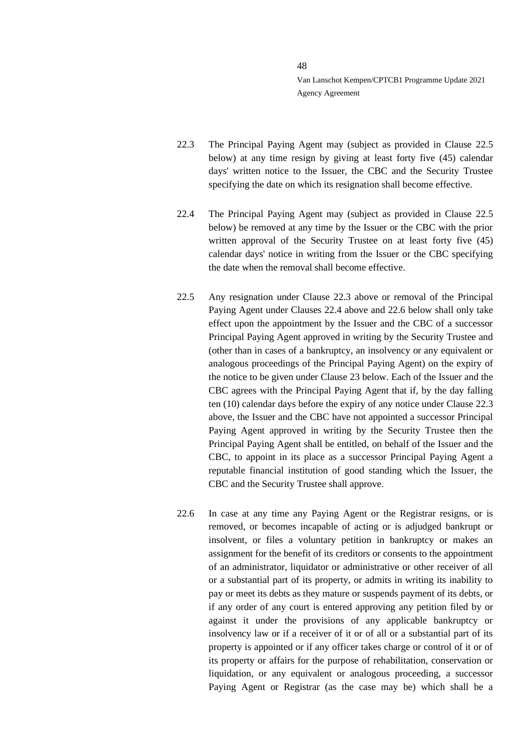22.3 The Principal Paying Agent may (subject as provided in Clause 22.5 below) at any time resign by giving at least forty five (45) calendar days' written notice to the Issuer, the CBC and the Security Trustee specifying the date on which its resignation shall become effective.

22.4 The Principal Paying Agent may (subject as provided in Clause 22.5 below) be removed at any time by the Issuer or the CBC with the prior written approval of the Security Trustee on at least forty five (45) calendar days' notice in writing from the Issuer or the CBC specifying the date when the removal shall become effective.

22.5 Any resignation under Clause 22.3 above or removal of the Principal Paying Agent under Clauses 22.4 above and 22.6 below shall only take effect upon the appointment by the Issuer and the CBC of a successor Principal Paying Agent approved in writing by the Security Trustee and (other than in cases of a bankruptcy, an insolvency or any equivalent or analogous proceedings of the Principal Paying Agent) on the expiry of the notice to be given under Clause 23 below. Each of the Issuer and the CBC agrees with the Principal Paying Agent that if, by the day falling ten (10) calendar days before the expiry of any notice under Clause 22.3 above, the Issuer and the CBC have not appointed a successor Principal Paying Agent approved in writing by the Security Trustee then the Principal Paying Agent shall be entitled, on behalf of the Issuer and the CBC, to appoint in its place as a successor Principal Paying Agent a reputable financial institution of good standing which the Issuer, the CBC and the Security Trustee shall approve.

22.6 In case at any time any Paying Agent or the Registrar resigns, or is removed, or becomes incapable of acting or is adjudged bankrupt or insolvent, or files a voluntary petition in bankruptcy or makes an assignment for the benefit of its creditors or consents to the appointment of an administrator, liquidator or administrative or other receiver of all or a substantial part of its property, or admits in writing its inability to pay or meet its debts as they mature or suspends payment of its debts, or if any order of any court is entered approving any petition filed by or against it under the provisions of any applicable bankruptcy or insolvency law or if a receiver of it or of all or a substantial part of its property is appointed or if any officer takes charge or control of it or of its property or affairs for the purpose of rehabilitation, conservation or liquidation, or any equivalent or analogous proceeding, a successor Paying Agent or Registrar (as the case may be) which shall be a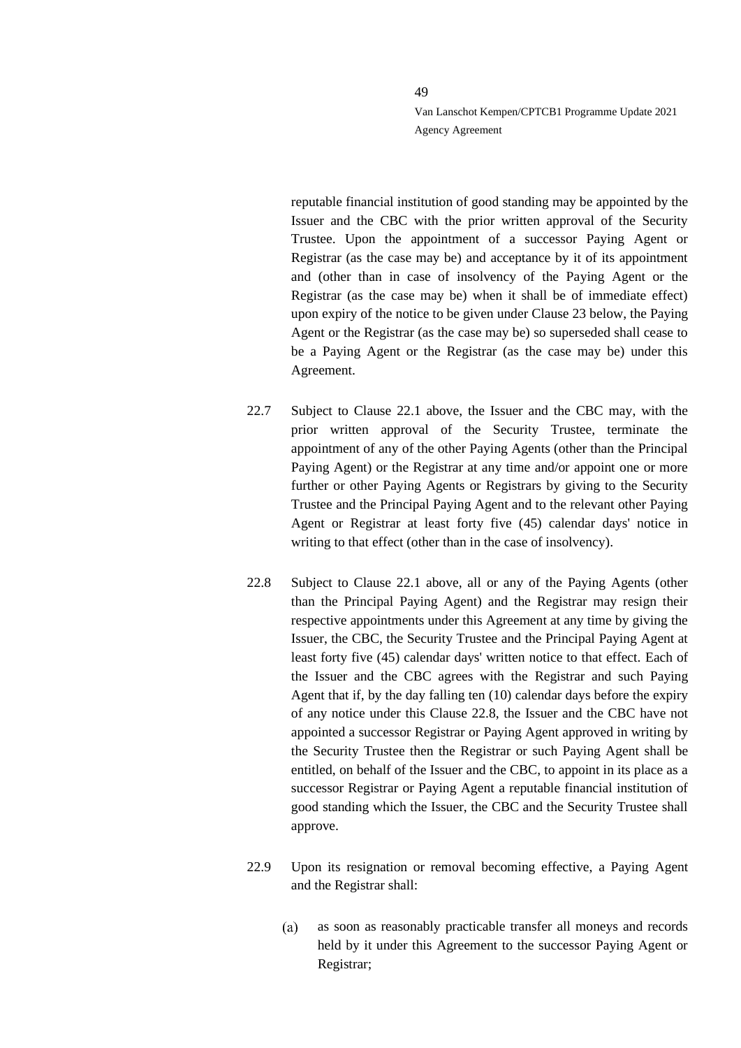reputable financial institution of good standing may be appointed by the Issuer and the CBC with the prior written approval of the Security Trustee. Upon the appointment of a successor Paying Agent or Registrar (as the case may be) and acceptance by it of its appointment and (other than in case of insolvency of the Paying Agent or the Registrar (as the case may be) when it shall be of immediate effect) upon expiry of the notice to be given under Clause 23 below, the Paying Agent or the Registrar (as the case may be) so superseded shall cease to be a Paying Agent or the Registrar (as the case may be) under this Agreement.

22.7 Subject to Clause 22.1 above, the Issuer and the CBC may, with the prior written approval of the Security Trustee, terminate the appointment of any of the other Paying Agents (other than the Principal Paying Agent) or the Registrar at any time and/or appoint one or more further or other Paying Agents or Registrars by giving to the Security Trustee and the Principal Paying Agent and to the relevant other Paying Agent or Registrar at least forty five (45) calendar days' notice in writing to that effect (other than in the case of insolvency).

22.8 Subject to Clause 22.1 above, all or any of the Paying Agents (other than the Principal Paying Agent) and the Registrar may resign their respective appointments under this Agreement at any time by giving the Issuer, the CBC, the Security Trustee and the Principal Paying Agent at least forty five (45) calendar days' written notice to that effect. Each of the Issuer and the CBC agrees with the Registrar and such Paying Agent that if, by the day falling ten (10) calendar days before the expiry of any notice under this Clause 22.8, the Issuer and the CBC have not appointed a successor Registrar or Paying Agent approved in writing by the Security Trustee then the Registrar or such Paying Agent shall be entitled, on behalf of the Issuer and the CBC, to appoint in its place as a successor Registrar or Paying Agent a reputable financial institution of good standing which the Issuer, the CBC and the Security Trustee shall approve.

22.9 Upon its resignation or removal becoming effective, a Paying Agent and the Registrar shall:

(a) as soon as reasonably practicable transfer all moneys and records held by it under this Agreement to the successor Paying Agent or Registrar;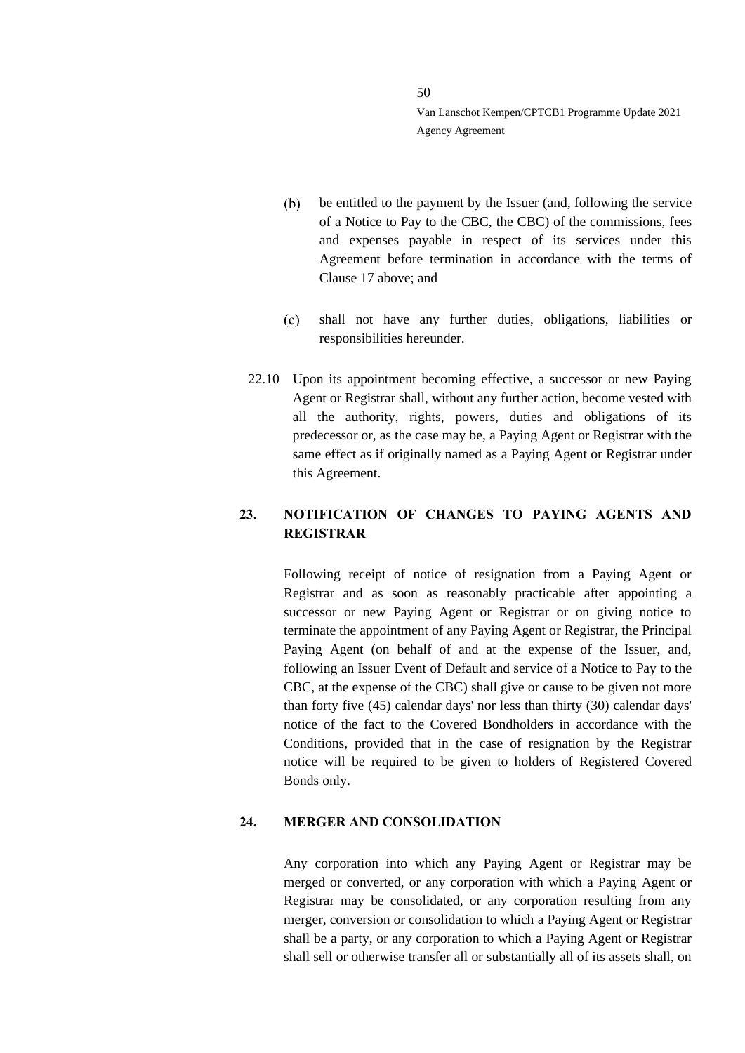(b) be entitled to the payment by the Issuer (and, following the service of a Notice to Pay to the CBC, the CBC) of the commissions, fees and expenses payable in respect of its services under this Agreement before termination in accordance with the terms of Clause 17 above; and

(c) shall not have any further duties, obligations, liabilities or responsibilities hereunder.

22.10 Upon its appointment becoming effective, a successor or new Paying Agent or Registrar shall, without any further action, become vested with all the authority, rights, powers, duties and obligations of its predecessor or, as the case may be, a Paying Agent or Registrar with the same effect as if originally named as a Paying Agent or Registrar under this Agreement.

## 23. NOTIFICATION OF CHANGES TO PAYING AGENTS AND REGISTRAR

Following receipt of notice of resignation from a Paying Agent or Registrar and as soon as reasonably practicable after appointing a successor or new Paying Agent or Registrar or on giving notice to terminate the appointment of any Paying Agent or Registrar, the Principal Paying Agent (on behalf of and at the expense of the Issuer, and, following an Issuer Event of Default and service of a Notice to Pay to the CBC, at the expense of the CBC) shall give or cause to be given not more than forty five (45) calendar days' nor less than thirty (30) calendar days' notice of the fact to the Covered Bondholders in accordance with the Conditions, provided that in the case of resignation by the Registrar notice will be required to be given to holders of Registered Covered Bonds only.

## 24. MERGER AND CONSOLIDATION

Any corporation into which any Paying Agent or Registrar may be merged or converted, or any corporation with which a Paying Agent or Registrar may be consolidated, or any corporation resulting from any merger, conversion or consolidation to which a Paying Agent or Registrar shall be a party, or any corporation to which a Paying Agent or Registrar shall sell or otherwise transfer all or substantially all of its assets shall, on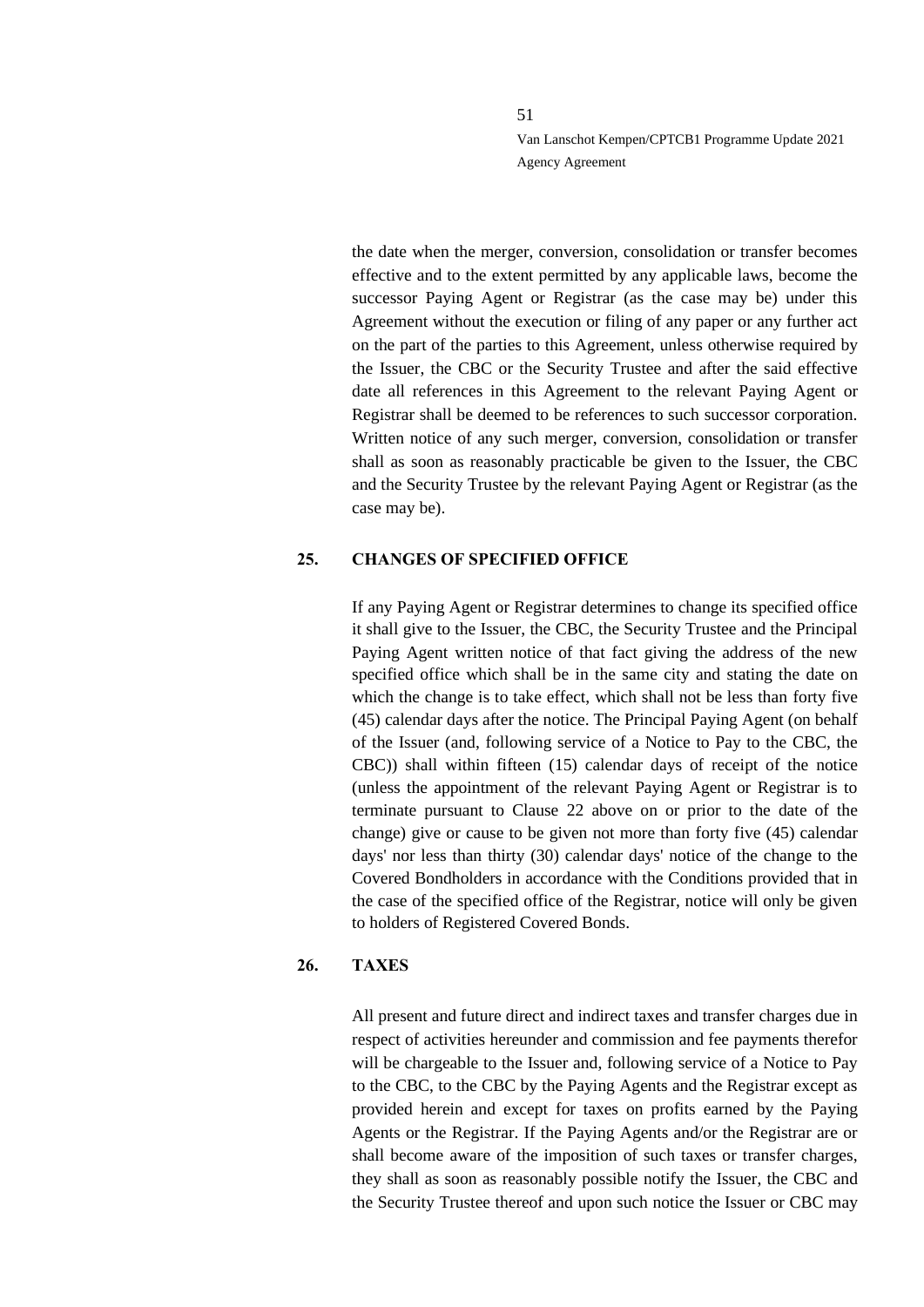the date when the merger, conversion, consolidation or transfer becomes effective and to the extent permitted by any applicable laws, become the successor Paying Agent or Registrar (as the case may be) under this Agreement without the execution or filing of any paper or any further act on the part of the parties to this Agreement, unless otherwise required by the Issuer, the CBC or the Security Trustee and after the said effective date all references in this Agreement to the relevant Paying Agent or Registrar shall be deemed to be references to such successor corporation. Written notice of any such merger, conversion, consolidation or transfer shall as soon as reasonably practicable be given to the Issuer, the CBC and the Security Trustee by the relevant Paying Agent or Registrar (as the case may be).

## 25. CHANGES OF SPECIFIED OFFICE

If any Paying Agent or Registrar determines to change its specified office it shall give to the Issuer, the CBC, the Security Trustee and the Principal Paying Agent written notice of that fact giving the address of the new specified office which shall be in the same city and stating the date on which the change is to take effect, which shall not be less than forty five (45) calendar days after the notice. The Principal Paying Agent (on behalf of the Issuer (and, following service of a Notice to Pay to the CBC, the CBC)) shall within fifteen (15) calendar days of receipt of the notice (unless the appointment of the relevant Paying Agent or Registrar is to terminate pursuant to Clause 22 above on or prior to the date of the change) give or cause to be given not more than forty five (45) calendar days' nor less than thirty (30) calendar days' notice of the change to the Covered Bondholders in accordance with the Conditions provided that in the case of the specified office of the Registrar, notice will only be given to holders of Registered Covered Bonds.

## 26. TAXES

All present and future direct and indirect taxes and transfer charges due in respect of activities hereunder and commission and fee payments therefor will be chargeable to the Issuer and, following service of a Notice to Pay to the CBC, to the CBC by the Paying Agents and the Registrar except as provided herein and except for taxes on profits earned by the Paying Agents or the Registrar. If the Paying Agents and/or the Registrar are or shall become aware of the imposition of such taxes or transfer charges, they shall as soon as reasonably possible notify the Issuer, the CBC and the Security Trustee thereof and upon such notice the Issuer or CBC may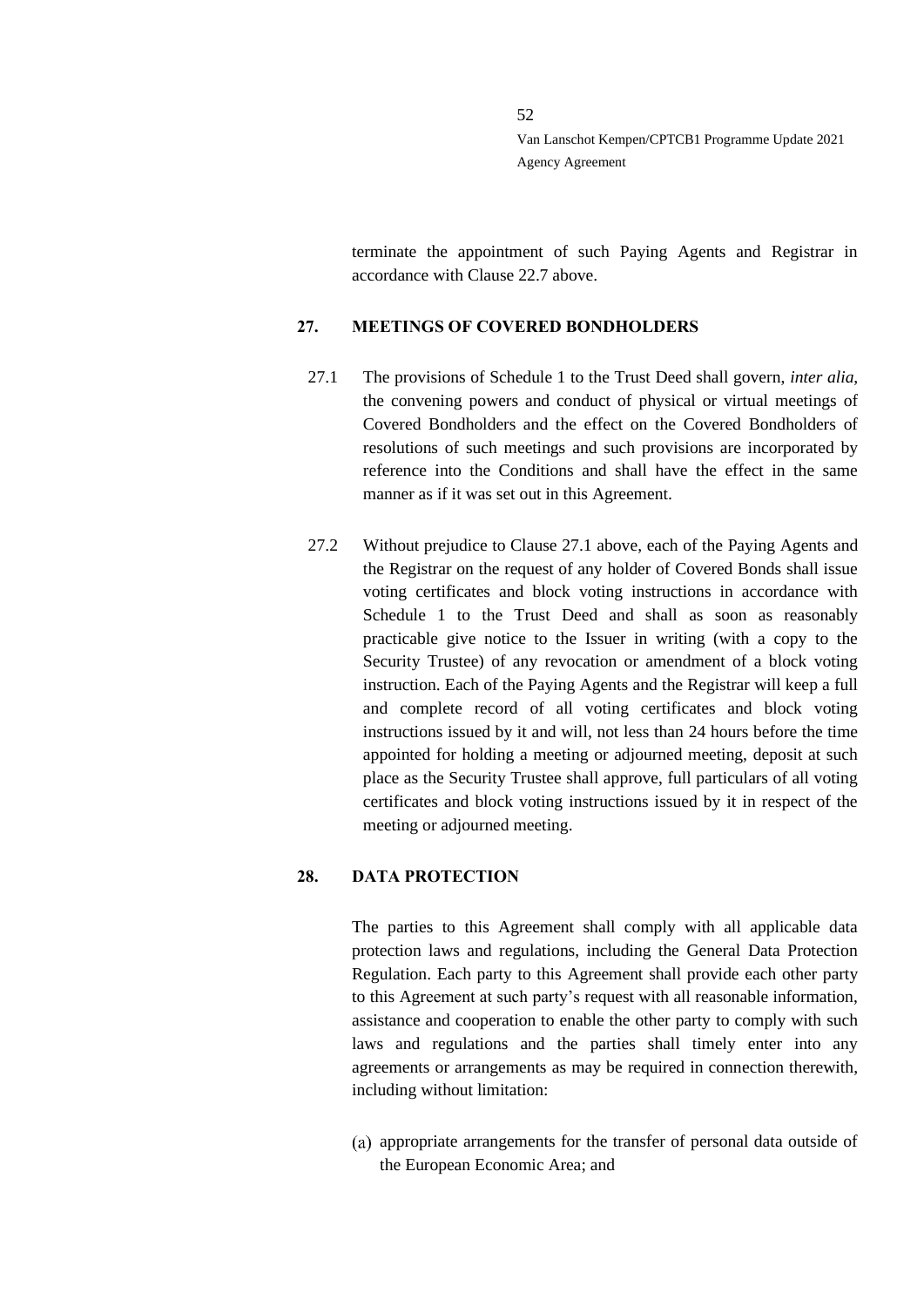terminate the appointment of such Paying Agents and Registrar in accordance with Clause 22.7 above.

## 27. MEETINGS OF COVERED BONDHOLDERS

27.1 The provisions of Schedule 1 to the Trust Deed shall govern, *inter alia*, the convening powers and conduct of physical or virtual meetings of Covered Bondholders and the effect on the Covered Bondholders of resolutions of such meetings and such provisions are incorporated by reference into the Conditions and shall have the effect in the same manner as if it was set out in this Agreement.

27.2 Without prejudice to Clause 27.1 above, each of the Paying Agents and the Registrar on the request of any holder of Covered Bonds shall issue voting certificates and block voting instructions in accordance with Schedule 1 to the Trust Deed and shall as soon as reasonably practicable give notice to the Issuer in writing (with a copy to the Security Trustee) of any revocation or amendment of a block voting instruction. Each of the Paying Agents and the Registrar will keep a full and complete record of all voting certificates and block voting instructions issued by it and will, not less than 24 hours before the time appointed for holding a meeting or adjourned meeting, deposit at such place as the Security Trustee shall approve, full particulars of all voting certificates and block voting instructions issued by it in respect of the meeting or adjourned meeting.

## 28. DATA PROTECTION

The parties to this Agreement shall comply with all applicable data protection laws and regulations, including the General Data Protection Regulation. Each party to this Agreement shall provide each other party to this Agreement at such party's request with all reasonable information, assistance and cooperation to enable the other party to comply with such laws and regulations and the parties shall timely enter into any agreements or arrangements as may be required in connection therewith, including without limitation:

(a) appropriate arrangements for the transfer of personal data outside of the European Economic Area; and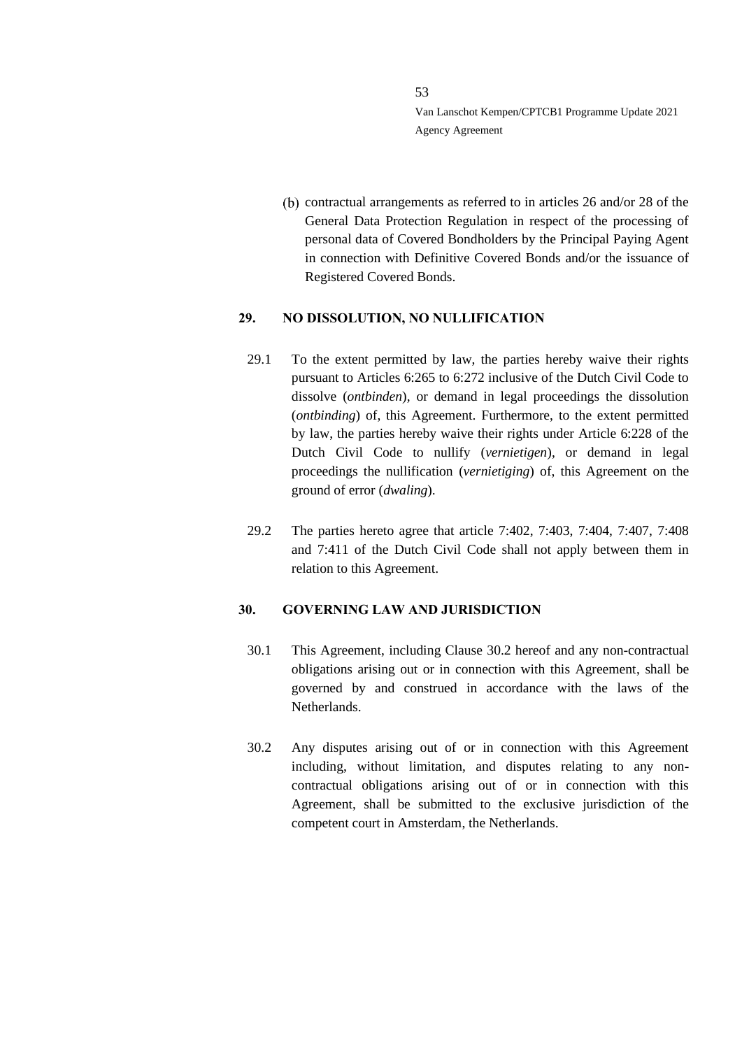(b) contractual arrangements as referred to in articles 26 and/or 28 of the General Data Protection Regulation in respect of the processing of personal data of Covered Bondholders by the Principal Paying Agent in connection with Definitive Covered Bonds and/or the issuance of Registered Covered Bonds.

## 29. NO DISSOLUTION, NO NULLIFICATION

29.1 To the extent permitted by law, the parties hereby waive their rights pursuant to Articles 6:265 to 6:272 inclusive of the Dutch Civil Code to dissolve (*ontbinden*), or demand in legal proceedings the dissolution (*ontbinding*) of, this Agreement. Furthermore, to the extent permitted by law, the parties hereby waive their rights under Article 6:228 of the Dutch Civil Code to nullify (*vernietigen*), or demand in legal proceedings the nullification (*vernietiging*) of, this Agreement on the ground of error (*dwaling*).

29.2 The parties hereto agree that article 7:402, 7:403, 7:404, 7:407, 7:408 and 7:411 of the Dutch Civil Code shall not apply between them in relation to this Agreement.

## 30. GOVERNING LAW AND JURISDICTION

30.1 This Agreement, including Clause 30.2 hereof and any non-contractual obligations arising out or in connection with this Agreement, shall be governed by and construed in accordance with the laws of the Netherlands.

30.2 Any disputes arising out of or in connection with this Agreement including, without limitation, and disputes relating to any non-contractual obligations arising out of or in connection with this Agreement, shall be submitted to the exclusive jurisdiction of the competent court in Amsterdam, the Netherlands.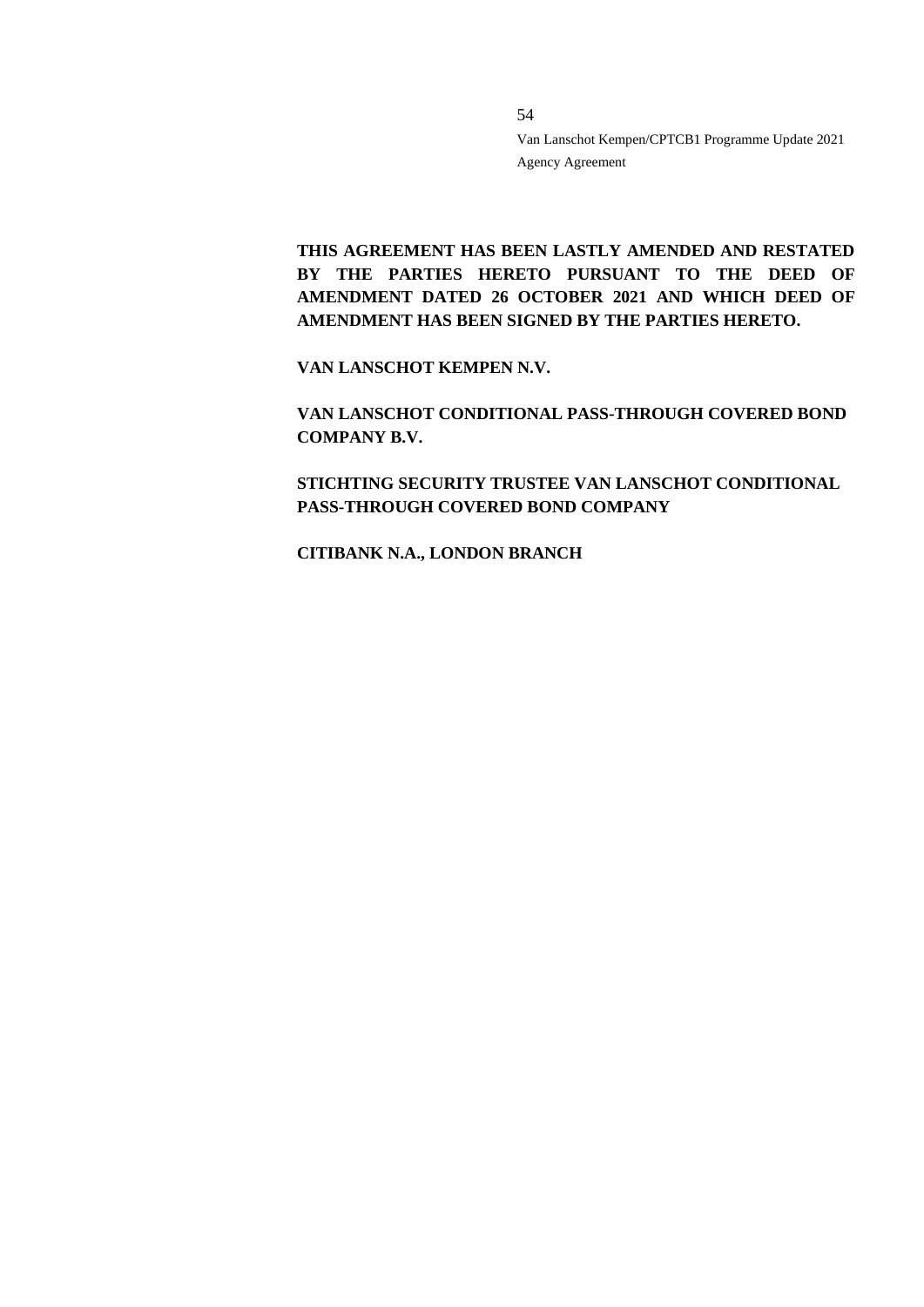**THIS AGREEMENT HAS BEEN LASTLY AMENDED AND RESTATED BY THE PARTIES HERETO PURSUANT TO THE DEED OF AMENDMENT DATED 26 OCTOBER 2021 AND WHICH DEED OF AMENDMENT HAS BEEN SIGNED BY THE PARTIES HERETO.**

**VAN LANSCHOT KEMPEN N.V.**

**VAN LANSCHOT CONDITIONAL PASS-THROUGH COVERED BOND COMPANY B.V.**

**STICHTING SECURITY TRUSTEE VAN LANSCHOT CONDITIONAL PASS-THROUGH COVERED BOND COMPANY**

**CITIBANK N.A., LONDON BRANCH**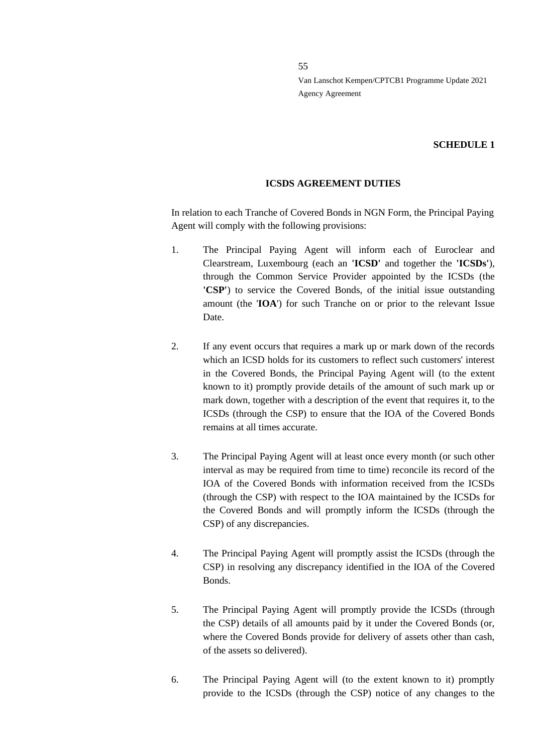**SCHEDULE 1**

**ICSDS AGREEMENT DUTIES**

In relation to each Tranche of Covered Bonds in NGN Form, the Principal Paying Agent will comply with the following provisions:

1. The Principal Paying Agent will inform each of Euroclear and Clearstream, Luxembourg (each an **'ICSD'** and together the **'ICSDs'**), through the Common Service Provider appointed by the ICSDs (the **'CSP'**) to service the Covered Bonds, of the initial issue outstanding amount (the '**IOA**') for such Tranche on or prior to the relevant Issue Date.

2. If any event occurs that requires a mark up or mark down of the records which an ICSD holds for its customers to reflect such customers' interest in the Covered Bonds, the Principal Paying Agent will (to the extent known to it) promptly provide details of the amount of such mark up or mark down, together with a description of the event that requires it, to the ICSDs (through the CSP) to ensure that the IOA of the Covered Bonds remains at all times accurate.

3. The Principal Paying Agent will at least once every month (or such other interval as may be required from time to time) reconcile its record of the IOA of the Covered Bonds with information received from the ICSDs (through the CSP) with respect to the IOA maintained by the ICSDs for the Covered Bonds and will promptly inform the ICSDs (through the CSP) of any discrepancies.

4. The Principal Paying Agent will promptly assist the ICSDs (through the CSP) in resolving any discrepancy identified in the IOA of the Covered Bonds.

5. The Principal Paying Agent will promptly provide the ICSDs (through the CSP) details of all amounts paid by it under the Covered Bonds (or, where the Covered Bonds provide for delivery of assets other than cash, of the assets so delivered).

6. The Principal Paying Agent will (to the extent known to it) promptly provide to the ICSDs (through the CSP) notice of any changes to the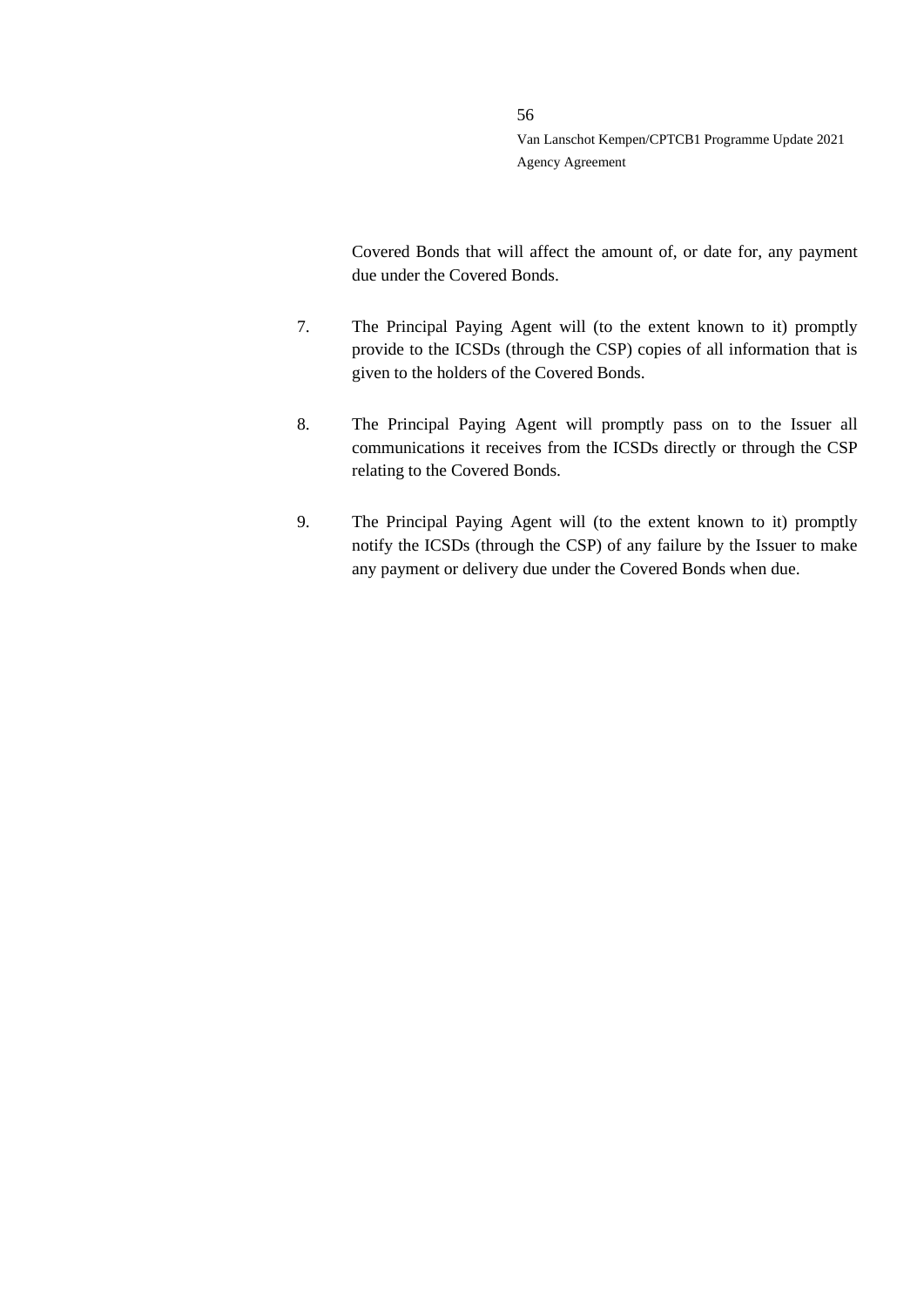Covered Bonds that will affect the amount of, or date for, any payment due under the Covered Bonds.

7. The Principal Paying Agent will (to the extent known to it) promptly provide to the ICSDs (through the CSP) copies of all information that is given to the holders of the Covered Bonds.

8. The Principal Paying Agent will promptly pass on to the Issuer all communications it receives from the ICSDs directly or through the CSP relating to the Covered Bonds.

9. The Principal Paying Agent will (to the extent known to it) promptly notify the ICSDs (through the CSP) of any failure by the Issuer to make any payment or delivery due under the Covered Bonds when due.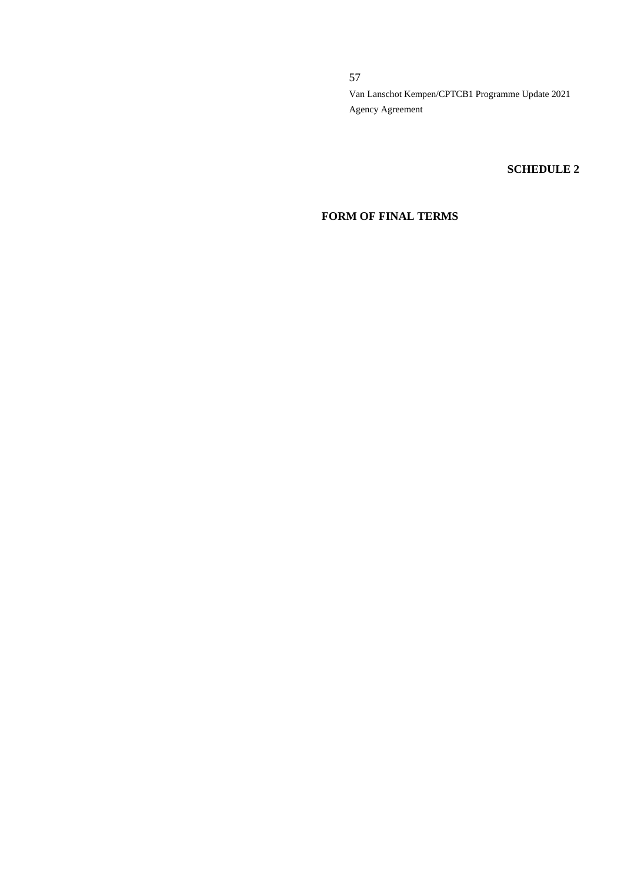## SCHEDULE 2

## FORM OF FINAL TERMS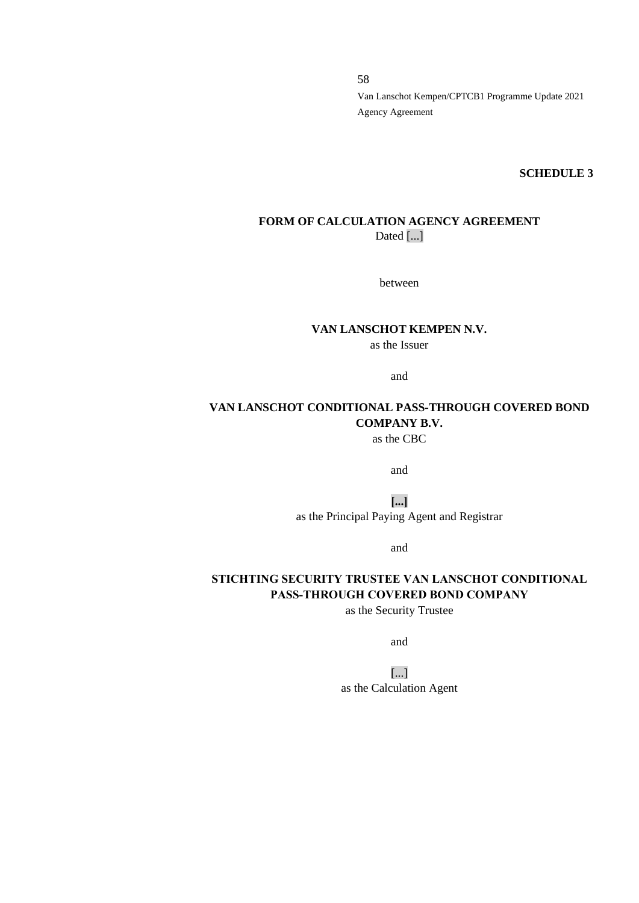**SCHEDULE 3**

**FORM OF CALCULATION AGENCY AGREEMENT**

Dated [...]

between

**VAN LANSCHOT KEMPEN N.V.**

as the Issuer

and

**VAN LANSCHOT CONDITIONAL PASS-THROUGH COVERED BOND COMPANY B.V.**

as the CBC

and

**[...]**

as the Principal Paying Agent and Registrar

and

**STICHTING SECURITY TRUSTEE VAN LANSCHOT CONDITIONAL PASS-THROUGH COVERED BOND COMPANY**

as the Security Trustee

and

[...]

as the Calculation Agent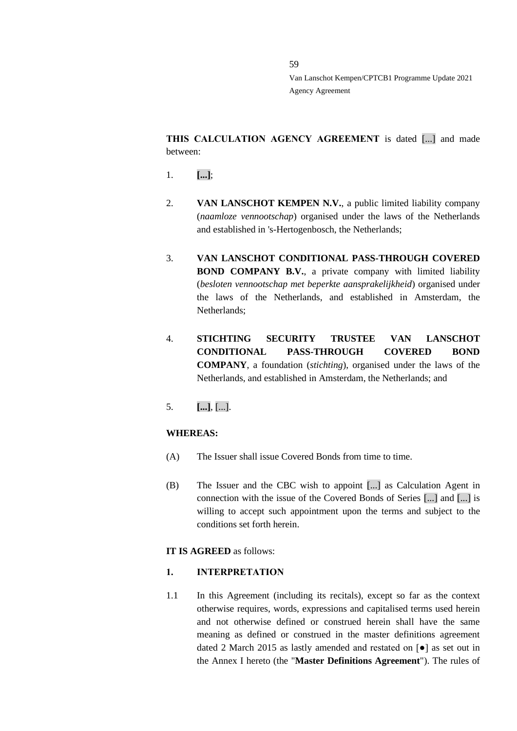**THIS CALCULATION AGENCY AGREEMENT** is dated [...] and made between:

1. **[...]**;

2. **VAN LANSCHOT KEMPEN N.V.**, a public limited liability company (*naamloze vennootschap*) organised under the laws of the Netherlands and established in 's-Hertogenbosch, the Netherlands;

3. **VAN LANSCHOT CONDITIONAL PASS-THROUGH COVERED BOND COMPANY B.V.**, a private company with limited liability (*besloten vennootschap met beperkte aansprakelijkheid*) organised under the laws of the Netherlands, and established in Amsterdam, the Netherlands;

4. **STICHTING SECURITY TRUSTEE VAN LANSCHOT CONDITIONAL PASS-THROUGH COVERED BOND COMPANY**, a foundation (*stichting*), organised under the laws of the Netherlands, and established in Amsterdam, the Netherlands; and

5. **[...]**, [...].

**WHEREAS:**

(A) The Issuer shall issue Covered Bonds from time to time.

(B) The Issuer and the CBC wish to appoint [...] as Calculation Agent in connection with the issue of the Covered Bonds of Series [...] and [...] is willing to accept such appointment upon the terms and subject to the conditions set forth herein.

**IT IS AGREED** as follows:

**1. INTERPRETATION**

1.1 In this Agreement (including its recitals), except so far as the context otherwise requires, words, expressions and capitalised terms used herein and not otherwise defined or construed herein shall have the same meaning as defined or construed in the master definitions agreement dated 2 March 2015 as lastly amended and restated on [●] as set out in the Annex I hereto (the "**Master Definitions Agreement**"). The rules of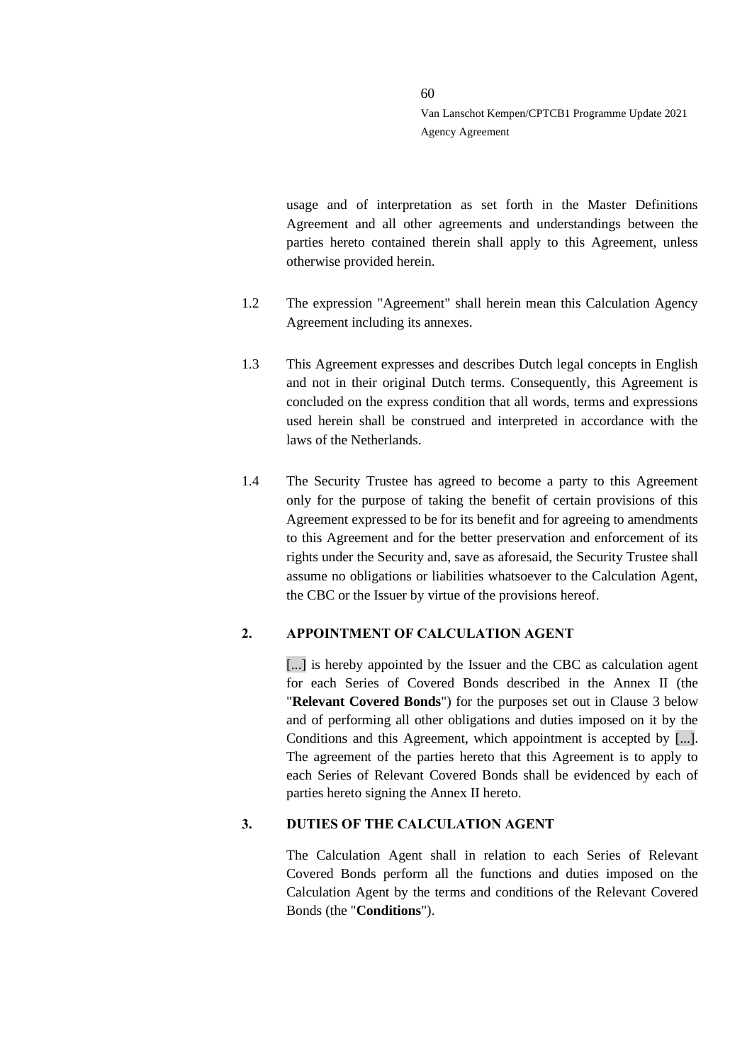usage and of interpretation as set forth in the Master Definitions Agreement and all other agreements and understandings between the parties hereto contained therein shall apply to this Agreement, unless otherwise provided herein.

1.2 The expression "Agreement" shall herein mean this Calculation Agency Agreement including its annexes.

1.3 This Agreement expresses and describes Dutch legal concepts in English and not in their original Dutch terms. Consequently, this Agreement is concluded on the express condition that all words, terms and expressions used herein shall be construed and interpreted in accordance with the laws of the Netherlands.

1.4 The Security Trustee has agreed to become a party to this Agreement only for the purpose of taking the benefit of certain provisions of this Agreement expressed to be for its benefit and for agreeing to amendments to this Agreement and for the better preservation and enforcement of its rights under the Security and, save as aforesaid, the Security Trustee shall assume no obligations or liabilities whatsoever to the Calculation Agent, the CBC or the Issuer by virtue of the provisions hereof.

## 2. APPOINTMENT OF CALCULATION AGENT

[...] is hereby appointed by the Issuer and the CBC as calculation agent for each Series of Covered Bonds described in the Annex II (the "**Relevant Covered Bonds**") for the purposes set out in Clause 3 below and of performing all other obligations and duties imposed on it by the Conditions and this Agreement, which appointment is accepted by [...]. The agreement of the parties hereto that this Agreement is to apply to each Series of Relevant Covered Bonds shall be evidenced by each of parties hereto signing the Annex II hereto.

## 3. DUTIES OF THE CALCULATION AGENT

The Calculation Agent shall in relation to each Series of Relevant Covered Bonds perform all the functions and duties imposed on the Calculation Agent by the terms and conditions of the Relevant Covered Bonds (the "**Conditions**").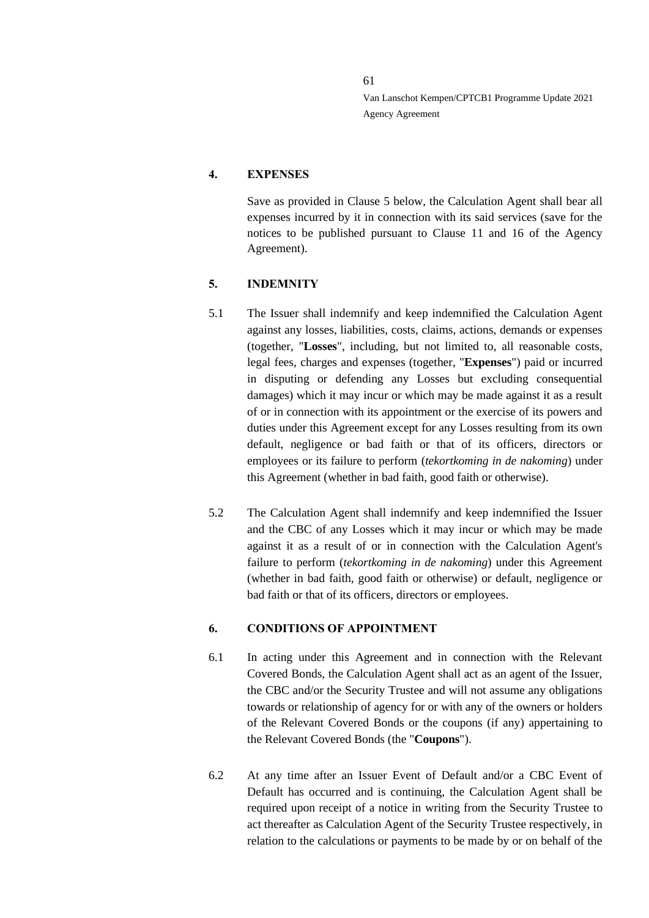## 4. EXPENSES

Save as provided in Clause 5 below, the Calculation Agent shall bear all expenses incurred by it in connection with its said services (save for the notices to be published pursuant to Clause 11 and 16 of the Agency Agreement).

## 5. INDEMNITY

5.1 The Issuer shall indemnify and keep indemnified the Calculation Agent against any losses, liabilities, costs, claims, actions, demands or expenses (together, "**Losses**", including, but not limited to, all reasonable costs, legal fees, charges and expenses (together, "**Expenses**") paid or incurred in disputing or defending any Losses but excluding consequential damages) which it may incur or which may be made against it as a result of or in connection with its appointment or the exercise of its powers and duties under this Agreement except for any Losses resulting from its own default, negligence or bad faith or that of its officers, directors or employees or its failure to perform (*tekortkoming in de nakoming*) under this Agreement (whether in bad faith, good faith or otherwise).

5.2 The Calculation Agent shall indemnify and keep indemnified the Issuer and the CBC of any Losses which it may incur or which may be made against it as a result of or in connection with the Calculation Agent's failure to perform (*tekortkoming in de nakoming*) under this Agreement (whether in bad faith, good faith or otherwise) or default, negligence or bad faith or that of its officers, directors or employees.

## 6. CONDITIONS OF APPOINTMENT

6.1 In acting under this Agreement and in connection with the Relevant Covered Bonds, the Calculation Agent shall act as an agent of the Issuer, the CBC and/or the Security Trustee and will not assume any obligations towards or relationship of agency for or with any of the owners or holders of the Relevant Covered Bonds or the coupons (if any) appertaining to the Relevant Covered Bonds (the "**Coupons**").

6.2 At any time after an Issuer Event of Default and/or a CBC Event of Default has occurred and is continuing, the Calculation Agent shall be required upon receipt of a notice in writing from the Security Trustee to act thereafter as Calculation Agent of the Security Trustee respectively, in relation to the calculations or payments to be made by or on behalf of the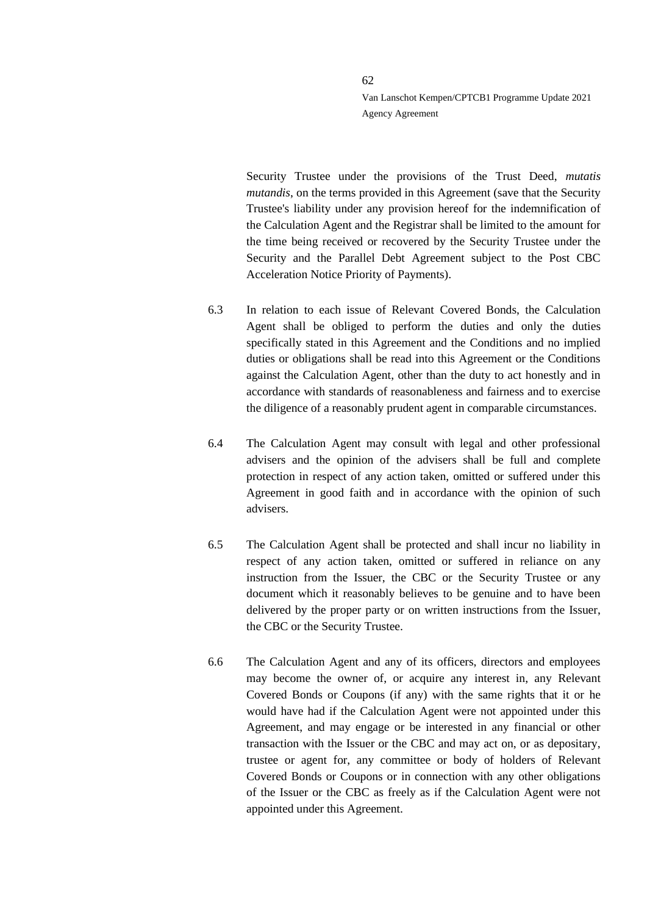Security Trustee under the provisions of the Trust Deed, *mutatis mutandis*, on the terms provided in this Agreement (save that the Security Trustee's liability under any provision hereof for the indemnification of the Calculation Agent and the Registrar shall be limited to the amount for the time being received or recovered by the Security Trustee under the Security and the Parallel Debt Agreement subject to the Post CBC Acceleration Notice Priority of Payments).

6.3 In relation to each issue of Relevant Covered Bonds, the Calculation Agent shall be obliged to perform the duties and only the duties specifically stated in this Agreement and the Conditions and no implied duties or obligations shall be read into this Agreement or the Conditions against the Calculation Agent, other than the duty to act honestly and in accordance with standards of reasonableness and fairness and to exercise the diligence of a reasonably prudent agent in comparable circumstances.

6.4 The Calculation Agent may consult with legal and other professional advisers and the opinion of the advisers shall be full and complete protection in respect of any action taken, omitted or suffered under this Agreement in good faith and in accordance with the opinion of such advisers.

6.5 The Calculation Agent shall be protected and shall incur no liability in respect of any action taken, omitted or suffered in reliance on any instruction from the Issuer, the CBC or the Security Trustee or any document which it reasonably believes to be genuine and to have been delivered by the proper party or on written instructions from the Issuer, the CBC or the Security Trustee.

6.6 The Calculation Agent and any of its officers, directors and employees may become the owner of, or acquire any interest in, any Relevant Covered Bonds or Coupons (if any) with the same rights that it or he would have had if the Calculation Agent were not appointed under this Agreement, and may engage or be interested in any financial or other transaction with the Issuer or the CBC and may act on, or as depositary, trustee or agent for, any committee or body of holders of Relevant Covered Bonds or Coupons or in connection with any other obligations of the Issuer or the CBC as freely as if the Calculation Agent were not appointed under this Agreement.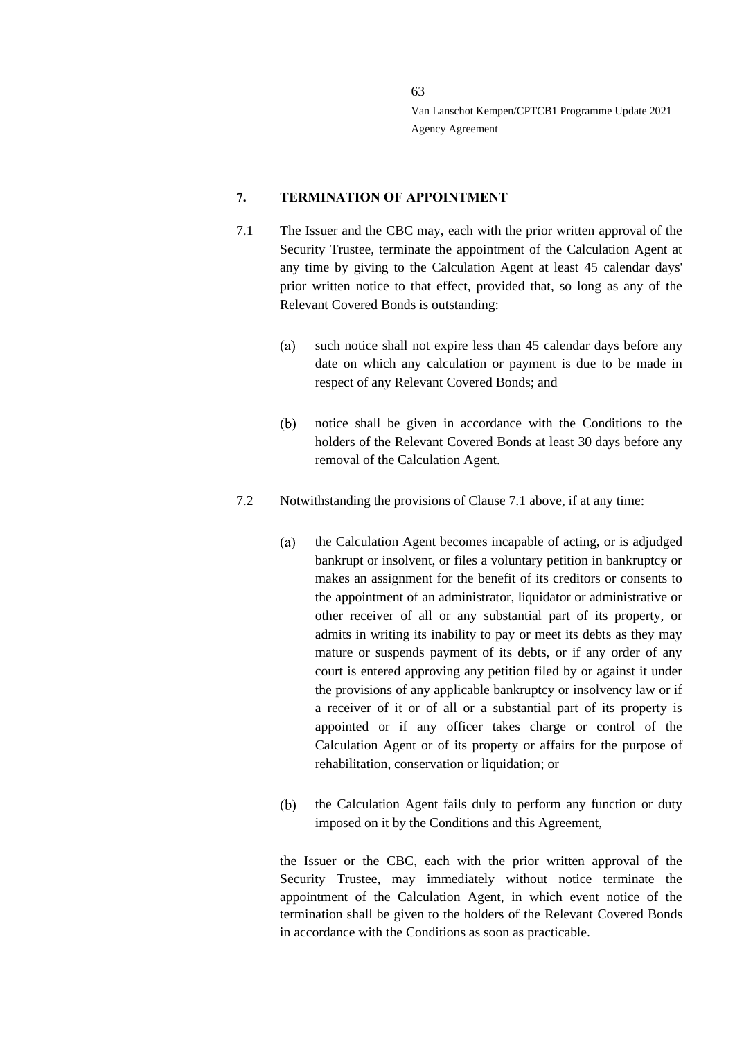## 7. TERMINATION OF APPOINTMENT

7.1 The Issuer and the CBC may, each with the prior written approval of the Security Trustee, terminate the appointment of the Calculation Agent at any time by giving to the Calculation Agent at least 45 calendar days' prior written notice to that effect, provided that, so long as any of the Relevant Covered Bonds is outstanding:

(a) such notice shall not expire less than 45 calendar days before any date on which any calculation or payment is due to be made in respect of any Relevant Covered Bonds; and

(b) notice shall be given in accordance with the Conditions to the holders of the Relevant Covered Bonds at least 30 days before any removal of the Calculation Agent.

7.2 Notwithstanding the provisions of Clause 7.1 above, if at any time:

(a) the Calculation Agent becomes incapable of acting, or is adjudged bankrupt or insolvent, or files a voluntary petition in bankruptcy or makes an assignment for the benefit of its creditors or consents to the appointment of an administrator, liquidator or administrative or other receiver of all or any substantial part of its property, or admits in writing its inability to pay or meet its debts as they may mature or suspends payment of its debts, or if any order of any court is entered approving any petition filed by or against it under the provisions of any applicable bankruptcy or insolvency law or if a receiver of it or of all or a substantial part of its property is appointed or if any officer takes charge or control of the Calculation Agent or of its property or affairs for the purpose of rehabilitation, conservation or liquidation; or

(b) the Calculation Agent fails duly to perform any function or duty imposed on it by the Conditions and this Agreement,

the Issuer or the CBC, each with the prior written approval of the Security Trustee, may immediately without notice terminate the appointment of the Calculation Agent, in which event notice of the termination shall be given to the holders of the Relevant Covered Bonds in accordance with the Conditions as soon as practicable.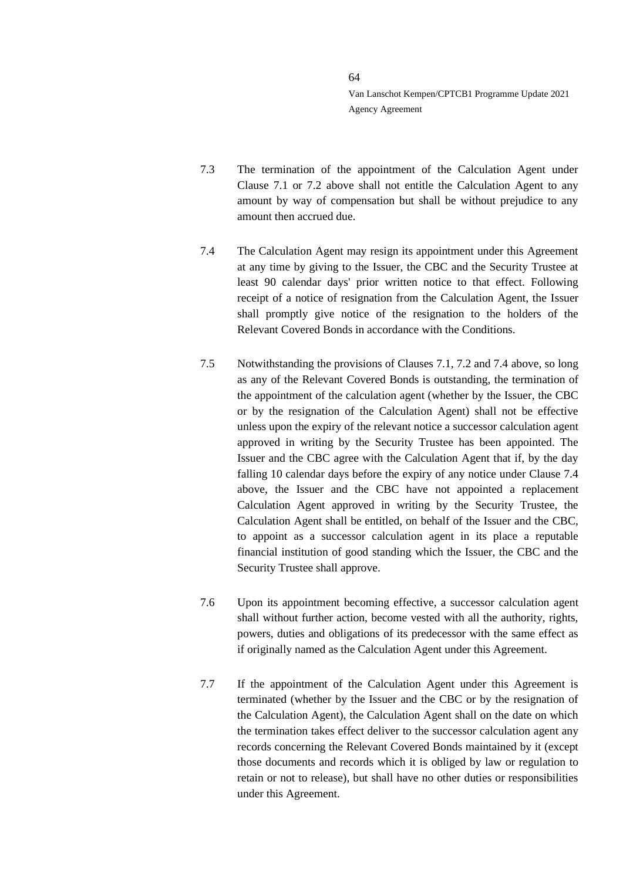7.3 The termination of the appointment of the Calculation Agent under Clause 7.1 or 7.2 above shall not entitle the Calculation Agent to any amount by way of compensation but shall be without prejudice to any amount then accrued due.

7.4 The Calculation Agent may resign its appointment under this Agreement at any time by giving to the Issuer, the CBC and the Security Trustee at least 90 calendar days' prior written notice to that effect. Following receipt of a notice of resignation from the Calculation Agent, the Issuer shall promptly give notice of the resignation to the holders of the Relevant Covered Bonds in accordance with the Conditions.

7.5 Notwithstanding the provisions of Clauses 7.1, 7.2 and 7.4 above, so long as any of the Relevant Covered Bonds is outstanding, the termination of the appointment of the calculation agent (whether by the Issuer, the CBC or by the resignation of the Calculation Agent) shall not be effective unless upon the expiry of the relevant notice a successor calculation agent approved in writing by the Security Trustee has been appointed. The Issuer and the CBC agree with the Calculation Agent that if, by the day falling 10 calendar days before the expiry of any notice under Clause 7.4 above, the Issuer and the CBC have not appointed a replacement Calculation Agent approved in writing by the Security Trustee, the Calculation Agent shall be entitled, on behalf of the Issuer and the CBC, to appoint as a successor calculation agent in its place a reputable financial institution of good standing which the Issuer, the CBC and the Security Trustee shall approve.

7.6 Upon its appointment becoming effective, a successor calculation agent shall without further action, become vested with all the authority, rights, powers, duties and obligations of its predecessor with the same effect as if originally named as the Calculation Agent under this Agreement.

7.7 If the appointment of the Calculation Agent under this Agreement is terminated (whether by the Issuer and the CBC or by the resignation of the Calculation Agent), the Calculation Agent shall on the date on which the termination takes effect deliver to the successor calculation agent any records concerning the Relevant Covered Bonds maintained by it (except those documents and records which it is obliged by law or regulation to retain or not to release), but shall have no other duties or responsibilities under this Agreement.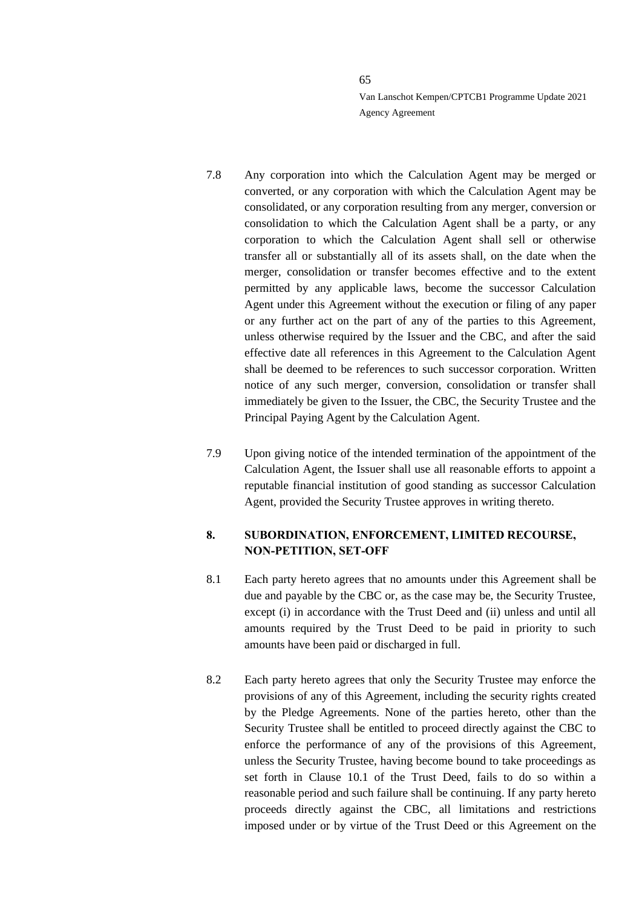7.8 Any corporation into which the Calculation Agent may be merged or converted, or any corporation with which the Calculation Agent may be consolidated, or any corporation resulting from any merger, conversion or consolidation to which the Calculation Agent shall be a party, or any corporation to which the Calculation Agent shall sell or otherwise transfer all or substantially all of its assets shall, on the date when the merger, consolidation or transfer becomes effective and to the extent permitted by any applicable laws, become the successor Calculation Agent under this Agreement without the execution or filing of any paper or any further act on the part of any of the parties to this Agreement, unless otherwise required by the Issuer and the CBC, and after the said effective date all references in this Agreement to the Calculation Agent shall be deemed to be references to such successor corporation. Written notice of any such merger, conversion, consolidation or transfer shall immediately be given to the Issuer, the CBC, the Security Trustee and the Principal Paying Agent by the Calculation Agent.

7.9 Upon giving notice of the intended termination of the appointment of the Calculation Agent, the Issuer shall use all reasonable efforts to appoint a reputable financial institution of good standing as successor Calculation Agent, provided the Security Trustee approves in writing thereto.

## 8. SUBORDINATION, ENFORCEMENT, LIMITED RECOURSE, NON-PETITION, SET-OFF

8.1 Each party hereto agrees that no amounts under this Agreement shall be due and payable by the CBC or, as the case may be, the Security Trustee, except (i) in accordance with the Trust Deed and (ii) unless and until all amounts required by the Trust Deed to be paid in priority to such amounts have been paid or discharged in full.

8.2 Each party hereto agrees that only the Security Trustee may enforce the provisions of any of this Agreement, including the security rights created by the Pledge Agreements. None of the parties hereto, other than the Security Trustee shall be entitled to proceed directly against the CBC to enforce the performance of any of the provisions of this Agreement, unless the Security Trustee, having become bound to take proceedings as set forth in Clause 10.1 of the Trust Deed, fails to do so within a reasonable period and such failure shall be continuing. If any party hereto proceeds directly against the CBC, all limitations and restrictions imposed under or by virtue of the Trust Deed or this Agreement on the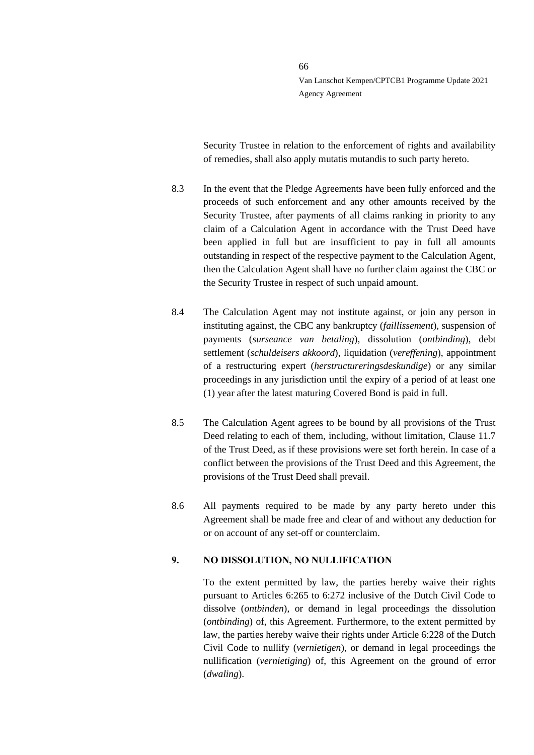Security Trustee in relation to the enforcement of rights and availability of remedies, shall also apply mutatis mutandis to such party hereto.

8.3 In the event that the Pledge Agreements have been fully enforced and the proceeds of such enforcement and any other amounts received by the Security Trustee, after payments of all claims ranking in priority to any claim of a Calculation Agent in accordance with the Trust Deed have been applied in full but are insufficient to pay in full all amounts outstanding in respect of the respective payment to the Calculation Agent, then the Calculation Agent shall have no further claim against the CBC or the Security Trustee in respect of such unpaid amount.

8.4 The Calculation Agent may not institute against, or join any person in instituting against, the CBC any bankruptcy (*faillissement*), suspension of payments (*surseance van betaling*), dissolution (*ontbinding*), debt settlement (*schuldeisers akkoord*), liquidation (*vereffening*), appointment of a restructuring expert (*herstructureringsdeskundige*) or any similar proceedings in any jurisdiction until the expiry of a period of at least one (1) year after the latest maturing Covered Bond is paid in full.

8.5 The Calculation Agent agrees to be bound by all provisions of the Trust Deed relating to each of them, including, without limitation, Clause 11.7 of the Trust Deed, as if these provisions were set forth herein. In case of a conflict between the provisions of the Trust Deed and this Agreement, the provisions of the Trust Deed shall prevail.

8.6 All payments required to be made by any party hereto under this Agreement shall be made free and clear of and without any deduction for or on account of any set-off or counterclaim.

## 9. NO DISSOLUTION, NO NULLIFICATION

To the extent permitted by law, the parties hereby waive their rights pursuant to Articles 6:265 to 6:272 inclusive of the Dutch Civil Code to dissolve (*ontbinden*), or demand in legal proceedings the dissolution (*ontbinding*) of, this Agreement. Furthermore, to the extent permitted by law, the parties hereby waive their rights under Article 6:228 of the Dutch Civil Code to nullify (*vernietigen*), or demand in legal proceedings the nullification (*vernietiging*) of, this Agreement on the ground of error (*dwaling*).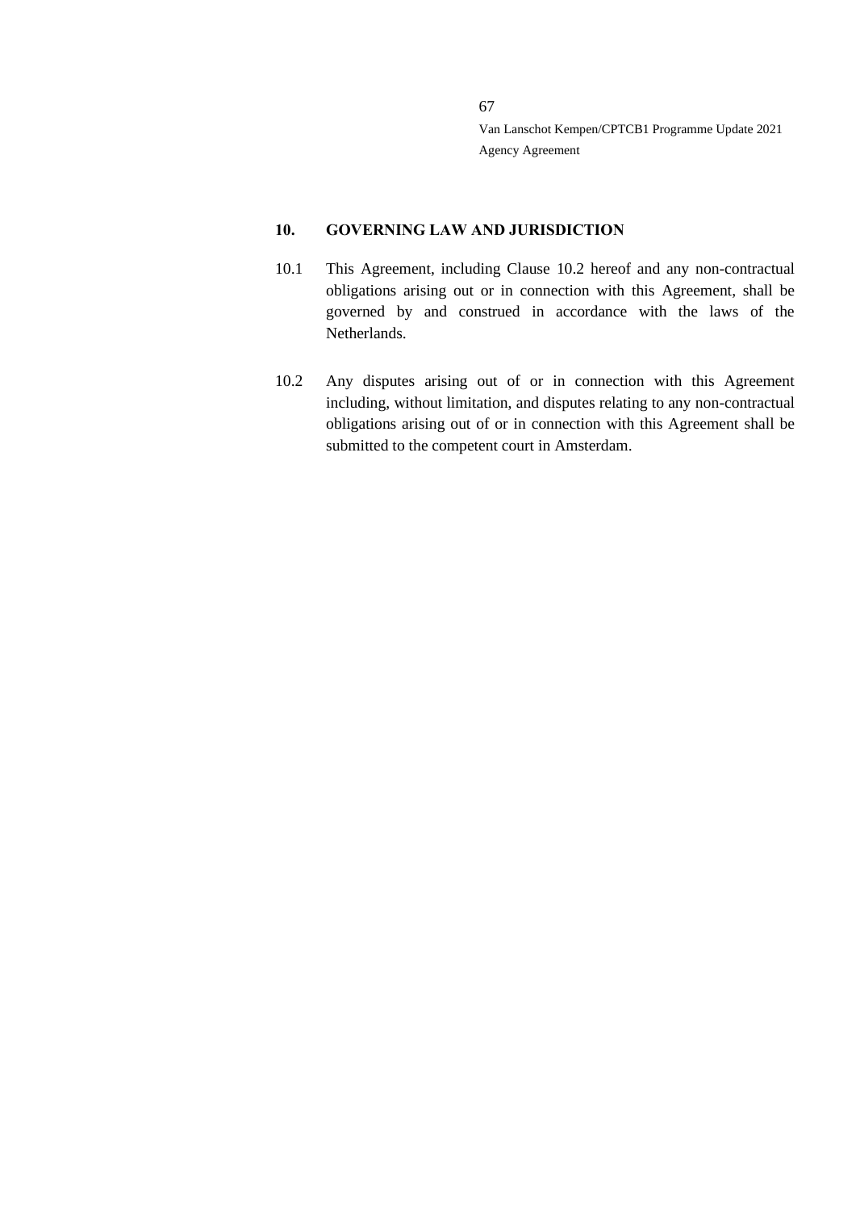## 10. GOVERNING LAW AND JURISDICTION

10.1 This Agreement, including Clause 10.2 hereof and any non-contractual obligations arising out or in connection with this Agreement, shall be governed by and construed in accordance with the laws of the Netherlands.

10.2 Any disputes arising out of or in connection with this Agreement including, without limitation, and disputes relating to any non-contractual obligations arising out of or in connection with this Agreement shall be submitted to the competent court in Amsterdam.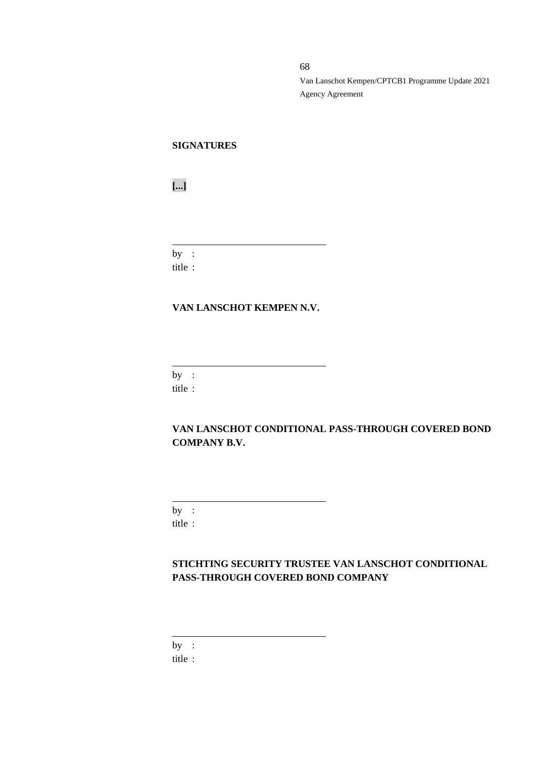**SIGNATURES**

**[...]**

\_\_\_\_\_\_\_\_\_\_\_\_\_\_\_\_\_\_\_\_\_\_\_\_\_\_\_\_\_\_

by :

title :

**VAN LANSCHOT KEMPEN N.V.**

\_\_\_\_\_\_\_\_\_\_\_\_\_\_\_\_\_\_\_\_\_\_\_\_\_\_\_\_\_\_

by :

title :

**VAN LANSCHOT CONDITIONAL PASS-THROUGH COVERED BOND COMPANY B.V.**

\_\_\_\_\_\_\_\_\_\_\_\_\_\_\_\_\_\_\_\_\_\_\_\_\_\_\_\_\_\_

by :

title :

**STICHTING SECURITY TRUSTEE VAN LANSCHOT CONDITIONAL PASS-THROUGH COVERED BOND COMPANY**

\_\_\_\_\_\_\_\_\_\_\_\_\_\_\_\_\_\_\_\_\_\_\_\_\_\_\_\_\_\_

by :

title :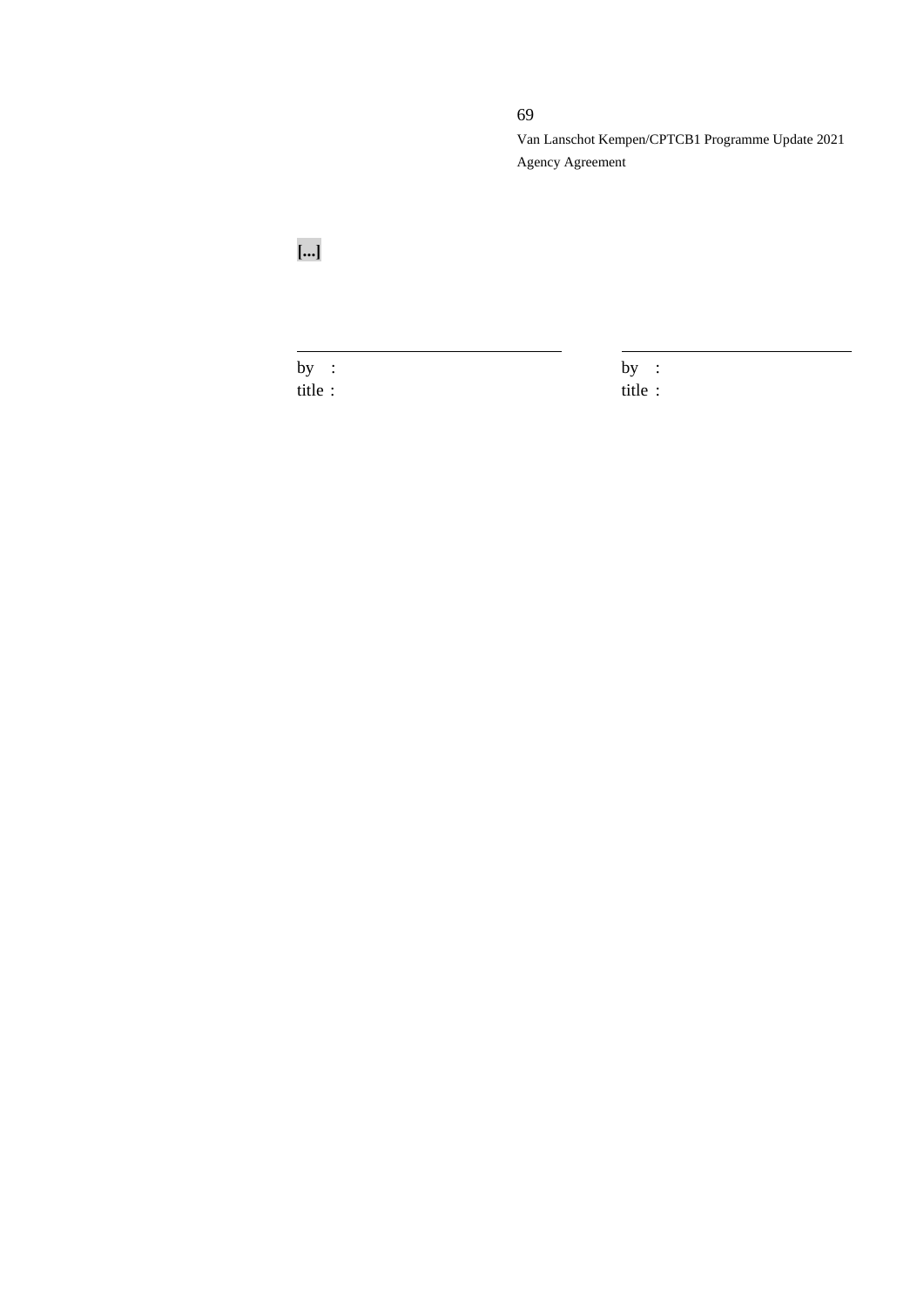**[...]**

| | |
|---|---|
| by : | by : |
| title : | title : |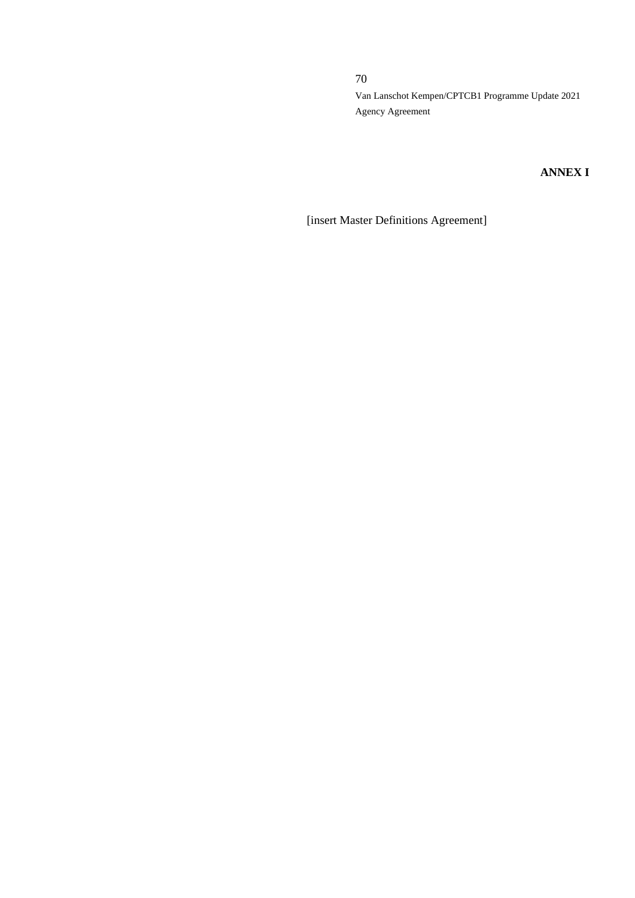**ANNEX I**

[insert Master Definitions Agreement]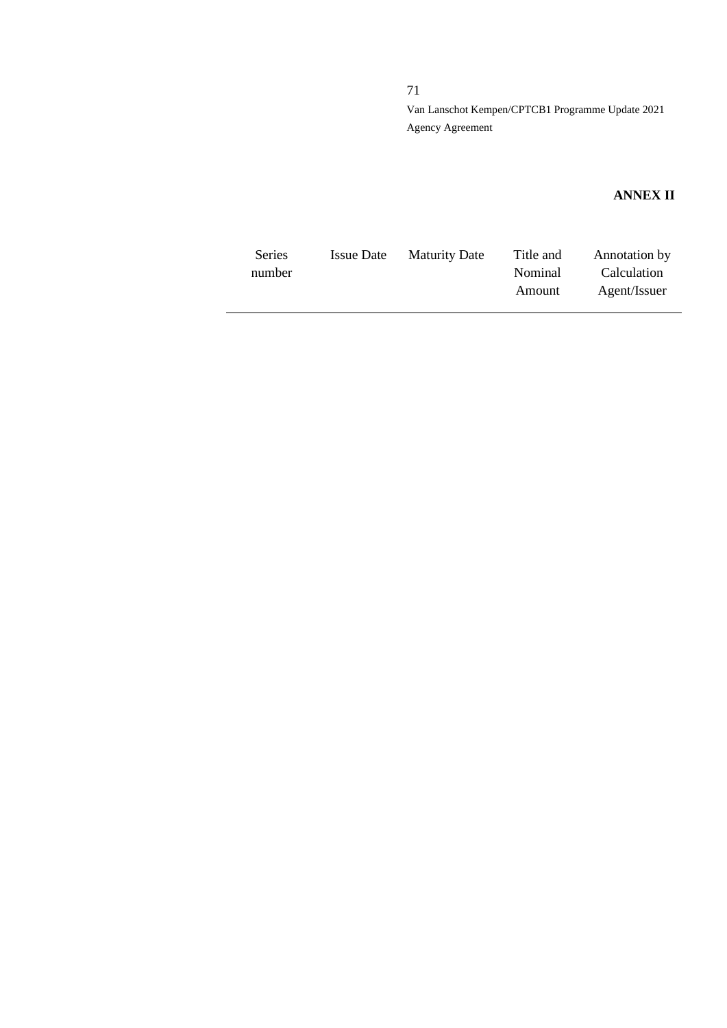**ANNEX II**

| Series number | Issue Date | Maturity Date | Title and Nominal Amount | Annotation by Calculation Agent/Issuer |
| --- | --- | --- | --- | --- |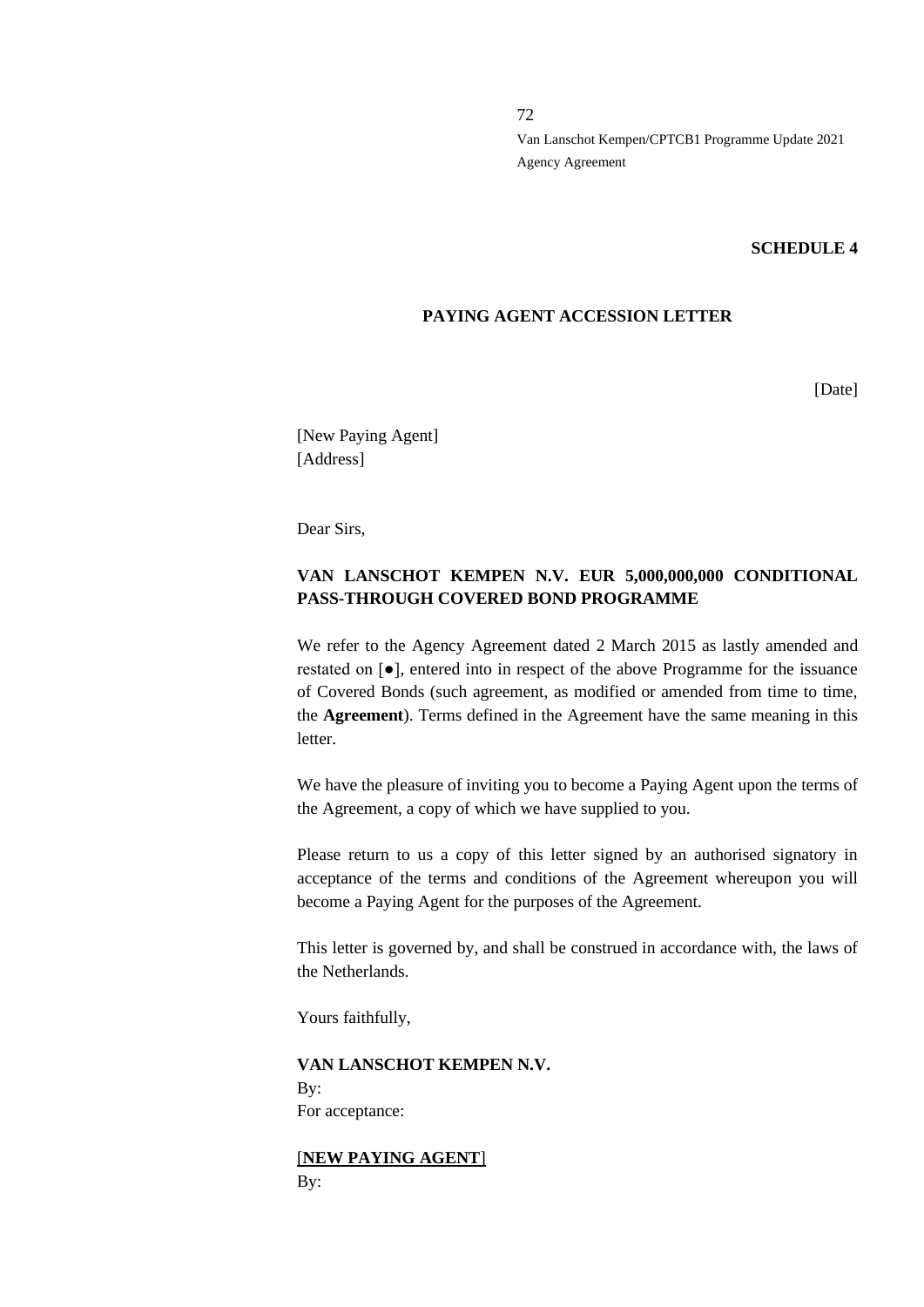**SCHEDULE 4**

**PAYING AGENT ACCESSION LETTER**

[Date]

[New Paying Agent]
[Address]

Dear Sirs,

**VAN LANSCHOT KEMPEN N.V. EUR 5,000,000,000 CONDITIONAL PASS-THROUGH COVERED BOND PROGRAMME**

We refer to the Agency Agreement dated 2 March 2015 as lastly amended and restated on [●], entered into in respect of the above Programme for the issuance of Covered Bonds (such agreement, as modified or amended from time to time, the **Agreement**). Terms defined in the Agreement have the same meaning in this letter.

We have the pleasure of inviting you to become a Paying Agent upon the terms of the Agreement, a copy of which we have supplied to you.

Please return to us a copy of this letter signed by an authorised signatory in acceptance of the terms and conditions of the Agreement whereupon you will become a Paying Agent for the purposes of the Agreement.

This letter is governed by, and shall be construed in accordance with, the laws of the Netherlands.

Yours faithfully,

**VAN LANSCHOT KEMPEN N.V.**
By:
For acceptance:

[**NEW PAYING AGENT**]
By: